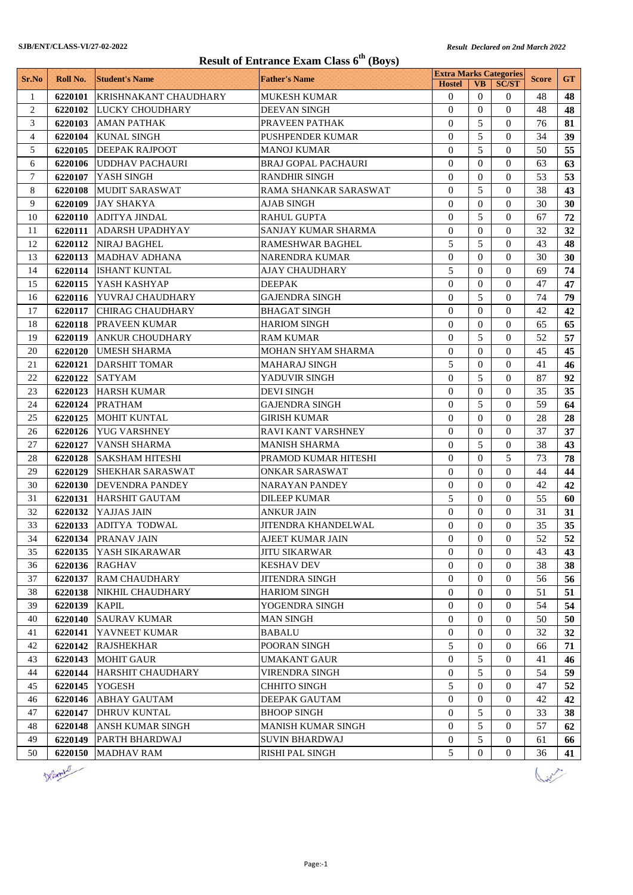SJB/ENT/CLASS-VI/27-02-2022

*Result Declared on 2nd March 2022*

# Result of Entrance Exam Class 6th (Boys)

| Sr.No | Roll No. | Student's Name | Father's Name | Extra Marks Categories | | | Score | GT |
|---|---|---|---|---|---|---|---|---|
| | | | | Hostel | VB | SC/ST | | |
| 1 | **6220101** | KRISHNAKANT CHAUDHARY | MUKESH KUMAR | 0 | 0 | 0 | 48 | **48** |
| 2 | **6220102** | LUCKY CHOUDHARY | DEEVAN SINGH | 0 | 0 | 0 | 48 | **48** |
| 3 | **6220103** | AMAN PATHAK | PRAVEEN PATHAK | 0 | 5 | 0 | 76 | **81** |
| 4 | **6220104** | KUNAL SINGH | PUSHPENDER KUMAR | 0 | 5 | 0 | 34 | **39** |
| 5 | **6220105** | DEEPAK RAJPOOT | MANOJ KUMAR | 0 | 5 | 0 | 50 | **55** |
| 6 | **6220106** | UDDHAV PACHAURI | BRAJ GOPAL PACHAURI | 0 | 0 | 0 | 63 | **63** |
| 7 | **6220107** | YASH SINGH | RANDHIR SINGH | 0 | 0 | 0 | 53 | **53** |
| 8 | **6220108** | MUDIT SARASWAT | RAMA SHANKAR SARASWAT | 0 | 5 | 0 | 38 | **43** |
| 9 | **6220109** | JAY SHAKYA | AJAB SINGH | 0 | 0 | 0 | 30 | **30** |
| 10 | **6220110** | ADITYA JINDAL | RAHUL GUPTA | 0 | 5 | 0 | 67 | **72** |
| 11 | **6220111** | ADARSH UPADHYAY | SANJAY KUMAR SHARMA | 0 | 0 | 0 | 32 | **32** |
| 12 | **6220112** | NIRAJ BAGHEL | RAMESHWAR BAGHEL | 5 | 5 | 0 | 43 | **48** |
| 13 | **6220113** | MADHAV ADHANA | NARENDRA KUMAR | 0 | 0 | 0 | 30 | **30** |
| 14 | **6220114** | ISHANT KUNTAL | AJAY CHAUDHARY | 5 | 0 | 0 | 69 | **74** |
| 15 | **6220115** | YASH KASHYAP | DEEPAK | 0 | 0 | 0 | 47 | **47** |
| 16 | **6220116** | YUVRAJ CHAUDHARY | GAJENDRA SINGH | 0 | 5 | 0 | 74 | **79** |
| 17 | **6220117** | CHIRAG CHAUDHARY | BHAGAT SINGH | 0 | 0 | 0 | 42 | **42** |
| 18 | **6220118** | PRAVEEN KUMAR | HARIOM SINGH | 0 | 0 | 0 | 65 | **65** |
| 19 | **6220119** | ANKUR CHOUDHARY | RAM KUMAR | 0 | 5 | 0 | 52 | **57** |
| 20 | **6220120** | UMESH SHARMA | MOHAN SHYAM SHARMA | 0 | 0 | 0 | 45 | **45** |
| 21 | **6220121** | DARSHIT TOMAR | MAHARAJ SINGH | 5 | 0 | 0 | 41 | **46** |
| 22 | **6220122** | SATYAM | YADUVIR SINGH | 0 | 5 | 0 | 87 | **92** |
| 23 | **6220123** | HARSH KUMAR | DEVI SINGH | 0 | 0 | 0 | 35 | **35** |
| 24 | **6220124** | PRATHAM | GAJENDRA SINGH | 0 | 5 | 0 | 59 | **64** |
| 25 | **6220125** | MOHIT KUNTAL | GIRISH KUMAR | 0 | 0 | 0 | 28 | **28** |
| 26 | **6220126** | YUG VARSHNEY | RAVI KANT VARSHNEY | 0 | 0 | 0 | 37 | **37** |
| 27 | **6220127** | VANSH SHARMA | MANISH SHARMA | 0 | 5 | 0 | 38 | **43** |
| 28 | **6220128** | SAKSHAM HITESHI | PRAMOD KUMAR HITESHI | 0 | 0 | 5 | 73 | **78** |
| 29 | **6220129** | SHEKHAR SARASWAT | ONKAR SARASWAT | 0 | 0 | 0 | 44 | **44** |
| 30 | **6220130** | DEVENDRA PANDEY | NARAYAN PANDEY | 0 | 0 | 0 | 42 | **42** |
| 31 | **6220131** | HARSHIT GAUTAM | DILEEP KUMAR | 5 | 0 | 0 | 55 | **60** |
| 32 | **6220132** | YAJJAS JAIN | ANKUR JAIN | 0 | 0 | 0 | 31 | **31** |
| 33 | **6220133** | ADITYA TODWAL | JITENDRA KHANDELWAL | 0 | 0 | 0 | 35 | **35** |
| 34 | **6220134** | PRANAV JAIN | AJEET KUMAR JAIN | 0 | 0 | 0 | 52 | **52** |
| 35 | **6220135** | YASH SIKARAWAR | JITU SIKARWAR | 0 | 0 | 0 | 43 | **43** |
| 36 | **6220136** | RAGHAV | KESHAV DEV | 0 | 0 | 0 | 38 | **38** |
| 37 | **6220137** | RAM CHAUDHARY | JITENDRA SINGH | 0 | 0 | 0 | 56 | **56** |
| 38 | **6220138** | NIKHIL CHAUDHARY | HARIOM SINGH | 0 | 0 | 0 | 51 | **51** |
| 39 | **6220139** | KAPIL | YOGENDRA SINGH | 0 | 0 | 0 | 54 | **54** |
| 40 | **6220140** | SAURAV KUMAR | MAN SINGH | 0 | 0 | 0 | 50 | **50** |
| 41 | **6220141** | YAVNEET KUMAR | BABALU | 0 | 0 | 0 | 32 | **32** |
| 42 | **6220142** | RAJSHEKHAR | POORAN SINGH | 5 | 0 | 0 | 66 | **71** |
| 43 | **6220143** | MOHIT GAUR | UMAKANT GAUR | 0 | 5 | 0 | 41 | **46** |
| 44 | **6220144** | HARSHIT CHAUDHARY | VIRENDRA SINGH | 0 | 5 | 0 | 54 | **59** |
| 45 | **6220145** | YOGESH | CHHITO SINGH | 5 | 0 | 0 | 47 | **52** |
| 46 | **6220146** | ABHAY GAUTAM | DEEPAK GAUTAM | 0 | 0 | 0 | 42 | **42** |
| 47 | **6220147** | DHRUV KUNTAL | BHOOP SINGH | 0 | 5 | 0 | 33 | **38** |
| 48 | **6220148** | ANSH KUMAR SINGH | MANISH KUMAR SINGH | 0 | 5 | 0 | 57 | **62** |
| 49 | **6220149** | PARTH BHARDWAJ | SUVIN BHARDWAJ | 0 | 5 | 0 | 61 | **66** |
| 50 | **6220150** | MADHAV RAM | RISHI PAL SINGH | 5 | 0 | 0 | 36 | **41** |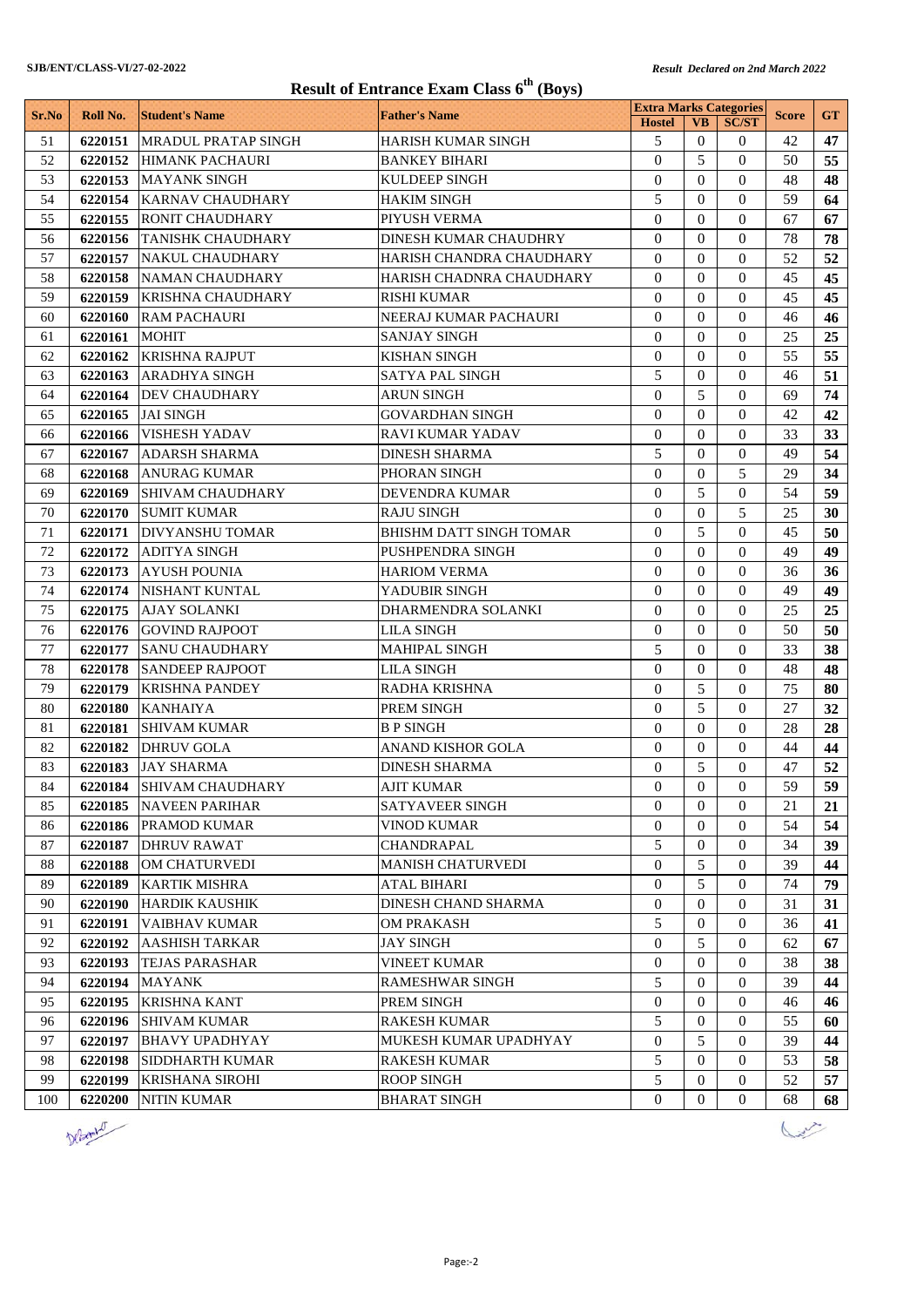SJB/ENT/CLASS-VI/27-02-2022

*Result Declared on 2nd March 2022*

# Result of Entrance Exam Class 6th (Boys)

| Sr.No | Roll No. | Student's Name | Father's Name | Extra Marks Categories | | | Score | GT |
|---|---|---|---|---|---|---|---|---|
| | | | | Hostel | VB | SC/ST | | |
| 51 | **6220151** | MRADUL PRATAP SINGH | HARISH KUMAR SINGH | 5 | 0 | 0 | 42 | **47** |
| 52 | **6220152** | HIMANK PACHAURI | BANKEY BIHARI | 0 | 5 | 0 | 50 | **55** |
| 53 | **6220153** | MAYANK SINGH | KULDEEP SINGH | 0 | 0 | 0 | 48 | **48** |
| 54 | **6220154** | KARNAV CHAUDHARY | HAKIM SINGH | 5 | 0 | 0 | 59 | **64** |
| 55 | **6220155** | RONIT CHAUDHARY | PIYUSH VERMA | 0 | 0 | 0 | 67 | **67** |
| 56 | **6220156** | TANISHK CHAUDHARY | DINESH KUMAR CHAUDHRY | 0 | 0 | 0 | 78 | **78** |
| 57 | **6220157** | NAKUL CHAUDHARY | HARISH CHANDRA CHAUDHARY | 0 | 0 | 0 | 52 | **52** |
| 58 | **6220158** | NAMAN CHAUDHARY | HARISH CHADNRA CHAUDHARY | 0 | 0 | 0 | 45 | **45** |
| 59 | **6220159** | KRISHNA CHAUDHARY | RISHI KUMAR | 0 | 0 | 0 | 45 | **45** |
| 60 | **6220160** | RAM PACHAURI | NEERAJ KUMAR PACHAURI | 0 | 0 | 0 | 46 | **46** |
| 61 | **6220161** | MOHIT | SANJAY SINGH | 0 | 0 | 0 | 25 | **25** |
| 62 | **6220162** | KRISHNA RAJPUT | KISHAN SINGH | 0 | 0 | 0 | 55 | **55** |
| 63 | **6220163** | ARADHYA SINGH | SATYA PAL SINGH | 5 | 0 | 0 | 46 | **51** |
| 64 | **6220164** | DEV CHAUDHARY | ARUN SINGH | 0 | 5 | 0 | 69 | **74** |
| 65 | **6220165** | JAI SINGH | GOVARDHAN SINGH | 0 | 0 | 0 | 42 | **42** |
| 66 | **6220166** | VISHESH YADAV | RAVI KUMAR YADAV | 0 | 0 | 0 | 33 | **33** |
| 67 | **6220167** | ADARSH SHARMA | DINESH SHARMA | 5 | 0 | 0 | 49 | **54** |
| 68 | **6220168** | ANURAG KUMAR | PHORAN SINGH | 0 | 0 | 5 | 29 | **34** |
| 69 | **6220169** | SHIVAM CHAUDHARY | DEVENDRA KUMAR | 0 | 5 | 0 | 54 | **59** |
| 70 | **6220170** | SUMIT KUMAR | RAJU SINGH | 0 | 0 | 5 | 25 | **30** |
| 71 | **6220171** | DIVYANSHU TOMAR | BHISHM DATT SINGH TOMAR | 0 | 5 | 0 | 45 | **50** |
| 72 | **6220172** | ADITYA SINGH | PUSHPENDRA SINGH | 0 | 0 | 0 | 49 | **49** |
| 73 | **6220173** | AYUSH POUNIA | HARIOM VERMA | 0 | 0 | 0 | 36 | **36** |
| 74 | **6220174** | NISHANT KUNTAL | YADUBIR SINGH | 0 | 0 | 0 | 49 | **49** |
| 75 | **6220175** | AJAY SOLANKI | DHARMENDRA SOLANKI | 0 | 0 | 0 | 25 | **25** |
| 76 | **6220176** | GOVIND RAJPOOT | LILA SINGH | 0 | 0 | 0 | 50 | **50** |
| 77 | **6220177** | SANU CHAUDHARY | MAHIPAL SINGH | 5 | 0 | 0 | 33 | **38** |
| 78 | **6220178** | SANDEEP RAJPOOT | LILA SINGH | 0 | 0 | 0 | 48 | **48** |
| 79 | **6220179** | KRISHNA PANDEY | RADHA KRISHNA | 0 | 5 | 0 | 75 | **80** |
| 80 | **6220180** | KANHAIYA | PREM SINGH | 0 | 5 | 0 | 27 | **32** |
| 81 | **6220181** | SHIVAM KUMAR | B P SINGH | 0 | 0 | 0 | 28 | **28** |
| 82 | **6220182** | DHRUV GOLA | ANAND KISHOR GOLA | 0 | 0 | 0 | 44 | **44** |
| 83 | **6220183** | JAY SHARMA | DINESH SHARMA | 0 | 5 | 0 | 47 | **52** |
| 84 | **6220184** | SHIVAM CHAUDHARY | AJIT KUMAR | 0 | 0 | 0 | 59 | **59** |
| 85 | **6220185** | NAVEEN PARIHAR | SATYAVEER SINGH | 0 | 0 | 0 | 21 | **21** |
| 86 | **6220186** | PRAMOD KUMAR | VINOD KUMAR | 0 | 0 | 0 | 54 | **54** |
| 87 | **6220187** | DHRUV RAWAT | CHANDRAPAL | 5 | 0 | 0 | 34 | **39** |
| 88 | **6220188** | OM CHATURVEDI | MANISH CHATURVEDI | 0 | 5 | 0 | 39 | **44** |
| 89 | **6220189** | KARTIK MISHRA | ATAL BIHARI | 0 | 5 | 0 | 74 | **79** |
| 90 | **6220190** | HARDIK KAUSHIK | DINESH CHAND SHARMA | 0 | 0 | 0 | 31 | **31** |
| 91 | **6220191** | VAIBHAV KUMAR | OM PRAKASH | 5 | 0 | 0 | 36 | **41** |
| 92 | **6220192** | AASHISH TARKAR | JAY SINGH | 0 | 5 | 0 | 62 | **67** |
| 93 | **6220193** | TEJAS PARASHAR | VINEET KUMAR | 0 | 0 | 0 | 38 | **38** |
| 94 | **6220194** | MAYANK | RAMESHWAR SINGH | 5 | 0 | 0 | 39 | **44** |
| 95 | **6220195** | KRISHNA KANT | PREM SINGH | 0 | 0 | 0 | 46 | **46** |
| 96 | **6220196** | SHIVAM KUMAR | RAKESH KUMAR | 5 | 0 | 0 | 55 | **60** |
| 97 | **6220197** | BHAVY UPADHYAY | MUKESH KUMAR UPADHYAY | 0 | 5 | 0 | 39 | **44** |
| 98 | **6220198** | SIDDHARTH KUMAR | RAKESH KUMAR | 5 | 0 | 0 | 53 | **58** |
| 99 | **6220199** | KRISHANA SIROHI | ROOP SINGH | 5 | 0 | 0 | 52 | **57** |
| 100 | **6220200** | NITIN KUMAR | BHARAT SINGH | 0 | 0 | 0 | 68 | **68** |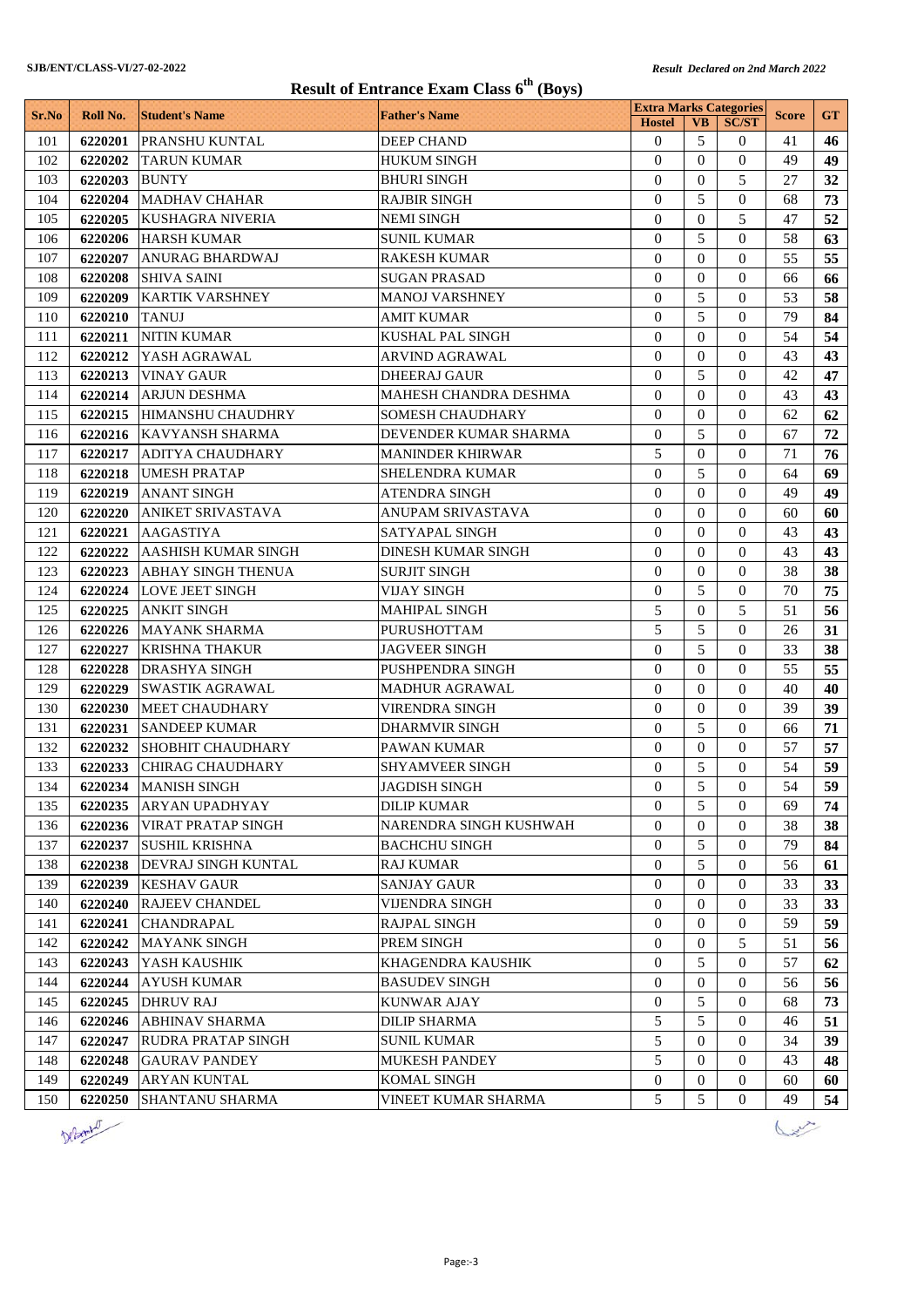SJB/ENT/CLASS-VI/27-02-2022

*Result Declared on 2nd March 2022*

## Result of Entrance Exam Class 6th (Boys)

| Sr.No | Roll No. | Student's Name | Father's Name | Extra Marks Categories | | | Score | GT |
|---|---|---|---|---|---|---|---|---|
| | | | | Hostel | VB | SC/ST | | |
| 101 | **6220201** | PRANSHU KUNTAL | DEEP CHAND | 0 | 5 | 0 | 41 | **46** |
| 102 | **6220202** | TARUN KUMAR | HUKUM SINGH | 0 | 0 | 0 | 49 | **49** |
| 103 | **6220203** | BUNTY | BHURI SINGH | 0 | 0 | 5 | 27 | **32** |
| 104 | **6220204** | MADHAV CHAHAR | RAJBIR SINGH | 0 | 5 | 0 | 68 | **73** |
| 105 | **6220205** | KUSHAGRA NIVERIA | NEMI SINGH | 0 | 0 | 5 | 47 | **52** |
| 106 | **6220206** | HARSH KUMAR | SUNIL KUMAR | 0 | 5 | 0 | 58 | **63** |
| 107 | **6220207** | ANURAG BHARDWAJ | RAKESH KUMAR | 0 | 0 | 0 | 55 | **55** |
| 108 | **6220208** | SHIVA SAINI | SUGAN PRASAD | 0 | 0 | 0 | 66 | **66** |
| 109 | **6220209** | KARTIK VARSHNEY | MANOJ VARSHNEY | 0 | 5 | 0 | 53 | **58** |
| 110 | **6220210** | TANUJ | AMIT KUMAR | 0 | 5 | 0 | 79 | **84** |
| 111 | **6220211** | NITIN KUMAR | KUSHAL PAL SINGH | 0 | 0 | 0 | 54 | **54** |
| 112 | **6220212** | YASH AGRAWAL | ARVIND AGRAWAL | 0 | 0 | 0 | 43 | **43** |
| 113 | **6220213** | VINAY GAUR | DHEERAJ GAUR | 0 | 5 | 0 | 42 | **47** |
| 114 | **6220214** | ARJUN DESHMA | MAHESH CHANDRA DESHMA | 0 | 0 | 0 | 43 | **43** |
| 115 | **6220215** | HIMANSHU CHAUDHRY | SOMESH CHAUDHARY | 0 | 0 | 0 | 62 | **62** |
| 116 | **6220216** | KAVYANSH SHARMA | DEVENDER KUMAR SHARMA | 0 | 5 | 0 | 67 | **72** |
| 117 | **6220217** | ADITYA CHAUDHARY | MANINDER KHIRWAR | 5 | 0 | 0 | 71 | **76** |
| 118 | **6220218** | UMESH PRATAP | SHELENDRA KUMAR | 0 | 5 | 0 | 64 | **69** |
| 119 | **6220219** | ANANT SINGH | ATENDRA SINGH | 0 | 0 | 0 | 49 | **49** |
| 120 | **6220220** | ANIKET SRIVASTAVA | ANUPAM SRIVASTAVA | 0 | 0 | 0 | 60 | **60** |
| 121 | **6220221** | AAGASTIYA | SATYAPAL SINGH | 0 | 0 | 0 | 43 | **43** |
| 122 | **6220222** | AASHISH KUMAR SINGH | DINESH KUMAR SINGH | 0 | 0 | 0 | 43 | **43** |
| 123 | **6220223** | ABHAY SINGH THENUA | SURJIT SINGH | 0 | 0 | 0 | 38 | **38** |
| 124 | **6220224** | LOVE JEET SINGH | VIJAY SINGH | 0 | 5 | 0 | 70 | **75** |
| 125 | **6220225** | ANKIT SINGH | MAHIPAL SINGH | 5 | 0 | 5 | 51 | **56** |
| 126 | **6220226** | MAYANK SHARMA | PURUSHOTTAM | 5 | 5 | 0 | 26 | **31** |
| 127 | **6220227** | KRISHNA THAKUR | JAGVEER SINGH | 0 | 5 | 0 | 33 | **38** |
| 128 | **6220228** | DRASHYA SINGH | PUSHPENDRA SINGH | 0 | 0 | 0 | 55 | **55** |
| 129 | **6220229** | SWASTIK AGRAWAL | MADHUR AGRAWAL | 0 | 0 | 0 | 40 | **40** |
| 130 | **6220230** | MEET CHAUDHARY | VIRENDRA SINGH | 0 | 0 | 0 | 39 | **39** |
| 131 | **6220231** | SANDEEP KUMAR | DHARMVIR SINGH | 0 | 5 | 0 | 66 | **71** |
| 132 | **6220232** | SHOBHIT CHAUDHARY | PAWAN KUMAR | 0 | 0 | 0 | 57 | **57** |
| 133 | **6220233** | CHIRAG CHAUDHARY | SHYAMVEER SINGH | 0 | 5 | 0 | 54 | **59** |
| 134 | **6220234** | MANISH SINGH | JAGDISH SINGH | 0 | 5 | 0 | 54 | **59** |
| 135 | **6220235** | ARYAN UPADHYAY | DILIP KUMAR | 0 | 5 | 0 | 69 | **74** |
| 136 | **6220236** | VIRAT PRATAP SINGH | NARENDRA SINGH KUSHWAH | 0 | 0 | 0 | 38 | **38** |
| 137 | **6220237** | SUSHIL KRISHNA | BACHCHU SINGH | 0 | 5 | 0 | 79 | **84** |
| 138 | **6220238** | DEVRAJ SINGH KUNTAL | RAJ KUMAR | 0 | 5 | 0 | 56 | **61** |
| 139 | **6220239** | KESHAV GAUR | SANJAY GAUR | 0 | 0 | 0 | 33 | **33** |
| 140 | **6220240** | RAJEEV CHANDEL | VIJENDRA SINGH | 0 | 0 | 0 | 33 | **33** |
| 141 | **6220241** | CHANDRAPAL | RAJPAL SINGH | 0 | 0 | 0 | 59 | **59** |
| 142 | **6220242** | MAYANK SINGH | PREM SINGH | 0 | 0 | 5 | 51 | **56** |
| 143 | **6220243** | YASH KAUSHIK | KHAGENDRA KAUSHIK | 0 | 5 | 0 | 57 | **62** |
| 144 | **6220244** | AYUSH KUMAR | BASUDEV SINGH | 0 | 0 | 0 | 56 | **56** |
| 145 | **6220245** | DHRUV RAJ | KUNWAR AJAY | 0 | 5 | 0 | 68 | **73** |
| 146 | **6220246** | ABHINAV SHARMA | DILIP SHARMA | 5 | 5 | 0 | 46 | **51** |
| 147 | **6220247** | RUDRA PRATAP SINGH | SUNIL KUMAR | 5 | 0 | 0 | 34 | **39** |
| 148 | **6220248** | GAURAV PANDEY | MUKESH PANDEY | 5 | 0 | 0 | 43 | **48** |
| 149 | **6220249** | ARYAN KUNTAL | KOMAL SINGH | 0 | 0 | 0 | 60 | **60** |
| 150 | **6220250** | SHANTANU SHARMA | VINEET KUMAR SHARMA | 5 | 5 | 0 | 49 | **54** |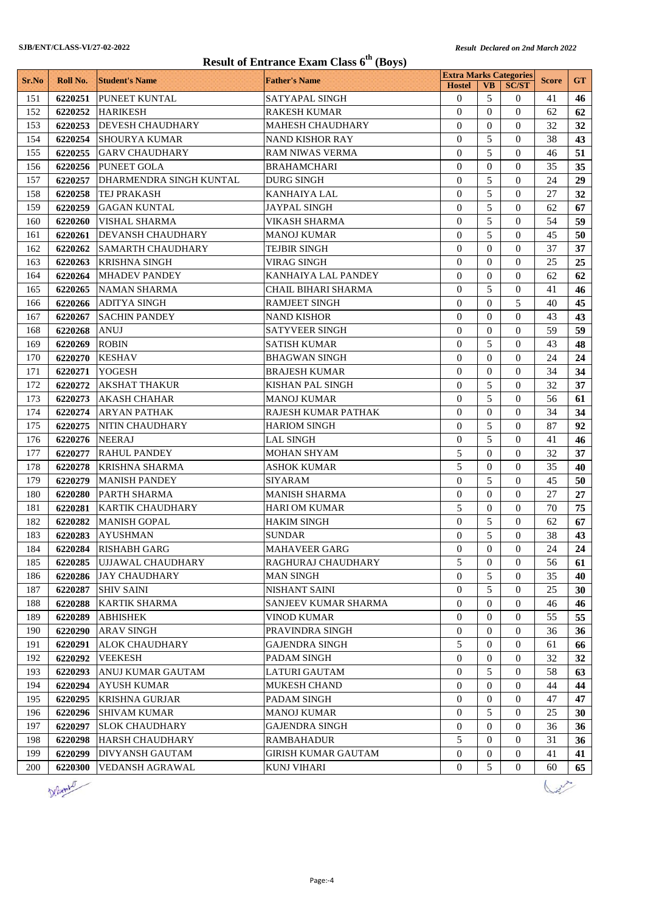SJB/ENT/CLASS-VI/27-02-2022

*Result Declared on 2nd March 2022*

# Result of Entrance Exam Class 6th (Boys)

| Sr.No | Roll No. | Student's Name | Father's Name | Extra Marks Categories | | | Score | GT |
|---|---|---|---|---|---|---|---|---|
| | | | | Hostel | VB | SC/ST | | |
| 151 | 6220251 | PUNEET KUNTAL | SATYAPAL SINGH | 0 | 5 | 0 | 41 | 46 |
| 152 | 6220252 | HARIKESH | RAKESH KUMAR | 0 | 0 | 0 | 62 | 62 |
| 153 | 6220253 | DEVESH CHAUDHARY | MAHESH CHAUDHARY | 0 | 0 | 0 | 32 | 32 |
| 154 | 6220254 | SHOURYA KUMAR | NAND KISHOR RAY | 0 | 5 | 0 | 38 | 43 |
| 155 | 6220255 | GARV CHAUDHARY | RAM NIWAS VERMA | 0 | 5 | 0 | 46 | 51 |
| 156 | 6220256 | PUNEET GOLA | BRAHAMCHARI | 0 | 0 | 0 | 35 | 35 |
| 157 | 6220257 | DHARMENDRA SINGH KUNTAL | DURG SINGH | 0 | 5 | 0 | 24 | 29 |
| 158 | 6220258 | TEJ PRAKASH | KANHAIYA LAL | 0 | 5 | 0 | 27 | 32 |
| 159 | 6220259 | GAGAN KUNTAL | JAYPAL SINGH | 0 | 5 | 0 | 62 | 67 |
| 160 | 6220260 | VISHAL SHARMA | VIKASH SHARMA | 0 | 5 | 0 | 54 | 59 |
| 161 | 6220261 | DEVANSH CHAUDHARY | MANOJ KUMAR | 0 | 5 | 0 | 45 | 50 |
| 162 | 6220262 | SAMARTH CHAUDHARY | TEJBIR SINGH | 0 | 0 | 0 | 37 | 37 |
| 163 | 6220263 | KRISHNA SINGH | VIRAG SINGH | 0 | 0 | 0 | 25 | 25 |
| 164 | 6220264 | MHADEV PANDEY | KANHAIYA LAL PANDEY | 0 | 0 | 0 | 62 | 62 |
| 165 | 6220265 | NAMAN SHARMA | CHAIL BIHARI SHARMA | 0 | 5 | 0 | 41 | 46 |
| 166 | 6220266 | ADITYA SINGH | RAMJEET SINGH | 0 | 0 | 5 | 40 | 45 |
| 167 | 6220267 | SACHIN PANDEY | NAND KISHOR | 0 | 0 | 0 | 43 | 43 |
| 168 | 6220268 | ANUJ | SATYVEER SINGH | 0 | 0 | 0 | 59 | 59 |
| 169 | 6220269 | ROBIN | SATISH KUMAR | 0 | 5 | 0 | 43 | 48 |
| 170 | 6220270 | KESHAV | BHAGWAN SINGH | 0 | 0 | 0 | 24 | 24 |
| 171 | 6220271 | YOGESH | BRAJESH KUMAR | 0 | 0 | 0 | 34 | 34 |
| 172 | 6220272 | AKSHAT THAKUR | KISHAN PAL SINGH | 0 | 5 | 0 | 32 | 37 |
| 173 | 6220273 | AKASH CHAHAR | MANOJ KUMAR | 0 | 5 | 0 | 56 | 61 |
| 174 | 6220274 | ARYAN PATHAK | RAJESH KUMAR PATHAK | 0 | 0 | 0 | 34 | 34 |
| 175 | 6220275 | NITIN CHAUDHARY | HARIOM SINGH | 0 | 5 | 0 | 87 | 92 |
| 176 | 6220276 | NEERAJ | LAL SINGH | 0 | 5 | 0 | 41 | 46 |
| 177 | 6220277 | RAHUL PANDEY | MOHAN SHYAM | 5 | 0 | 0 | 32 | 37 |
| 178 | 6220278 | KRISHNA SHARMA | ASHOK KUMAR | 5 | 0 | 0 | 35 | 40 |
| 179 | 6220279 | MANISH PANDEY | SIYARAM | 0 | 5 | 0 | 45 | 50 |
| 180 | 6220280 | PARTH SHARMA | MANISH SHARMA | 0 | 0 | 0 | 27 | 27 |
| 181 | 6220281 | KARTIK CHAUDHARY | HARI OM KUMAR | 5 | 0 | 0 | 70 | 75 |
| 182 | 6220282 | MANISH GOPAL | HAKIM SINGH | 0 | 5 | 0 | 62 | 67 |
| 183 | 6220283 | AYUSHMAN | SUNDAR | 0 | 5 | 0 | 38 | 43 |
| 184 | 6220284 | RISHABH GARG | MAHAVEER GARG | 0 | 0 | 0 | 24 | 24 |
| 185 | 6220285 | UJJAWAL CHAUDHARY | RAGHURAJ CHAUDHARY | 5 | 0 | 0 | 56 | 61 |
| 186 | 6220286 | JAY CHAUDHARY | MAN SINGH | 0 | 5 | 0 | 35 | 40 |
| 187 | 6220287 | SHIV SAINI | NISHANT SAINI | 0 | 5 | 0 | 25 | 30 |
| 188 | 6220288 | KARTIK SHARMA | SANJEEV KUMAR SHARMA | 0 | 0 | 0 | 46 | 46 |
| 189 | 6220289 | ABHISHEK | VINOD KUMAR | 0 | 0 | 0 | 55 | 55 |
| 190 | 6220290 | ARAV SINGH | PRAVINDRA SINGH | 0 | 0 | 0 | 36 | 36 |
| 191 | 6220291 | ALOK CHAUDHARY | GAJENDRA SINGH | 5 | 0 | 0 | 61 | 66 |
| 192 | 6220292 | VEEKESH | PADAM SINGH | 0 | 0 | 0 | 32 | 32 |
| 193 | 6220293 | ANUJ KUMAR GAUTAM | LATURI GAUTAM | 0 | 5 | 0 | 58 | 63 |
| 194 | 6220294 | AYUSH KUMAR | MUKESH CHAND | 0 | 0 | 0 | 44 | 44 |
| 195 | 6220295 | KRISHNA GURJAR | PADAM SINGH | 0 | 0 | 0 | 47 | 47 |
| 196 | 6220296 | SHIVAM KUMAR | MANOJ KUMAR | 0 | 5 | 0 | 25 | 30 |
| 197 | 6220297 | SLOK CHAUDHARY | GAJENDRA SINGH | 0 | 0 | 0 | 36 | 36 |
| 198 | 6220298 | HARSH CHAUDHARY | RAMBAHADUR | 5 | 0 | 0 | 31 | 36 |
| 199 | 6220299 | DIVYANSH GAUTAM | GIRISH KUMAR GAUTAM | 0 | 0 | 0 | 41 | 41 |
| 200 | 6220300 | VEDANSH AGRAWAL | KUNJ VIHARI | 0 | 5 | 0 | 60 | 65 |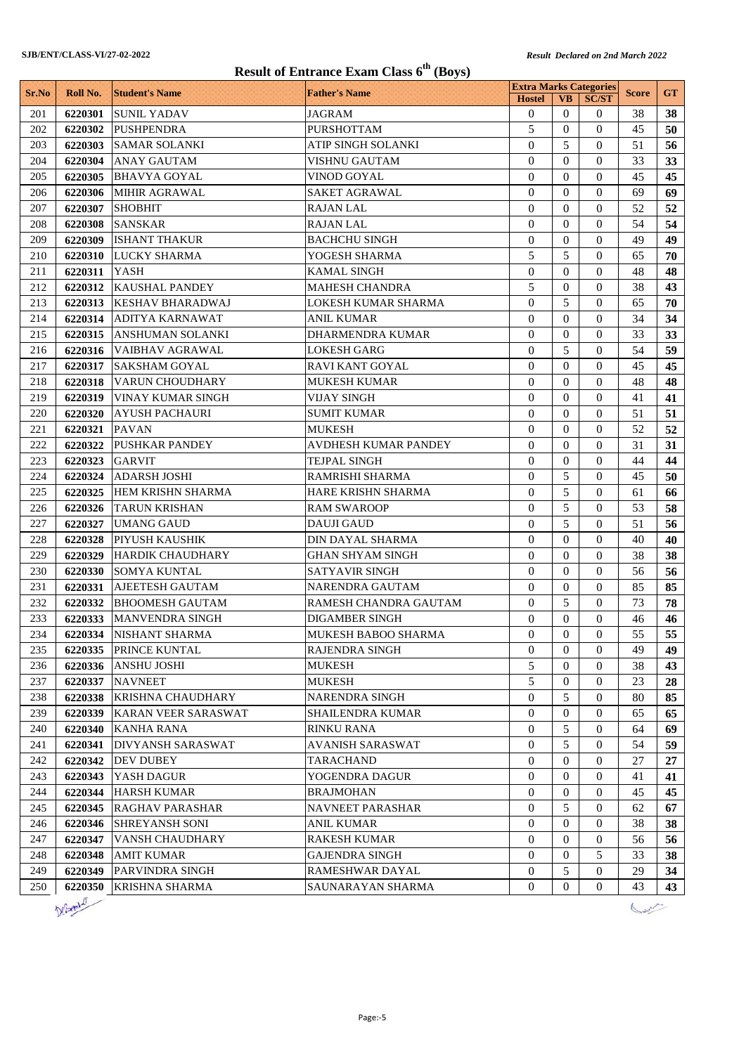SJB/ENT/CLASS-VI/27-02-2022 *Result Declared on 2nd March 2022*

# Result of Entrance Exam Class 6th (Boys)

| Sr.No | Roll No. | Student's Name | Father's Name | Extra Marks Categories | | | Score | GT |
|---|---|---|---|---|---|---|---|---|
| | | | | Hostel | VB | SC/ST | | |
| 201 | 6220301 | SUNIL YADAV | JAGRAM | 0 | 0 | 0 | 38 | 38 |
| 202 | 6220302 | PUSHPENDRA | PURSHOTTAM | 5 | 0 | 0 | 45 | 50 |
| 203 | 6220303 | SAMAR SOLANKI | ATIP SINGH SOLANKI | 0 | 5 | 0 | 51 | 56 |
| 204 | 6220304 | ANAY GAUTAM | VISHNU GAUTAM | 0 | 0 | 0 | 33 | 33 |
| 205 | 6220305 | BHAVYA GOYAL | VINOD GOYAL | 0 | 0 | 0 | 45 | 45 |
| 206 | 6220306 | MIHIR AGRAWAL | SAKET AGRAWAL | 0 | 0 | 0 | 69 | 69 |
| 207 | 6220307 | SHOBHIT | RAJAN LAL | 0 | 0 | 0 | 52 | 52 |
| 208 | 6220308 | SANSKAR | RAJAN LAL | 0 | 0 | 0 | 54 | 54 |
| 209 | 6220309 | ISHANT THAKUR | BACHCHU SINGH | 0 | 0 | 0 | 49 | 49 |
| 210 | 6220310 | LUCKY SHARMA | YOGESH SHARMA | 5 | 5 | 0 | 65 | 70 |
| 211 | 6220311 | YASH | KAMAL SINGH | 0 | 0 | 0 | 48 | 48 |
| 212 | 6220312 | KAUSHAL PANDEY | MAHESH CHANDRA | 5 | 0 | 0 | 38 | 43 |
| 213 | 6220313 | KESHAV BHARADWAJ | LOKESH KUMAR SHARMA | 0 | 5 | 0 | 65 | 70 |
| 214 | 6220314 | ADITYA KARNAWAT | ANIL KUMAR | 0 | 0 | 0 | 34 | 34 |
| 215 | 6220315 | ANSHUMAN SOLANKI | DHARMENDRA KUMAR | 0 | 0 | 0 | 33 | 33 |
| 216 | 6220316 | VAIBHAV AGRAWAL | LOKESH GARG | 0 | 5 | 0 | 54 | 59 |
| 217 | 6220317 | SAKSHAM GOYAL | RAVI KANT GOYAL | 0 | 0 | 0 | 45 | 45 |
| 218 | 6220318 | VARUN CHOUDHARY | MUKESH KUMAR | 0 | 0 | 0 | 48 | 48 |
| 219 | 6220319 | VINAY KUMAR SINGH | VIJAY SINGH | 0 | 0 | 0 | 41 | 41 |
| 220 | 6220320 | AYUSH PACHAURI | SUMIT KUMAR | 0 | 0 | 0 | 51 | 51 |
| 221 | 6220321 | PAVAN | MUKESH | 0 | 0 | 0 | 52 | 52 |
| 222 | 6220322 | PUSHKAR PANDEY | AVDHESH KUMAR PANDEY | 0 | 0 | 0 | 31 | 31 |
| 223 | 6220323 | GARVIT | TEJPAL SINGH | 0 | 0 | 0 | 44 | 44 |
| 224 | 6220324 | ADARSH JOSHI | RAMRISHI SHARMA | 0 | 5 | 0 | 45 | 50 |
| 225 | 6220325 | HEM KRISHN SHARMA | HARE KRISHN SHARMA | 0 | 5 | 0 | 61 | 66 |
| 226 | 6220326 | TARUN KRISHAN | RAM SWAROOP | 0 | 5 | 0 | 53 | 58 |
| 227 | 6220327 | UMANG GAUD | DAUJI GAUD | 0 | 5 | 0 | 51 | 56 |
| 228 | 6220328 | PIYUSH KAUSHIK | DIN DAYAL SHARMA | 0 | 0 | 0 | 40 | 40 |
| 229 | 6220329 | HARDIK CHAUDHARY | GHAN SHYAM SINGH | 0 | 0 | 0 | 38 | 38 |
| 230 | 6220330 | SOMYA KUNTAL | SATYAVIR SINGH | 0 | 0 | 0 | 56 | 56 |
| 231 | 6220331 | AJEETESH GAUTAM | NARENDRA GAUTAM | 0 | 0 | 0 | 85 | 85 |
| 232 | 6220332 | BHOOMESH GAUTAM | RAMESH CHANDRA GAUTAM | 0 | 5 | 0 | 73 | 78 |
| 233 | 6220333 | MANVENDRA SINGH | DIGAMBER SINGH | 0 | 0 | 0 | 46 | 46 |
| 234 | 6220334 | NISHANT SHARMA | MUKESH BABOO SHARMA | 0 | 0 | 0 | 55 | 55 |
| 235 | 6220335 | PRINCE KUNTAL | RAJENDRA SINGH | 0 | 0 | 0 | 49 | 49 |
| 236 | 6220336 | ANSHU JOSHI | MUKESH | 5 | 0 | 0 | 38 | 43 |
| 237 | 6220337 | NAVNEET | MUKESH | 5 | 0 | 0 | 23 | 28 |
| 238 | 6220338 | KRISHNA CHAUDHARY | NARENDRA SINGH | 0 | 5 | 0 | 80 | 85 |
| 239 | 6220339 | KARAN VEER SARASWAT | SHAILENDRA KUMAR | 0 | 0 | 0 | 65 | 65 |
| 240 | 6220340 | KANHA RANA | RINKU RANA | 0 | 5 | 0 | 64 | 69 |
| 241 | 6220341 | DIVYANSH SARASWAT | AVANISH SARASWAT | 0 | 5 | 0 | 54 | 59 |
| 242 | 6220342 | DEV DUBEY | TARACHAND | 0 | 0 | 0 | 27 | 27 |
| 243 | 6220343 | YASH DAGUR | YOGENDRA DAGUR | 0 | 0 | 0 | 41 | 41 |
| 244 | 6220344 | HARSH KUMAR | BRAJMOHAN | 0 | 0 | 0 | 45 | 45 |
| 245 | 6220345 | RAGHAV PARASHAR | NAVNEET PARASHAR | 0 | 5 | 0 | 62 | 67 |
| 246 | 6220346 | SHREYANSH SONI | ANIL KUMAR | 0 | 0 | 0 | 38 | 38 |
| 247 | 6220347 | VANSH CHAUDHARY | RAKESH KUMAR | 0 | 0 | 0 | 56 | 56 |
| 248 | 6220348 | AMIT KUMAR | GAJENDRA SINGH | 0 | 0 | 5 | 33 | 38 |
| 249 | 6220349 | PARVINDRA SINGH | RAMESHWAR DAYAL | 0 | 5 | 0 | 29 | 34 |
| 250 | 6220350 | KRISHNA SHARMA | SAUNARAYAN SHARMA | 0 | 0 | 0 | 43 | 43 |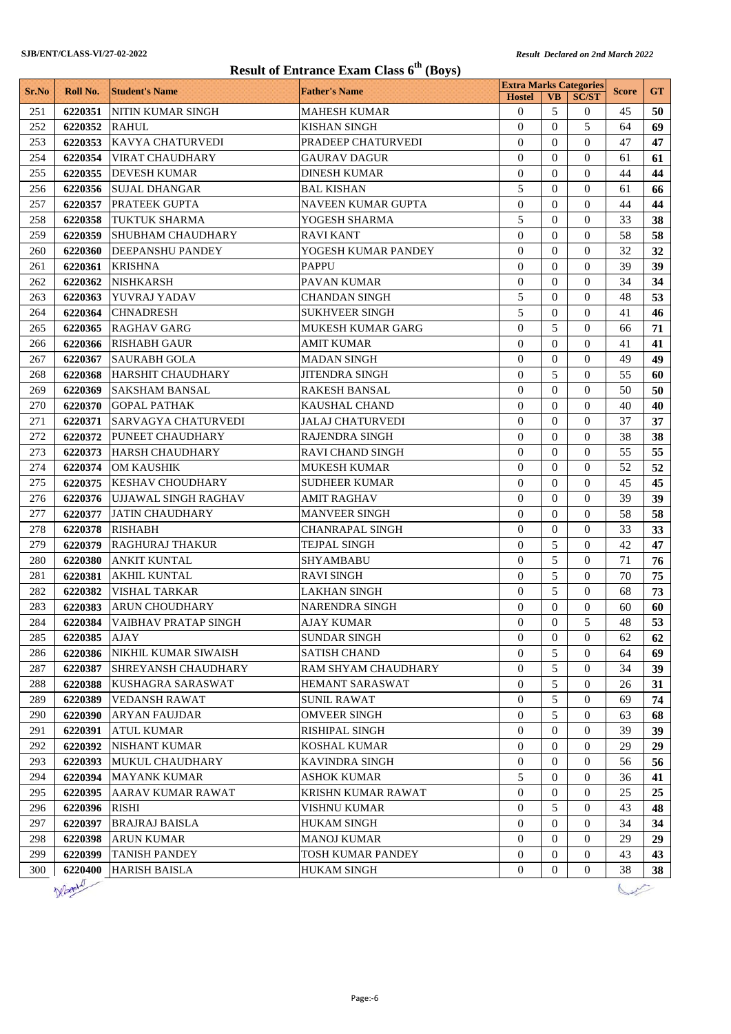SJB/ENT/CLASS-VI/27-02-2022

*Result Declared on 2nd March 2022*

# Result of Entrance Exam Class 6th (Boys)

| Sr.No | Roll No. | Student's Name | Father's Name | Extra Marks Categories | | | Score | GT |
|---|---|---|---|---|---|---|---|---|
| | | | | Hostel | VB | SC/ST | | |
| 251 | **6220351** | NITIN KUMAR SINGH | MAHESH KUMAR | 0 | 5 | 0 | 45 | **50** |
| 252 | **6220352** | RAHUL | KISHAN SINGH | 0 | 0 | 5 | 64 | **69** |
| 253 | **6220353** | KAVYA CHATURVEDI | PRADEEP CHATURVEDI | 0 | 0 | 0 | 47 | **47** |
| 254 | **6220354** | VIRAT CHAUDHARY | GAURAV DAGUR | 0 | 0 | 0 | 61 | **61** |
| 255 | **6220355** | DEVESH KUMAR | DINESH KUMAR | 0 | 0 | 0 | 44 | **44** |
| 256 | **6220356** | SUJAL DHANGAR | BAL KISHAN | 5 | 0 | 0 | 61 | **66** |
| 257 | **6220357** | PRATEEK GUPTA | NAVEEN KUMAR GUPTA | 0 | 0 | 0 | 44 | **44** |
| 258 | **6220358** | TUKTUK SHARMA | YOGESH SHARMA | 5 | 0 | 0 | 33 | **38** |
| 259 | **6220359** | SHUBHAM CHAUDHARY | RAVI KANT | 0 | 0 | 0 | 58 | **58** |
| 260 | **6220360** | DEEPANSHU PANDEY | YOGESH KUMAR PANDEY | 0 | 0 | 0 | 32 | **32** |
| 261 | **6220361** | KRISHNA | PAPPU | 0 | 0 | 0 | 39 | **39** |
| 262 | **6220362** | NISHKARSH | PAVAN KUMAR | 0 | 0 | 0 | 34 | **34** |
| 263 | **6220363** | YUVRAJ YADAV | CHANDAN SINGH | 5 | 0 | 0 | 48 | **53** |
| 264 | **6220364** | CHNADRESH | SUKHVEER SINGH | 5 | 0 | 0 | 41 | **46** |
| 265 | **6220365** | RAGHAV GARG | MUKESH KUMAR GARG | 0 | 5 | 0 | 66 | **71** |
| 266 | **6220366** | RISHABH GAUR | AMIT KUMAR | 0 | 0 | 0 | 41 | **41** |
| 267 | **6220367** | SAURABH GOLA | MADAN SINGH | 0 | 0 | 0 | 49 | **49** |
| 268 | **6220368** | HARSHIT CHAUDHARY | JITENDRA SINGH | 0 | 5 | 0 | 55 | **60** |
| 269 | **6220369** | SAKSHAM BANSAL | RAKESH BANSAL | 0 | 0 | 0 | 50 | **50** |
| 270 | **6220370** | GOPAL PATHAK | KAUSHAL CHAND | 0 | 0 | 0 | 40 | **40** |
| 271 | **6220371** | SARVAGYA CHATURVEDI | JALAJ CHATURVEDI | 0 | 0 | 0 | 37 | **37** |
| 272 | **6220372** | PUNEET CHAUDHARY | RAJENDRA SINGH | 0 | 0 | 0 | 38 | **38** |
| 273 | **6220373** | HARSH CHAUDHARY | RAVI CHAND SINGH | 0 | 0 | 0 | 55 | **55** |
| 274 | **6220374** | OM KAUSHIK | MUKESH KUMAR | 0 | 0 | 0 | 52 | **52** |
| 275 | **6220375** | KESHAV CHOUDHARY | SUDHEER KUMAR | 0 | 0 | 0 | 45 | **45** |
| 276 | **6220376** | UJJAWAL SINGH RAGHAV | AMIT RAGHAV | 0 | 0 | 0 | 39 | **39** |
| 277 | **6220377** | JATIN CHAUDHARY | MANVEER SINGH | 0 | 0 | 0 | 58 | **58** |
| 278 | **6220378** | RISHABH | CHANRAPAL SINGH | 0 | 0 | 0 | 33 | **33** |
| 279 | **6220379** | RAGHURAJ THAKUR | TEJPAL SINGH | 0 | 5 | 0 | 42 | **47** |
| 280 | **6220380** | ANKIT KUNTAL | SHYAMBABU | 0 | 5 | 0 | 71 | **76** |
| 281 | **6220381** | AKHIL KUNTAL | RAVI SINGH | 0 | 5 | 0 | 70 | **75** |
| 282 | **6220382** | VISHAL TARKAR | LAKHAN SINGH | 0 | 5 | 0 | 68 | **73** |
| 283 | **6220383** | ARUN CHOUDHARY | NARENDRA SINGH | 0 | 0 | 0 | 60 | **60** |
| 284 | **6220384** | VAIBHAV PRATAP SINGH | AJAY KUMAR | 0 | 0 | 5 | 48 | **53** |
| 285 | **6220385** | AJAY | SUNDAR SINGH | 0 | 0 | 0 | 62 | **62** |
| 286 | **6220386** | NIKHIL KUMAR SIWAISH | SATISH CHAND | 0 | 5 | 0 | 64 | **69** |
| 287 | **6220387** | SHREYANSH CHAUDHARY | RAM SHYAM CHAUDHARY | 0 | 5 | 0 | 34 | **39** |
| 288 | **6220388** | KUSHAGRA SARASWAT | HEMANT SARASWAT | 0 | 5 | 0 | 26 | **31** |
| 289 | **6220389** | VEDANSH RAWAT | SUNIL RAWAT | 0 | 5 | 0 | 69 | **74** |
| 290 | **6220390** | ARYAN FAUJDAR | OMVEER SINGH | 0 | 5 | 0 | 63 | **68** |
| 291 | **6220391** | ATUL KUMAR | RISHIPAL SINGH | 0 | 0 | 0 | 39 | **39** |
| 292 | **6220392** | NISHANT KUMAR | KOSHAL KUMAR | 0 | 0 | 0 | 29 | **29** |
| 293 | **6220393** | MUKUL CHAUDHARY | KAVINDRA SINGH | 0 | 0 | 0 | 56 | **56** |
| 294 | **6220394** | MAYANK KUMAR | ASHOK KUMAR | 5 | 0 | 0 | 36 | **41** |
| 295 | **6220395** | AARAV KUMAR RAWAT | KRISHN KUMAR RAWAT | 0 | 0 | 0 | 25 | **25** |
| 296 | **6220396** | RISHI | VISHNU KUMAR | 0 | 5 | 0 | 43 | **48** |
| 297 | **6220397** | BRAJRAJ BAISLA | HUKAM SINGH | 0 | 0 | 0 | 34 | **34** |
| 298 | **6220398** | ARUN KUMAR | MANOJ KUMAR | 0 | 0 | 0 | 29 | **29** |
| 299 | **6220399** | TANISH PANDEY | TOSH KUMAR PANDEY | 0 | 0 | 0 | 43 | **43** |
| 300 | **6220400** | HARISH BAISLA | HUKAM SINGH | 0 | 0 | 0 | 38 | **38** |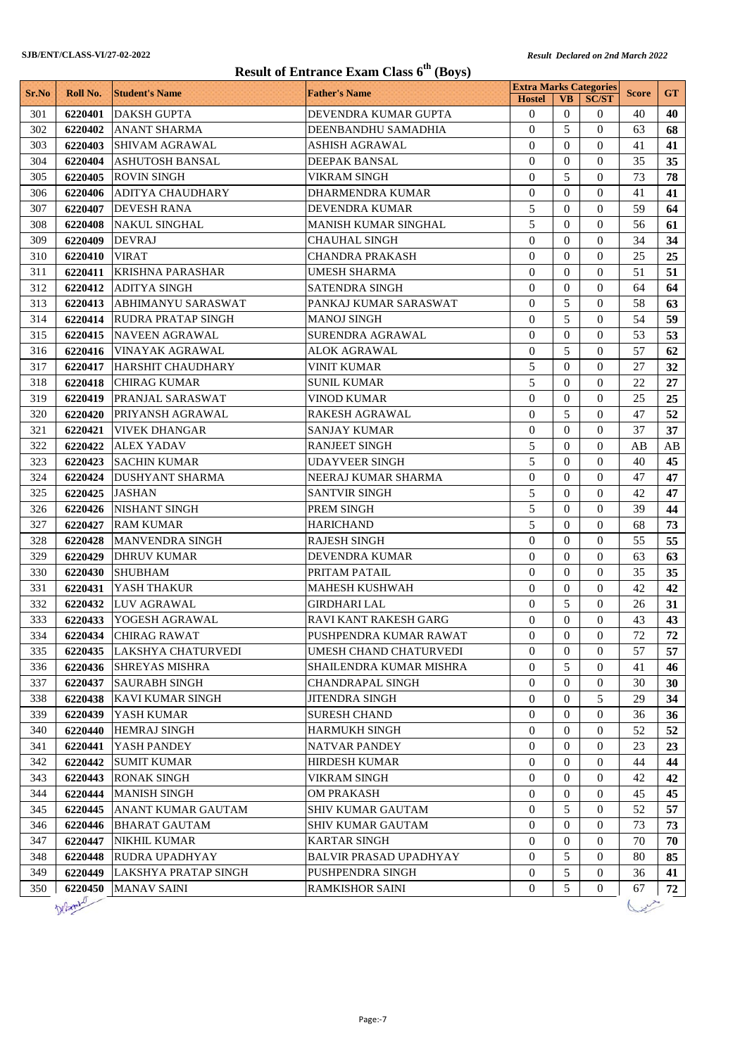SJB/ENT/CLASS-VI/27-02-2022

*Result Declared on 2nd March 2022*

# Result of Entrance Exam Class 6th (Boys)

| Sr.No | Roll No. | Student's Name | Father's Name | Extra Marks Categories | | | Score | GT |
|---|---|---|---|---|---|---|---|---|
| | | | | Hostel | VB | SC/ST | | |
| 301 | **6220401** | DAKSH GUPTA | DEVENDRA KUMAR GUPTA | 0 | 0 | 0 | 40 | **40** |
| 302 | **6220402** | ANANT SHARMA | DEENBANDHU SAMADHIA | 0 | 5 | 0 | 63 | **68** |
| 303 | **6220403** | SHIVAM AGRAWAL | ASHISH AGRAWAL | 0 | 0 | 0 | 41 | **41** |
| 304 | **6220404** | ASHUTOSH BANSAL | DEEPAK BANSAL | 0 | 0 | 0 | 35 | **35** |
| 305 | **6220405** | ROVIN SINGH | VIKRAM SINGH | 0 | 5 | 0 | 73 | **78** |
| 306 | **6220406** | ADITYA CHAUDHARY | DHARMENDRA KUMAR | 0 | 0 | 0 | 41 | **41** |
| 307 | **6220407** | DEVESH RANA | DEVENDRA KUMAR | 5 | 0 | 0 | 59 | **64** |
| 308 | **6220408** | NAKUL SINGHAL | MANISH KUMAR SINGHAL | 5 | 0 | 0 | 56 | **61** |
| 309 | **6220409** | DEVRAJ | CHAUHAL SINGH | 0 | 0 | 0 | 34 | **34** |
| 310 | **6220410** | VIRAT | CHANDRA PRAKASH | 0 | 0 | 0 | 25 | **25** |
| 311 | **6220411** | KRISHNA PARASHAR | UMESH SHARMA | 0 | 0 | 0 | 51 | **51** |
| 312 | **6220412** | ADITYA SINGH | SATENDRA SINGH | 0 | 0 | 0 | 64 | **64** |
| 313 | **6220413** | ABHIMANYU SARASWAT | PANKAJ KUMAR SARASWAT | 0 | 5 | 0 | 58 | **63** |
| 314 | **6220414** | RUDRA PRATAP SINGH | MANOJ SINGH | 0 | 5 | 0 | 54 | **59** |
| 315 | **6220415** | NAVEEN AGRAWAL | SURENDRA AGRAWAL | 0 | 0 | 0 | 53 | **53** |
| 316 | **6220416** | VINAYAK AGRAWAL | ALOK AGRAWAL | 0 | 5 | 0 | 57 | **62** |
| 317 | **6220417** | HARSHIT CHAUDHARY | VINIT KUMAR | 5 | 0 | 0 | 27 | **32** |
| 318 | **6220418** | CHIRAG KUMAR | SUNIL KUMAR | 5 | 0 | 0 | 22 | **27** |
| 319 | **6220419** | PRANJAL SARASWAT | VINOD KUMAR | 0 | 0 | 0 | 25 | **25** |
| 320 | **6220420** | PRIYANSH AGRAWAL | RAKESH AGRAWAL | 0 | 5 | 0 | 47 | **52** |
| 321 | **6220421** | VIVEK DHANGAR | SANJAY KUMAR | 0 | 0 | 0 | 37 | **37** |
| 322 | **6220422** | ALEX YADAV | RANJEET SINGH | 5 | 0 | 0 | AB | AB |
| 323 | **6220423** | SACHIN KUMAR | UDAYVEER SINGH | 5 | 0 | 0 | 40 | **45** |
| 324 | **6220424** | DUSHYANT SHARMA | NEERAJ KUMAR SHARMA | 0 | 0 | 0 | 47 | **47** |
| 325 | **6220425** | JASHAN | SANTVIR SINGH | 5 | 0 | 0 | 42 | **47** |
| 326 | **6220426** | NISHANT SINGH | PREM SINGH | 5 | 0 | 0 | 39 | **44** |
| 327 | **6220427** | RAM KUMAR | HARICHAND | 5 | 0 | 0 | 68 | **73** |
| 328 | **6220428** | MANVENDRA SINGH | RAJESH SINGH | 0 | 0 | 0 | 55 | **55** |
| 329 | **6220429** | DHRUV KUMAR | DEVENDRA KUMAR | 0 | 0 | 0 | 63 | **63** |
| 330 | **6220430** | SHUBHAM | PRITAM PATAIL | 0 | 0 | 0 | 35 | **35** |
| 331 | **6220431** | YASH THAKUR | MAHESH KUSHWAH | 0 | 0 | 0 | 42 | **42** |
| 332 | **6220432** | LUV AGRAWAL | GIRDHARI LAL | 0 | 5 | 0 | 26 | **31** |
| 333 | **6220433** | YOGESH AGRAWAL | RAVI KANT RAKESH GARG | 0 | 0 | 0 | 43 | **43** |
| 334 | **6220434** | CHIRAG RAWAT | PUSHPENDRA KUMAR RAWAT | 0 | 0 | 0 | 72 | **72** |
| 335 | **6220435** | LAKSHYA CHATURVEDI | UMESH CHAND CHATURVEDI | 0 | 0 | 0 | 57 | **57** |
| 336 | **6220436** | SHREYAS MISHRA | SHAILENDRA KUMAR MISHRA | 0 | 5 | 0 | 41 | **46** |
| 337 | **6220437** | SAURABH SINGH | CHANDRAPAL SINGH | 0 | 0 | 0 | 30 | **30** |
| 338 | **6220438** | KAVI KUMAR SINGH | JITENDRA SINGH | 0 | 0 | 5 | 29 | **34** |
| 339 | **6220439** | YASH KUMAR | SURESH CHAND | 0 | 0 | 0 | 36 | **36** |
| 340 | **6220440** | HEMRAJ SINGH | HARMUKH SINGH | 0 | 0 | 0 | 52 | **52** |
| 341 | **6220441** | YASH PANDEY | NATVAR PANDEY | 0 | 0 | 0 | 23 | **23** |
| 342 | **6220442** | SUMIT KUMAR | HIRDESH KUMAR | 0 | 0 | 0 | 44 | **44** |
| 343 | **6220443** | RONAK SINGH | VIKRAM SINGH | 0 | 0 | 0 | 42 | **42** |
| 344 | **6220444** | MANISH SINGH | OM PRAKASH | 0 | 0 | 0 | 45 | **45** |
| 345 | **6220445** | ANANT KUMAR GAUTAM | SHIV KUMAR GAUTAM | 0 | 5 | 0 | 52 | **57** |
| 346 | **6220446** | BHARAT GAUTAM | SHIV KUMAR GAUTAM | 0 | 0 | 0 | 73 | **73** |
| 347 | **6220447** | NIKHIL KUMAR | KARTAR SINGH | 0 | 0 | 0 | 70 | **70** |
| 348 | **6220448** | RUDRA UPADHYAY | BALVIR PRASAD UPADHYAY | 0 | 5 | 0 | 80 | **85** |
| 349 | **6220449** | LAKSHYA PRATAP SINGH | PUSHPENDRA SINGH | 0 | 5 | 0 | 36 | **41** |
| 350 | **6220450** | MANAV SAINI | RAMKISHOR SAINI | 0 | 5 | 0 | 67 | **72** |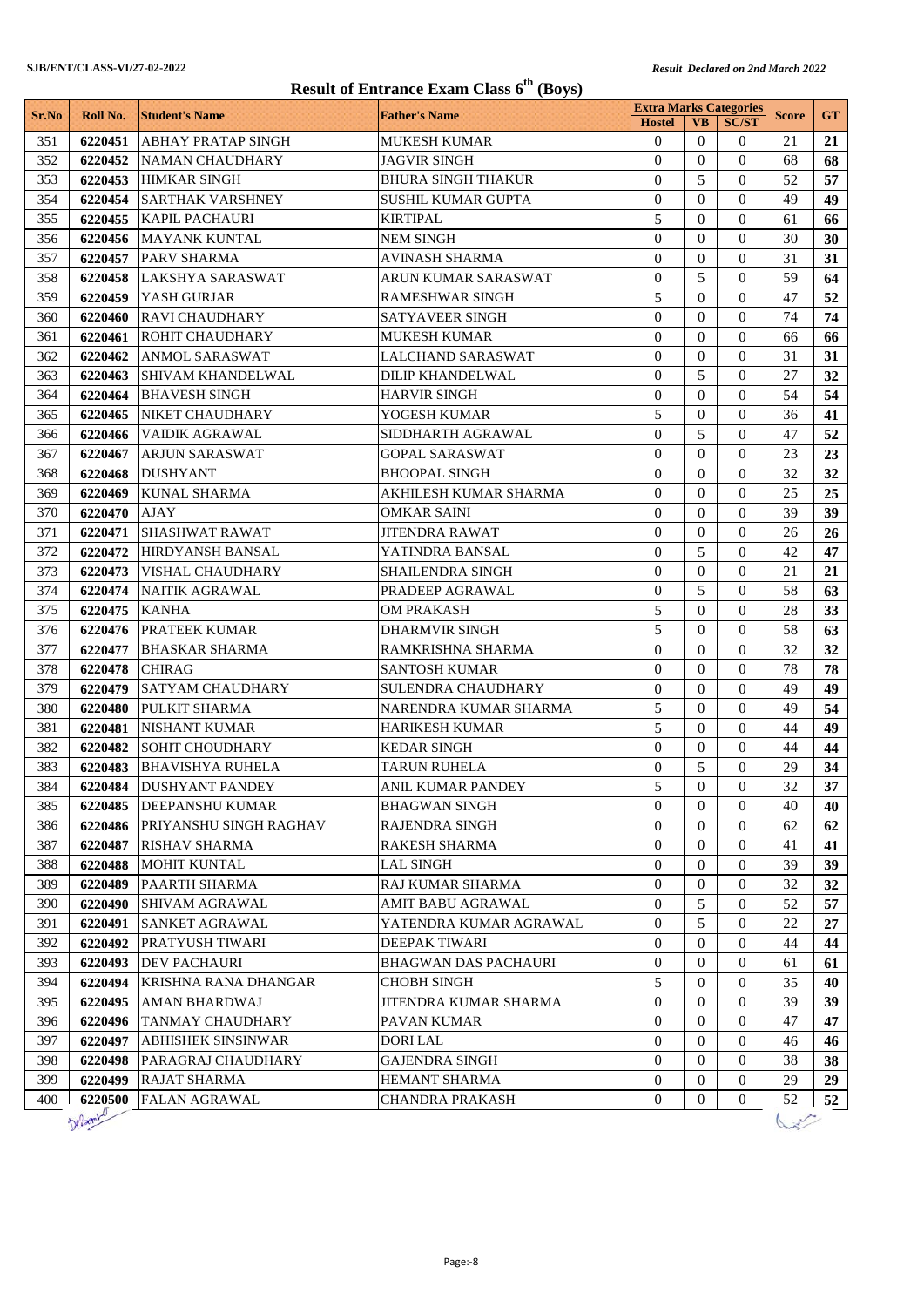SJB/ENT/CLASS-VI/27-02-2022

*Result Declared on 2nd March 2022*

# Result of Entrance Exam Class 6th (Boys)

| Sr.No | Roll No. | Student's Name | Father's Name | Extra Marks Categories | | | Score | GT |
|---|---|---|---|---|---|---|---|---|
| | | | | Hostel | VB | SC/ST | | |
| 351 | 6220451 | ABHAY PRATAP SINGH | MUKESH KUMAR | 0 | 0 | 0 | 21 | 21 |
| 352 | 6220452 | NAMAN CHAUDHARY | JAGVIR SINGH | 0 | 0 | 0 | 68 | 68 |
| 353 | 6220453 | HIMKAR SINGH | BHURA SINGH THAKUR | 0 | 5 | 0 | 52 | 57 |
| 354 | 6220454 | SARTHAK VARSHNEY | SUSHIL KUMAR GUPTA | 0 | 0 | 0 | 49 | 49 |
| 355 | 6220455 | KAPIL PACHAURI | KIRTIPAL | 5 | 0 | 0 | 61 | 66 |
| 356 | 6220456 | MAYANK KUNTAL | NEM SINGH | 0 | 0 | 0 | 30 | 30 |
| 357 | 6220457 | PARV SHARMA | AVINASH SHARMA | 0 | 0 | 0 | 31 | 31 |
| 358 | 6220458 | LAKSHYA SARASWAT | ARUN KUMAR SARASWAT | 0 | 5 | 0 | 59 | 64 |
| 359 | 6220459 | YASH GURJAR | RAMESHWAR SINGH | 5 | 0 | 0 | 47 | 52 |
| 360 | 6220460 | RAVI CHAUDHARY | SATYAVEER SINGH | 0 | 0 | 0 | 74 | 74 |
| 361 | 6220461 | ROHIT CHAUDHARY | MUKESH KUMAR | 0 | 0 | 0 | 66 | 66 |
| 362 | 6220462 | ANMOL SARASWAT | LALCHAND SARASWAT | 0 | 0 | 0 | 31 | 31 |
| 363 | 6220463 | SHIVAM KHANDELWAL | DILIP KHANDELWAL | 0 | 5 | 0 | 27 | 32 |
| 364 | 6220464 | BHAVESH SINGH | HARVIR SINGH | 0 | 0 | 0 | 54 | 54 |
| 365 | 6220465 | NIKET CHAUDHARY | YOGESH KUMAR | 5 | 0 | 0 | 36 | 41 |
| 366 | 6220466 | VAIDIK AGRAWAL | SIDDHARTH AGRAWAL | 0 | 5 | 0 | 47 | 52 |
| 367 | 6220467 | ARJUN SARASWAT | GOPAL SARASWAT | 0 | 0 | 0 | 23 | 23 |
| 368 | 6220468 | DUSHYANT | BHOOPAL SINGH | 0 | 0 | 0 | 32 | 32 |
| 369 | 6220469 | KUNAL SHARMA | AKHILESH KUMAR SHARMA | 0 | 0 | 0 | 25 | 25 |
| 370 | 6220470 | AJAY | OMKAR SAINI | 0 | 0 | 0 | 39 | 39 |
| 371 | 6220471 | SHASHWAT RAWAT | JITENDRA RAWAT | 0 | 0 | 0 | 26 | 26 |
| 372 | 6220472 | HIRDYANSH BANSAL | YATINDRA BANSAL | 0 | 5 | 0 | 42 | 47 |
| 373 | 6220473 | VISHAL CHAUDHARY | SHAILENDRA SINGH | 0 | 0 | 0 | 21 | 21 |
| 374 | 6220474 | NAITIK AGRAWAL | PRADEEP AGRAWAL | 0 | 5 | 0 | 58 | 63 |
| 375 | 6220475 | KANHA | OM PRAKASH | 5 | 0 | 0 | 28 | 33 |
| 376 | 6220476 | PRATEEK KUMAR | DHARMVIR SINGH | 5 | 0 | 0 | 58 | 63 |
| 377 | 6220477 | BHASKAR SHARMA | RAMKRISHNA SHARMA | 0 | 0 | 0 | 32 | 32 |
| 378 | 6220478 | CHIRAG | SANTOSH KUMAR | 0 | 0 | 0 | 78 | 78 |
| 379 | 6220479 | SATYAM CHAUDHARY | SULENDRA CHAUDHARY | 0 | 0 | 0 | 49 | 49 |
| 380 | 6220480 | PULKIT SHARMA | NARENDRA KUMAR SHARMA | 5 | 0 | 0 | 49 | 54 |
| 381 | 6220481 | NISHANT KUMAR | HARIKESH KUMAR | 5 | 0 | 0 | 44 | 49 |
| 382 | 6220482 | SOHIT CHOUDHARY | KEDAR SINGH | 0 | 0 | 0 | 44 | 44 |
| 383 | 6220483 | BHAVISHYA RUHELA | TARUN RUHELA | 0 | 5 | 0 | 29 | 34 |
| 384 | 6220484 | DUSHYANT PANDEY | ANIL KUMAR PANDEY | 5 | 0 | 0 | 32 | 37 |
| 385 | 6220485 | DEEPANSHU KUMAR | BHAGWAN SINGH | 0 | 0 | 0 | 40 | 40 |
| 386 | 6220486 | PRIYANSHU SINGH RAGHAV | RAJENDRA SINGH | 0 | 0 | 0 | 62 | 62 |
| 387 | 6220487 | RISHAV SHARMA | RAKESH SHARMA | 0 | 0 | 0 | 41 | 41 |
| 388 | 6220488 | MOHIT KUNTAL | LAL SINGH | 0 | 0 | 0 | 39 | 39 |
| 389 | 6220489 | PAARTH SHARMA | RAJ KUMAR SHARMA | 0 | 0 | 0 | 32 | 32 |
| 390 | 6220490 | SHIVAM AGRAWAL | AMIT BABU AGRAWAL | 0 | 5 | 0 | 52 | 57 |
| 391 | 6220491 | SANKET AGRAWAL | YATENDRA KUMAR AGRAWAL | 0 | 5 | 0 | 22 | 27 |
| 392 | 6220492 | PRATYUSH TIWARI | DEEPAK TIWARI | 0 | 0 | 0 | 44 | 44 |
| 393 | 6220493 | DEV PACHAURI | BHAGWAN DAS PACHAURI | 0 | 0 | 0 | 61 | 61 |
| 394 | 6220494 | KRISHNA RANA DHANGAR | CHOBH SINGH | 5 | 0 | 0 | 35 | 40 |
| 395 | 6220495 | AMAN BHARDWAJ | JITENDRA KUMAR SHARMA | 0 | 0 | 0 | 39 | 39 |
| 396 | 6220496 | TANMAY CHAUDHARY | PAVAN KUMAR | 0 | 0 | 0 | 47 | 47 |
| 397 | 6220497 | ABHISHEK SINSINWAR | DORI LAL | 0 | 0 | 0 | 46 | 46 |
| 398 | 6220498 | PARAGRAJ CHAUDHARY | GAJENDRA SINGH | 0 | 0 | 0 | 38 | 38 |
| 399 | 6220499 | RAJAT SHARMA | HEMANT SHARMA | 0 | 0 | 0 | 29 | 29 |
| 400 | 6220500 | FALAN AGRAWAL | CHANDRA PRAKASH | 0 | 0 | 0 | 52 | 52 |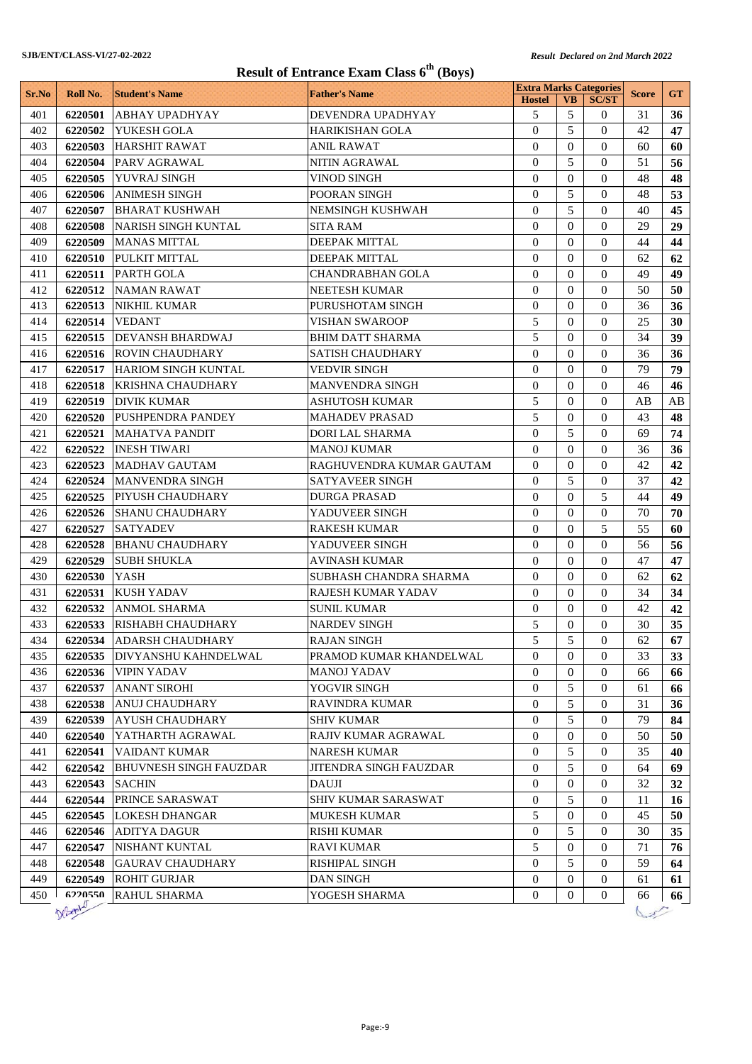SJB/ENT/CLASS-VI/27-02-2022

*Result Declared on 2nd March 2022*

# Result of Entrance Exam Class 6th (Boys)

| Sr.No | Roll No. | Student's Name | Father's Name | Extra Marks Categories | | | Score | GT |
|---|---|---|---|---|---|---|---|---|
| | | | | Hostel | VB | SC/ST | | |
| 401 | **6220501** | ABHAY UPADHYAY | DEVENDRA UPADHYAY | 5 | 5 | 0 | 31 | **36** |
| 402 | **6220502** | YUKESH GOLA | HARIKISHAN GOLA | 0 | 5 | 0 | 42 | **47** |
| 403 | **6220503** | HARSHIT RAWAT | ANIL RAWAT | 0 | 0 | 0 | 60 | **60** |
| 404 | **6220504** | PARV AGRAWAL | NITIN AGRAWAL | 0 | 5 | 0 | 51 | **56** |
| 405 | **6220505** | YUVRAJ SINGH | VINOD SINGH | 0 | 0 | 0 | 48 | **48** |
| 406 | **6220506** | ANIMESH SINGH | POORAN SINGH | 0 | 5 | 0 | 48 | **53** |
| 407 | **6220507** | BHARAT KUSHWAH | NEMSINGH KUSHWAH | 0 | 5 | 0 | 40 | **45** |
| 408 | **6220508** | NARISH SINGH KUNTAL | SITA RAM | 0 | 0 | 0 | 29 | **29** |
| 409 | **6220509** | MANAS MITTAL | DEEPAK MITTAL | 0 | 0 | 0 | 44 | **44** |
| 410 | **6220510** | PULKIT MITTAL | DEEPAK MITTAL | 0 | 0 | 0 | 62 | **62** |
| 411 | **6220511** | PARTH GOLA | CHANDRABHAN GOLA | 0 | 0 | 0 | 49 | **49** |
| 412 | **6220512** | NAMAN RAWAT | NEETESH KUMAR | 0 | 0 | 0 | 50 | **50** |
| 413 | **6220513** | NIKHIL KUMAR | PURUSHOTAM SINGH | 0 | 0 | 0 | 36 | **36** |
| 414 | **6220514** | VEDANT | VISHAN SWAROOP | 5 | 0 | 0 | 25 | **30** |
| 415 | **6220515** | DEVANSH BHARDWAJ | BHIM DATT SHARMA | 5 | 0 | 0 | 34 | **39** |
| 416 | **6220516** | ROVIN CHAUDHARY | SATISH CHAUDHARY | 0 | 0 | 0 | 36 | **36** |
| 417 | **6220517** | HARIOM SINGH KUNTAL | VEDVIR SINGH | 0 | 0 | 0 | 79 | **79** |
| 418 | **6220518** | KRISHNA CHAUDHARY | MANVENDRA SINGH | 0 | 0 | 0 | 46 | **46** |
| 419 | **6220519** | DIVIK KUMAR | ASHUTOSH KUMAR | 5 | 0 | 0 | AB | AB |
| 420 | **6220520** | PUSHPENDRA PANDEY | MAHADEV PRASAD | 5 | 0 | 0 | 43 | **48** |
| 421 | **6220521** | MAHATVA PANDIT | DORI LAL SHARMA | 0 | 5 | 0 | 69 | **74** |
| 422 | **6220522** | INESH TIWARI | MANOJ KUMAR | 0 | 0 | 0 | 36 | **36** |
| 423 | **6220523** | MADHAV GAUTAM | RAGHUVENDRA KUMAR GAUTAM | 0 | 0 | 0 | 42 | **42** |
| 424 | **6220524** | MANVENDRA SINGH | SATYAVEER SINGH | 0 | 5 | 0 | 37 | **42** |
| 425 | **6220525** | PIYUSH CHAUDHARY | DURGA PRASAD | 0 | 0 | 5 | 44 | **49** |
| 426 | **6220526** | SHANU CHAUDHARY | YADUVEER SINGH | 0 | 0 | 0 | 70 | **70** |
| 427 | **6220527** | SATYADEV | RAKESH KUMAR | 0 | 0 | 5 | 55 | **60** |
| 428 | **6220528** | BHANU CHAUDHARY | YADUVEER SINGH | 0 | 0 | 0 | 56 | **56** |
| 429 | **6220529** | SUBH SHUKLA | AVINASH KUMAR | 0 | 0 | 0 | 47 | **47** |
| 430 | **6220530** | YASH | SUBHASH CHANDRA SHARMA | 0 | 0 | 0 | 62 | **62** |
| 431 | **6220531** | KUSH YADAV | RAJESH KUMAR YADAV | 0 | 0 | 0 | 34 | **34** |
| 432 | **6220532** | ANMOL SHARMA | SUNIL KUMAR | 0 | 0 | 0 | 42 | **42** |
| 433 | **6220533** | RISHABH CHAUDHARY | NARDEV SINGH | 5 | 0 | 0 | 30 | **35** |
| 434 | **6220534** | ADARSH CHAUDHARY | RAJAN SINGH | 5 | 5 | 0 | 62 | **67** |
| 435 | **6220535** | DIVYANSHU KAHNDELWAL | PRAMOD KUMAR KHANDELWAL | 0 | 0 | 0 | 33 | **33** |
| 436 | **6220536** | VIPIN YADAV | MANOJ YADAV | 0 | 0 | 0 | 66 | **66** |
| 437 | **6220537** | ANANT SIROHI | YOGVIR SINGH | 0 | 5 | 0 | 61 | **66** |
| 438 | **6220538** | ANUJ CHAUDHARY | RAVINDRA KUMAR | 0 | 5 | 0 | 31 | **36** |
| 439 | **6220539** | AYUSH CHAUDHARY | SHIV KUMAR | 0 | 5 | 0 | 79 | **84** |
| 440 | **6220540** | YATHARTH AGRAWAL | RAJIV KUMAR AGRAWAL | 0 | 0 | 0 | 50 | **50** |
| 441 | **6220541** | VAIDANT KUMAR | NARESH KUMAR | 0 | 5 | 0 | 35 | **40** |
| 442 | **6220542** | BHUVNESH SINGH FAUZDAR | JITENDRA SINGH FAUZDAR | 0 | 5 | 0 | 64 | **69** |
| 443 | **6220543** | SACHIN | DAUJI | 0 | 0 | 0 | 32 | **32** |
| 444 | **6220544** | PRINCE SARASWAT | SHIV KUMAR SARASWAT | 0 | 5 | 0 | 11 | **16** |
| 445 | **6220545** | LOKESH DHANGAR | MUKESH KUMAR | 5 | 0 | 0 | 45 | **50** |
| 446 | **6220546** | ADITYA DAGUR | RISHI KUMAR | 0 | 5 | 0 | 30 | **35** |
| 447 | **6220547** | NISHANT KUNTAL | RAVI KUMAR | 5 | 0 | 0 | 71 | **76** |
| 448 | **6220548** | GAURAV CHAUDHARY | RISHIPAL SINGH | 0 | 5 | 0 | 59 | **64** |
| 449 | **6220549** | ROHIT GURJAR | DAN SINGH | 0 | 0 | 0 | 61 | **61** |
| 450 | **6220550** | RAHUL SHARMA | YOGESH SHARMA | 0 | 0 | 0 | 66 | **66** |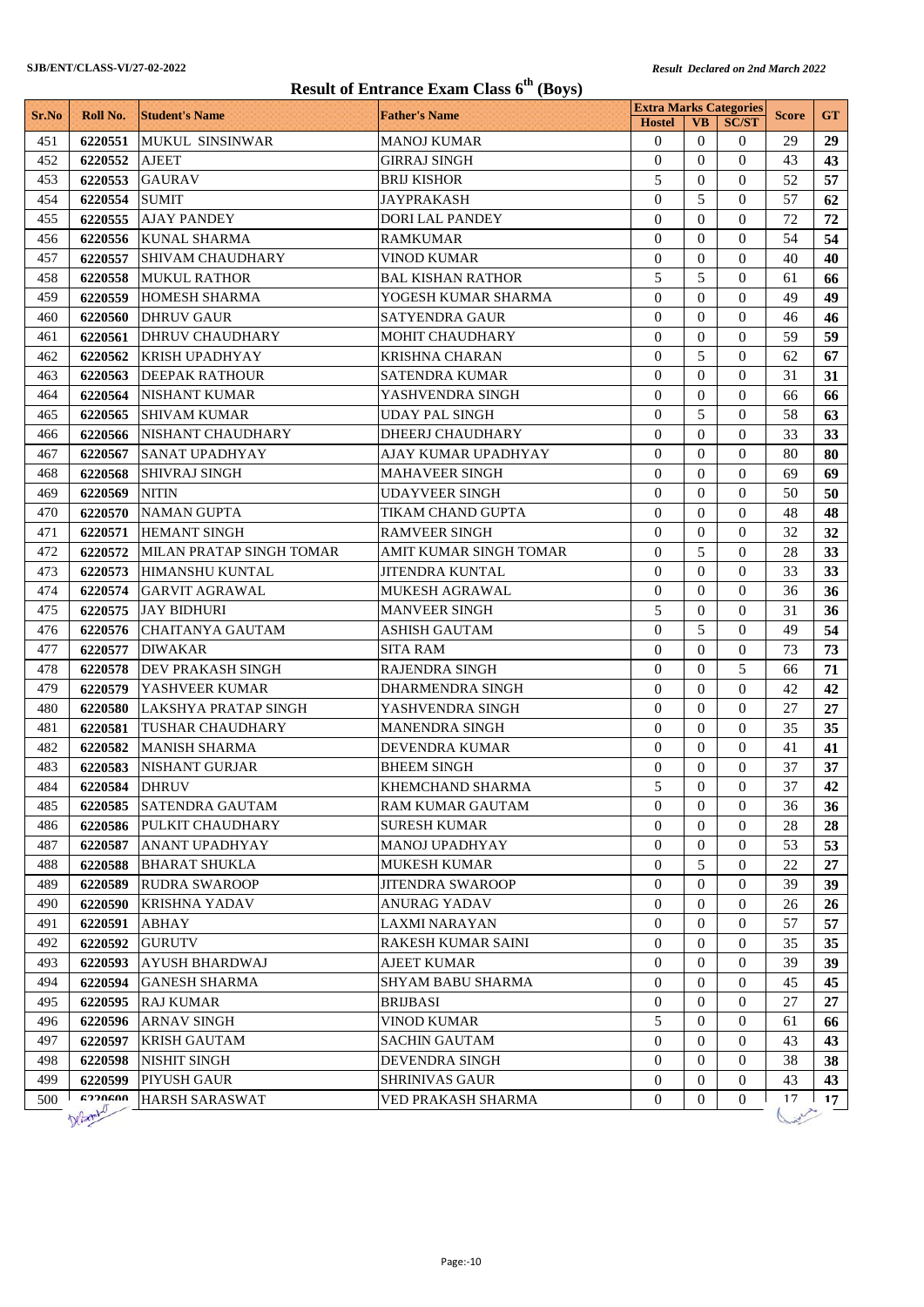SJB/ENT/CLASS-VI/27-02-2022

*Result Declared on 2nd March 2022*

# Result of Entrance Exam Class 6th (Boys)

| Sr.No | Roll No. | Student's Name | Father's Name | Extra Marks Categories | | | Score | GT |
|---|---|---|---|---|---|---|---|---|
| | | | | Hostel | VB | SC/ST | | |
| 451 | 6220551 | MUKUL SINSINWAR | MANOJ KUMAR | 0 | 0 | 0 | 29 | 29 |
| 452 | 6220552 | AJEET | GIRRAJ SINGH | 0 | 0 | 0 | 43 | 43 |
| 453 | 6220553 | GAURAV | BRIJ KISHOR | 5 | 0 | 0 | 52 | 57 |
| 454 | 6220554 | SUMIT | JAYPRAKASH | 0 | 5 | 0 | 57 | 62 |
| 455 | 6220555 | AJAY PANDEY | DORI LAL PANDEY | 0 | 0 | 0 | 72 | 72 |
| 456 | 6220556 | KUNAL SHARMA | RAMKUMAR | 0 | 0 | 0 | 54 | 54 |
| 457 | 6220557 | SHIVAM CHAUDHARY | VINOD KUMAR | 0 | 0 | 0 | 40 | 40 |
| 458 | 6220558 | MUKUL RATHOR | BAL KISHAN RATHOR | 5 | 5 | 0 | 61 | 66 |
| 459 | 6220559 | HOMESH SHARMA | YOGESH KUMAR SHARMA | 0 | 0 | 0 | 49 | 49 |
| 460 | 6220560 | DHRUV GAUR | SATYENDRA GAUR | 0 | 0 | 0 | 46 | 46 |
| 461 | 6220561 | DHRUV CHAUDHARY | MOHIT CHAUDHARY | 0 | 0 | 0 | 59 | 59 |
| 462 | 6220562 | KRISH UPADHYAY | KRISHNA CHARAN | 0 | 5 | 0 | 62 | 67 |
| 463 | 6220563 | DEEPAK RATHOUR | SATENDRA KUMAR | 0 | 0 | 0 | 31 | 31 |
| 464 | 6220564 | NISHANT KUMAR | YASHVENDRA SINGH | 0 | 0 | 0 | 66 | 66 |
| 465 | 6220565 | SHIVAM KUMAR | UDAY PAL SINGH | 0 | 5 | 0 | 58 | 63 |
| 466 | 6220566 | NISHANT CHAUDHARY | DHEERJ CHAUDHARY | 0 | 0 | 0 | 33 | 33 |
| 467 | 6220567 | SANAT UPADHYAY | AJAY KUMAR UPADHYAY | 0 | 0 | 0 | 80 | 80 |
| 468 | 6220568 | SHIVRAJ SINGH | MAHAVEER SINGH | 0 | 0 | 0 | 69 | 69 |
| 469 | 6220569 | NITIN | UDAYVEER SINGH | 0 | 0 | 0 | 50 | 50 |
| 470 | 6220570 | NAMAN GUPTA | TIKAM CHAND GUPTA | 0 | 0 | 0 | 48 | 48 |
| 471 | 6220571 | HEMANT SINGH | RAMVEER SINGH | 0 | 0 | 0 | 32 | 32 |
| 472 | 6220572 | MILAN PRATAP SINGH TOMAR | AMIT KUMAR SINGH TOMAR | 0 | 5 | 0 | 28 | 33 |
| 473 | 6220573 | HIMANSHU KUNTAL | JITENDRA KUNTAL | 0 | 0 | 0 | 33 | 33 |
| 474 | 6220574 | GARVIT AGRAWAL | MUKESH AGRAWAL | 0 | 0 | 0 | 36 | 36 |
| 475 | 6220575 | JAY BIDHURI | MANVEER SINGH | 5 | 0 | 0 | 31 | 36 |
| 476 | 6220576 | CHAITANYA GAUTAM | ASHISH GAUTAM | 0 | 5 | 0 | 49 | 54 |
| 477 | 6220577 | DIWAKAR | SITA RAM | 0 | 0 | 0 | 73 | 73 |
| 478 | 6220578 | DEV PRAKASH SINGH | RAJENDRA SINGH | 0 | 0 | 5 | 66 | 71 |
| 479 | 6220579 | YASHVEER KUMAR | DHARMENDRA SINGH | 0 | 0 | 0 | 42 | 42 |
| 480 | 6220580 | LAKSHYA PRATAP SINGH | YASHVENDRA SINGH | 0 | 0 | 0 | 27 | 27 |
| 481 | 6220581 | TUSHAR CHAUDHARY | MANENDRA SINGH | 0 | 0 | 0 | 35 | 35 |
| 482 | 6220582 | MANISH SHARMA | DEVENDRA KUMAR | 0 | 0 | 0 | 41 | 41 |
| 483 | 6220583 | NISHANT GURJAR | BHEEM SINGH | 0 | 0 | 0 | 37 | 37 |
| 484 | 6220584 | DHRUV | KHEMCHAND SHARMA | 5 | 0 | 0 | 37 | 42 |
| 485 | 6220585 | SATENDRA GAUTAM | RAM KUMAR GAUTAM | 0 | 0 | 0 | 36 | 36 |
| 486 | 6220586 | PULKIT CHAUDHARY | SURESH KUMAR | 0 | 0 | 0 | 28 | 28 |
| 487 | 6220587 | ANANT UPADHYAY | MANOJ UPADHYAY | 0 | 0 | 0 | 53 | 53 |
| 488 | 6220588 | BHARAT SHUKLA | MUKESH KUMAR | 0 | 5 | 0 | 22 | 27 |
| 489 | 6220589 | RUDRA SWAROOP | JITENDRA SWAROOP | 0 | 0 | 0 | 39 | 39 |
| 490 | 6220590 | KRISHNA YADAV | ANURAG YADAV | 0 | 0 | 0 | 26 | 26 |
| 491 | 6220591 | ABHAY | LAXMI NARAYAN | 0 | 0 | 0 | 57 | 57 |
| 492 | 6220592 | GURUTV | RAKESH KUMAR SAINI | 0 | 0 | 0 | 35 | 35 |
| 493 | 6220593 | AYUSH BHARDWAJ | AJEET KUMAR | 0 | 0 | 0 | 39 | 39 |
| 494 | 6220594 | GANESH SHARMA | SHYAM BABU SHARMA | 0 | 0 | 0 | 45 | 45 |
| 495 | 6220595 | RAJ KUMAR | BRIJBASI | 0 | 0 | 0 | 27 | 27 |
| 496 | 6220596 | ARNAV SINGH | VINOD KUMAR | 5 | 0 | 0 | 61 | 66 |
| 497 | 6220597 | KRISH GAUTAM | SACHIN GAUTAM | 0 | 0 | 0 | 43 | 43 |
| 498 | 6220598 | NISHIT SINGH | DEVENDRA SINGH | 0 | 0 | 0 | 38 | 38 |
| 499 | 6220599 | PIYUSH GAUR | SHRINIVAS GAUR | 0 | 0 | 0 | 43 | 43 |
| 500 | 6220600 | HARSH SARASWAT | VED PRAKASH SHARMA | 0 | 0 | 0 | 17 | 17 |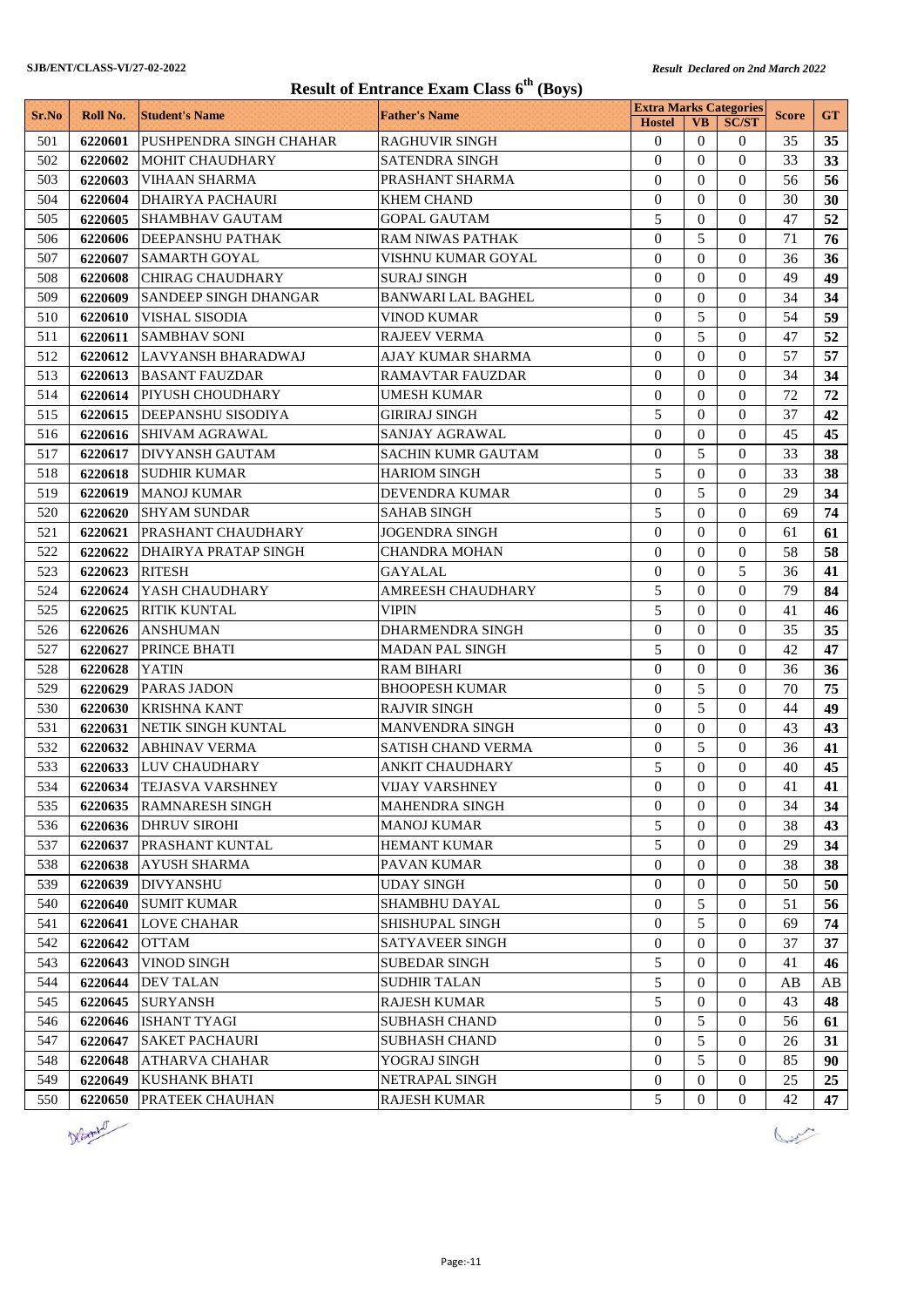SJB/ENT/CLASS-VI/27-02-2022

*Result Declared on 2nd March 2022*

# Result of Entrance Exam Class 6th (Boys)

| Sr.No | Roll No. | Student's Name | Father's Name | Extra Marks Categories | | | Score | GT |
|---|---|---|---|---|---|---|---|---|
| | | | | Hostel | VB | SC/ST | | |
| 501 | 6220601 | PUSHPENDRA SINGH CHAHAR | RAGHUVIR SINGH | 0 | 0 | 0 | 35 | 35 |
| 502 | 6220602 | MOHIT CHAUDHARY | SATENDRA SINGH | 0 | 0 | 0 | 33 | 33 |
| 503 | 6220603 | VIHAAN SHARMA | PRASHANT SHARMA | 0 | 0 | 0 | 56 | 56 |
| 504 | 6220604 | DHAIRYA PACHAURI | KHEM CHAND | 0 | 0 | 0 | 30 | 30 |
| 505 | 6220605 | SHAMBHAV GAUTAM | GOPAL GAUTAM | 5 | 0 | 0 | 47 | 52 |
| 506 | 6220606 | DEEPANSHU PATHAK | RAM NIWAS PATHAK | 0 | 5 | 0 | 71 | 76 |
| 507 | 6220607 | SAMARTH GOYAL | VISHNU KUMAR GOYAL | 0 | 0 | 0 | 36 | 36 |
| 508 | 6220608 | CHIRAG CHAUDHARY | SURAJ SINGH | 0 | 0 | 0 | 49 | 49 |
| 509 | 6220609 | SANDEEP SINGH DHANGAR | BANWARI LAL BAGHEL | 0 | 0 | 0 | 34 | 34 |
| 510 | 6220610 | VISHAL SISODIA | VINOD KUMAR | 0 | 5 | 0 | 54 | 59 |
| 511 | 6220611 | SAMBHAV SONI | RAJEEV VERMA | 0 | 5 | 0 | 47 | 52 |
| 512 | 6220612 | LAVYANSH BHARADWAJ | AJAY KUMAR SHARMA | 0 | 0 | 0 | 57 | 57 |
| 513 | 6220613 | BASANT FAUZDAR | RAMAVTAR FAUZDAR | 0 | 0 | 0 | 34 | 34 |
| 514 | 6220614 | PIYUSH CHOUDHARY | UMESH KUMAR | 0 | 0 | 0 | 72 | 72 |
| 515 | 6220615 | DEEPANSHU SISODIYA | GIRIRAJ SINGH | 5 | 0 | 0 | 37 | 42 |
| 516 | 6220616 | SHIVAM AGRAWAL | SANJAY AGRAWAL | 0 | 0 | 0 | 45 | 45 |
| 517 | 6220617 | DIVYANSH GAUTAM | SACHIN KUMR GAUTAM | 0 | 5 | 0 | 33 | 38 |
| 518 | 6220618 | SUDHIR KUMAR | HARIOM SINGH | 5 | 0 | 0 | 33 | 38 |
| 519 | 6220619 | MANOJ KUMAR | DEVENDRA KUMAR | 0 | 5 | 0 | 29 | 34 |
| 520 | 6220620 | SHYAM SUNDAR | SAHAB SINGH | 5 | 0 | 0 | 69 | 74 |
| 521 | 6220621 | PRASHANT CHAUDHARY | JOGENDRA SINGH | 0 | 0 | 0 | 61 | 61 |
| 522 | 6220622 | DHAIRYA PRATAP SINGH | CHANDRA MOHAN | 0 | 0 | 0 | 58 | 58 |
| 523 | 6220623 | RITESH | GAYALAL | 0 | 0 | 5 | 36 | 41 |
| 524 | 6220624 | YASH CHAUDHARY | AMREESH CHAUDHARY | 5 | 0 | 0 | 79 | 84 |
| 525 | 6220625 | RITIK KUNTAL | VIPIN | 5 | 0 | 0 | 41 | 46 |
| 526 | 6220626 | ANSHUMAN | DHARMENDRA SINGH | 0 | 0 | 0 | 35 | 35 |
| 527 | 6220627 | PRINCE BHATI | MADAN PAL SINGH | 5 | 0 | 0 | 42 | 47 |
| 528 | 6220628 | YATIN | RAM BIHARI | 0 | 0 | 0 | 36 | 36 |
| 529 | 6220629 | PARAS JADON | BHOOPESH KUMAR | 0 | 5 | 0 | 70 | 75 |
| 530 | 6220630 | KRISHNA KANT | RAJVIR SINGH | 0 | 5 | 0 | 44 | 49 |
| 531 | 6220631 | NETIK SINGH KUNTAL | MANVENDRA SINGH | 0 | 0 | 0 | 43 | 43 |
| 532 | 6220632 | ABHINAV VERMA | SATISH CHAND VERMA | 0 | 5 | 0 | 36 | 41 |
| 533 | 6220633 | LUV CHAUDHARY | ANKIT CHAUDHARY | 5 | 0 | 0 | 40 | 45 |
| 534 | 6220634 | TEJASVA VARSHNEY | VIJAY VARSHNEY | 0 | 0 | 0 | 41 | 41 |
| 535 | 6220635 | RAMNARESH SINGH | MAHENDRA SINGH | 0 | 0 | 0 | 34 | 34 |
| 536 | 6220636 | DHRUV SIROHI | MANOJ KUMAR | 5 | 0 | 0 | 38 | 43 |
| 537 | 6220637 | PRASHANT KUNTAL | HEMANT KUMAR | 5 | 0 | 0 | 29 | 34 |
| 538 | 6220638 | AYUSH SHARMA | PAVAN KUMAR | 0 | 0 | 0 | 38 | 38 |
| 539 | 6220639 | DIVYANSHU | UDAY SINGH | 0 | 0 | 0 | 50 | 50 |
| 540 | 6220640 | SUMIT KUMAR | SHAMBHU DAYAL | 0 | 5 | 0 | 51 | 56 |
| 541 | 6220641 | LOVE CHAHAR | SHISHUPAL SINGH | 0 | 5 | 0 | 69 | 74 |
| 542 | 6220642 | OTTAM | SATYAVEER SINGH | 0 | 0 | 0 | 37 | 37 |
| 543 | 6220643 | VINOD SINGH | SUBEDAR SINGH | 5 | 0 | 0 | 41 | 46 |
| 544 | 6220644 | DEV TALAN | SUDHIR TALAN | 5 | 0 | 0 | AB | AB |
| 545 | 6220645 | SURYANSH | RAJESH KUMAR | 5 | 0 | 0 | 43 | 48 |
| 546 | 6220646 | ISHANT TYAGI | SUBHASH CHAND | 0 | 5 | 0 | 56 | 61 |
| 547 | 6220647 | SAKET PACHAURI | SUBHASH CHAND | 0 | 5 | 0 | 26 | 31 |
| 548 | 6220648 | ATHARVA CHAHAR | YOGRAJ SINGH | 0 | 5 | 0 | 85 | 90 |
| 549 | 6220649 | KUSHANK BHATI | NETRAPAL SINGH | 0 | 0 | 0 | 25 | 25 |
| 550 | 6220650 | PRATEEK CHAUHAN | RAJESH KUMAR | 5 | 0 | 0 | 42 | 47 |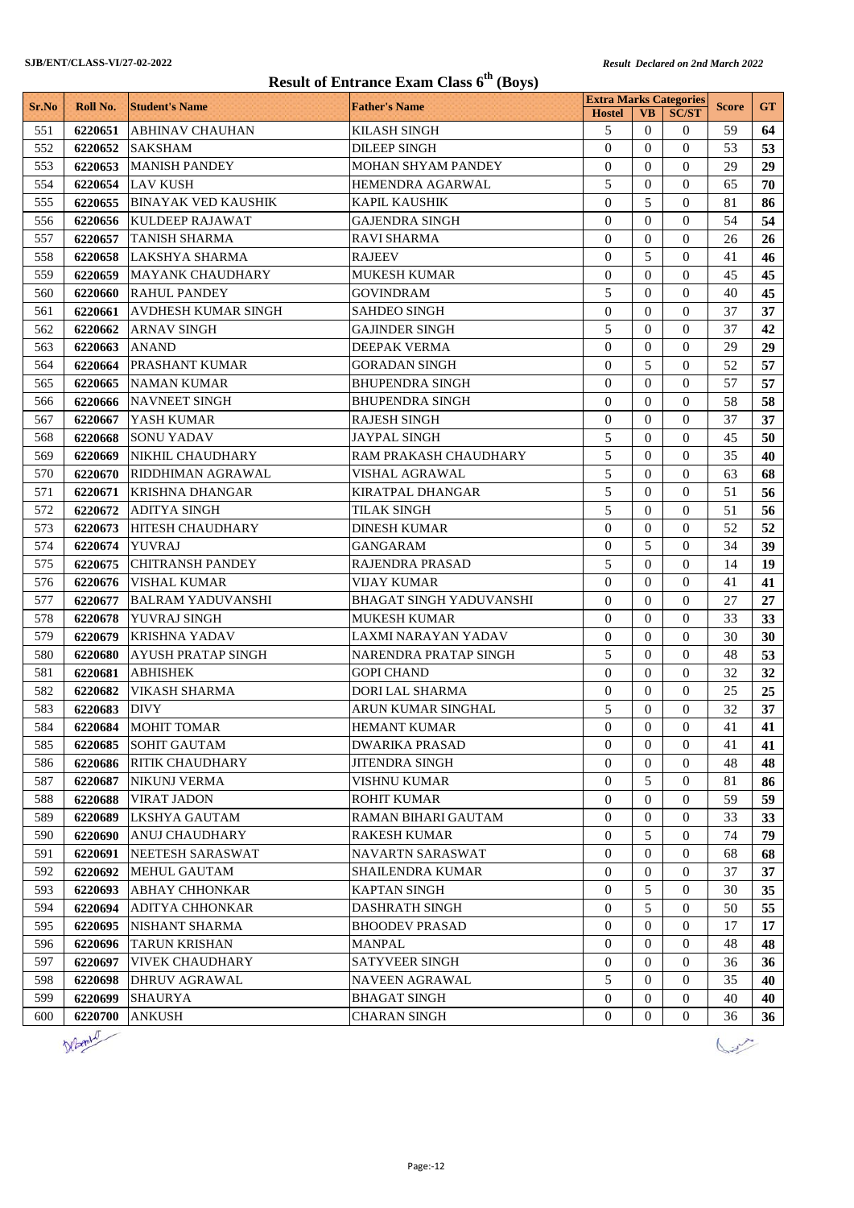SJB/ENT/CLASS-VI/27-02-2022

*Result Declared on 2nd March 2022*

# Result of Entrance Exam Class 6$^{th}$ (Boys)

| Sr.No | Roll No. | Student's Name | Father's Name | Extra Marks Categories | | | Score | GT |
|---|---|---|---|---|---|---|---|---|
| | | | | Hostel | VB | SC/ST | | |
| 551 | **6220651** | ABHINAV CHAUHAN | KILASH SINGH | 5 | 0 | 0 | 59 | **64** |
| 552 | **6220652** | SAKSHAM | DILEEP SINGH | 0 | 0 | 0 | 53 | **53** |
| 553 | **6220653** | MANISH PANDEY | MOHAN SHYAM PANDEY | 0 | 0 | 0 | 29 | **29** |
| 554 | **6220654** | LAV KUSH | HEMENDRA AGARWAL | 5 | 0 | 0 | 65 | **70** |
| 555 | **6220655** | BINAYAK VED KAUSHIK | KAPIL KAUSHIK | 0 | 5 | 0 | 81 | **86** |
| 556 | **6220656** | KULDEEP RAJAWAT | GAJENDRA SINGH | 0 | 0 | 0 | 54 | **54** |
| 557 | **6220657** | TANISH SHARMA | RAVI SHARMA | 0 | 0 | 0 | 26 | **26** |
| 558 | **6220658** | LAKSHYA SHARMA | RAJEEV | 0 | 5 | 0 | 41 | **46** |
| 559 | **6220659** | MAYANK CHAUDHARY | MUKESH KUMAR | 0 | 0 | 0 | 45 | **45** |
| 560 | **6220660** | RAHUL PANDEY | GOVINDRAM | 5 | 0 | 0 | 40 | **45** |
| 561 | **6220661** | AVDHESH KUMAR SINGH | SAHDEO SINGH | 0 | 0 | 0 | 37 | **37** |
| 562 | **6220662** | ARNAV SINGH | GAJINDER SINGH | 5 | 0 | 0 | 37 | **42** |
| 563 | **6220663** | ANAND | DEEPAK VERMA | 0 | 0 | 0 | 29 | **29** |
| 564 | **6220664** | PRASHANT KUMAR | GORADAN SINGH | 0 | 5 | 0 | 52 | **57** |
| 565 | **6220665** | NAMAN KUMAR | BHUPENDRA SINGH | 0 | 0 | 0 | 57 | **57** |
| 566 | **6220666** | NAVNEET SINGH | BHUPENDRA SINGH | 0 | 0 | 0 | 58 | **58** |
| 567 | **6220667** | YASH KUMAR | RAJESH SINGH | 0 | 0 | 0 | 37 | **37** |
| 568 | **6220668** | SONU YADAV | JAYPAL SINGH | 5 | 0 | 0 | 45 | **50** |
| 569 | **6220669** | NIKHIL CHAUDHARY | RAM PRAKASH CHAUDHARY | 5 | 0 | 0 | 35 | **40** |
| 570 | **6220670** | RIDDHIMAN AGRAWAL | VISHAL AGRAWAL | 5 | 0 | 0 | 63 | **68** |
| 571 | **6220671** | KRISHNA DHANGAR | KIRATPAL DHANGAR | 5 | 0 | 0 | 51 | **56** |
| 572 | **6220672** | ADITYA SINGH | TILAK SINGH | 5 | 0 | 0 | 51 | **56** |
| 573 | **6220673** | HITESH CHAUDHARY | DINESH KUMAR | 0 | 0 | 0 | 52 | **52** |
| 574 | **6220674** | YUVRAJ | GANGARAM | 0 | 5 | 0 | 34 | **39** |
| 575 | **6220675** | CHITRANSH PANDEY | RAJENDRA PRASAD | 5 | 0 | 0 | 14 | **19** |
| 576 | **6220676** | VISHAL KUMAR | VIJAY KUMAR | 0 | 0 | 0 | 41 | **41** |
| 577 | **6220677** | BALRAM YADUVANSHI | BHAGAT SINGH YADUVANSHI | 0 | 0 | 0 | 27 | **27** |
| 578 | **6220678** | YUVRAJ SINGH | MUKESH KUMAR | 0 | 0 | 0 | 33 | **33** |
| 579 | **6220679** | KRISHNA YADAV | LAXMI NARAYAN YADAV | 0 | 0 | 0 | 30 | **30** |
| 580 | **6220680** | AYUSH PRATAP SINGH | NARENDRA PRATAP SINGH | 5 | 0 | 0 | 48 | **53** |
| 581 | **6220681** | ABHISHEK | GOPI CHAND | 0 | 0 | 0 | 32 | **32** |
| 582 | **6220682** | VIKASH SHARMA | DORI LAL SHARMA | 0 | 0 | 0 | 25 | **25** |
| 583 | **6220683** | DIVY | ARUN KUMAR SINGHAL | 5 | 0 | 0 | 32 | **37** |
| 584 | **6220684** | MOHIT TOMAR | HEMANT KUMAR | 0 | 0 | 0 | 41 | **41** |
| 585 | **6220685** | SOHIT GAUTAM | DWARIKA PRASAD | 0 | 0 | 0 | 41 | **41** |
| 586 | **6220686** | RITIK CHAUDHARY | JITENDRA SINGH | 0 | 0 | 0 | 48 | **48** |
| 587 | **6220687** | NIKUNJ VERMA | VISHNU KUMAR | 0 | 5 | 0 | 81 | **86** |
| 588 | **6220688** | VIRAT JADON | ROHIT KUMAR | 0 | 0 | 0 | 59 | **59** |
| 589 | **6220689** | LKSHYA GAUTAM | RAMAN BIHARI GAUTAM | 0 | 0 | 0 | 33 | **33** |
| 590 | **6220690** | ANUJ CHAUDHARY | RAKESH KUMAR | 0 | 5 | 0 | 74 | **79** |
| 591 | **6220691** | NEETESH SARASWAT | NAVARTN SARASWAT | 0 | 0 | 0 | 68 | **68** |
| 592 | **6220692** | MEHUL GAUTAM | SHAILENDRA KUMAR | 0 | 0 | 0 | 37 | **37** |
| 593 | **6220693** | ABHAY CHHONKAR | KAPTAN SINGH | 0 | 5 | 0 | 30 | **35** |
| 594 | **6220694** | ADITYA CHHONKAR | DASHRATH SINGH | 0 | 5 | 0 | 50 | **55** |
| 595 | **6220695** | NISHANT SHARMA | BHOODEV PRASAD | 0 | 0 | 0 | 17 | **17** |
| 596 | **6220696** | TARUN KRISHAN | MANPAL | 0 | 0 | 0 | 48 | **48** |
| 597 | **6220697** | VIVEK CHAUDHARY | SATYVEER SINGH | 0 | 0 | 0 | 36 | **36** |
| 598 | **6220698** | DHRUV AGRAWAL | NAVEEN AGRAWAL | 5 | 0 | 0 | 35 | **40** |
| 599 | **6220699** | SHAURYA | BHAGAT SINGH | 0 | 0 | 0 | 40 | **40** |
| 600 | **6220700** | ANKUSH | CHARAN SINGH | 0 | 0 | 0 | 36 | **36** |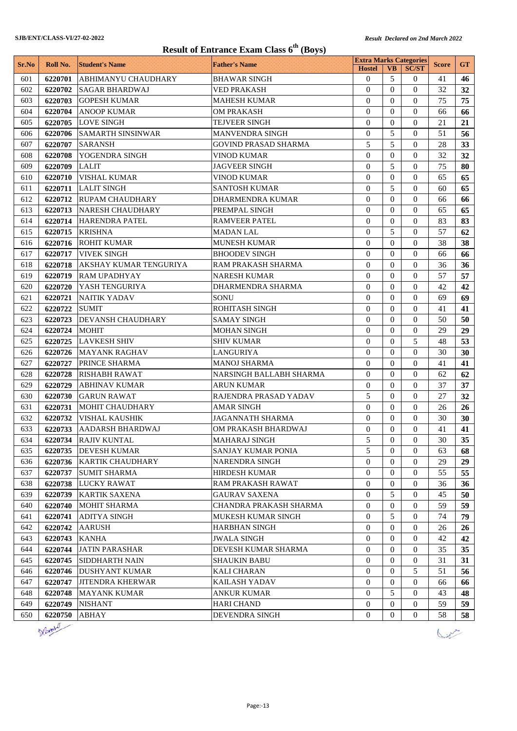SJB/ENT/CLASS-VI/27-02-2022

*Result Declared on 2nd March 2022*

# Result of Entrance Exam Class 6th (Boys)

| Sr.No | Roll No. | Student's Name | Father's Name | Extra Marks Categories | | | Score | GT |
|---|---|---|---|---|---|---|---|---|
| | | | | Hostel | VB | SC/ST | | |
| 601 | 6220701 | ABHIMANYU CHAUDHARY | BHAWAR SINGH | 0 | 5 | 0 | 41 | 46 |
| 602 | 6220702 | SAGAR BHARDWAJ | VED PRAKASH | 0 | 0 | 0 | 32 | 32 |
| 603 | 6220703 | GOPESH KUMAR | MAHESH KUMAR | 0 | 0 | 0 | 75 | 75 |
| 604 | 6220704 | ANOOP KUMAR | OM PRAKASH | 0 | 0 | 0 | 66 | 66 |
| 605 | 6220705 | LOVE SINGH | TEJVEER SINGH | 0 | 0 | 0 | 21 | 21 |
| 606 | 6220706 | SAMARTH SINSINWAR | MANVENDRA SINGH | 0 | 5 | 0 | 51 | 56 |
| 607 | 6220707 | SARANSH | GOVIND PRASAD SHARMA | 5 | 5 | 0 | 28 | 33 |
| 608 | 6220708 | YOGENDRA SINGH | VINOD KUMAR | 0 | 0 | 0 | 32 | 32 |
| 609 | 6220709 | LALIT | JAGVEER SINGH | 0 | 5 | 0 | 75 | 80 |
| 610 | 6220710 | VISHAL KUMAR | VINOD KUMAR | 0 | 0 | 0 | 65 | 65 |
| 611 | 6220711 | LALIT SINGH | SANTOSH KUMAR | 0 | 5 | 0 | 60 | 65 |
| 612 | 6220712 | RUPAM CHAUDHARY | DHARMENDRA KUMAR | 0 | 0 | 0 | 66 | 66 |
| 613 | 6220713 | NARESH CHAUDHARY | PREMPAL SINGH | 0 | 0 | 0 | 65 | 65 |
| 614 | 6220714 | HARENDRA PATEL | RAMVEER PATEL | 0 | 0 | 0 | 83 | 83 |
| 615 | 6220715 | KRISHNA | MADAN LAL | 0 | 5 | 0 | 57 | 62 |
| 616 | 6220716 | ROHIT KUMAR | MUNESH KUMAR | 0 | 0 | 0 | 38 | 38 |
| 617 | 6220717 | VIVEK SINGH | BHOODEV SINGH | 0 | 0 | 0 | 66 | 66 |
| 618 | 6220718 | AKSHAY KUMAR TENGURIYA | RAM PRAKASH SHARMA | 0 | 0 | 0 | 36 | 36 |
| 619 | 6220719 | RAM UPADHYAY | NARESH KUMAR | 0 | 0 | 0 | 57 | 57 |
| 620 | 6220720 | YASH TENGURIYA | DHARMENDRA SHARMA | 0 | 0 | 0 | 42 | 42 |
| 621 | 6220721 | NAITIK YADAV | SONU | 0 | 0 | 0 | 69 | 69 |
| 622 | 6220722 | SUMIT | ROHITASH SINGH | 0 | 0 | 0 | 41 | 41 |
| 623 | 6220723 | DEVANSH CHAUDHARY | SAMAY SINGH | 0 | 0 | 0 | 50 | 50 |
| 624 | 6220724 | MOHIT | MOHAN SINGH | 0 | 0 | 0 | 29 | 29 |
| 625 | 6220725 | LAVKESH SHIV | SHIV KUMAR | 0 | 0 | 5 | 48 | 53 |
| 626 | 6220726 | MAYANK RAGHAV | LANGURIYA | 0 | 0 | 0 | 30 | 30 |
| 627 | 6220727 | PRINCE SHARMA | MANOJ SHARMA | 0 | 0 | 0 | 41 | 41 |
| 628 | 6220728 | RISHABH RAWAT | NARSINGH BALLABH SHARMA | 0 | 0 | 0 | 62 | 62 |
| 629 | 6220729 | ABHINAV KUMAR | ARUN KUMAR | 0 | 0 | 0 | 37 | 37 |
| 630 | 6220730 | GARUN RAWAT | RAJENDRA PRASAD YADAV | 5 | 0 | 0 | 27 | 32 |
| 631 | 6220731 | MOHIT CHAUDHARY | AMAR SINGH | 0 | 0 | 0 | 26 | 26 |
| 632 | 6220732 | VISHAL KAUSHIK | JAGANNATH SHARMA | 0 | 0 | 0 | 30 | 30 |
| 633 | 6220733 | AADARSH BHARDWAJ | OM PRAKASH BHARDWAJ | 0 | 0 | 0 | 41 | 41 |
| 634 | 6220734 | RAJIV KUNTAL | MAHARAJ SINGH | 5 | 0 | 0 | 30 | 35 |
| 635 | 6220735 | DEVESH KUMAR | SANJAY KUMAR PONIA | 5 | 0 | 0 | 63 | 68 |
| 636 | 6220736 | KARTIK CHAUDHARY | NARENDRA SINGH | 0 | 0 | 0 | 29 | 29 |
| 637 | 6220737 | SUMIT SHARMA | HIRDESH KUMAR | 0 | 0 | 0 | 55 | 55 |
| 638 | 6220738 | LUCKY RAWAT | RAM PRAKASH RAWAT | 0 | 0 | 0 | 36 | 36 |
| 639 | 6220739 | KARTIK SAXENA | GAURAV SAXENA | 0 | 5 | 0 | 45 | 50 |
| 640 | 6220740 | MOHIT SHARMA | CHANDRA PRAKASH SHARMA | 0 | 0 | 0 | 59 | 59 |
| 641 | 6220741 | ADITYA SINGH | MUKESH KUMAR SINGH | 0 | 5 | 0 | 74 | 79 |
| 642 | 6220742 | AARUSH | HARBHAN SINGH | 0 | 0 | 0 | 26 | 26 |
| 643 | 6220743 | KANHA | JWALA SINGH | 0 | 0 | 0 | 42 | 42 |
| 644 | 6220744 | JATIN PARASHAR | DEVESH KUMAR SHARMA | 0 | 0 | 0 | 35 | 35 |
| 645 | 6220745 | SIDDHARTH NAIN | SHAUKIN BABU | 0 | 0 | 0 | 31 | 31 |
| 646 | 6220746 | DUSHYANT KUMAR | KALI CHARAN | 0 | 0 | 5 | 51 | 56 |
| 647 | 6220747 | JITENDRA KHERWAR | KAILASH YADAV | 0 | 0 | 0 | 66 | 66 |
| 648 | 6220748 | MAYANK KUMAR | ANKUR KUMAR | 0 | 5 | 0 | 43 | 48 |
| 649 | 6220749 | NISHANT | HARI CHAND | 0 | 0 | 0 | 59 | 59 |
| 650 | 6220750 | ABHAY | DEVENDRA SINGH | 0 | 0 | 0 | 58 | 58 |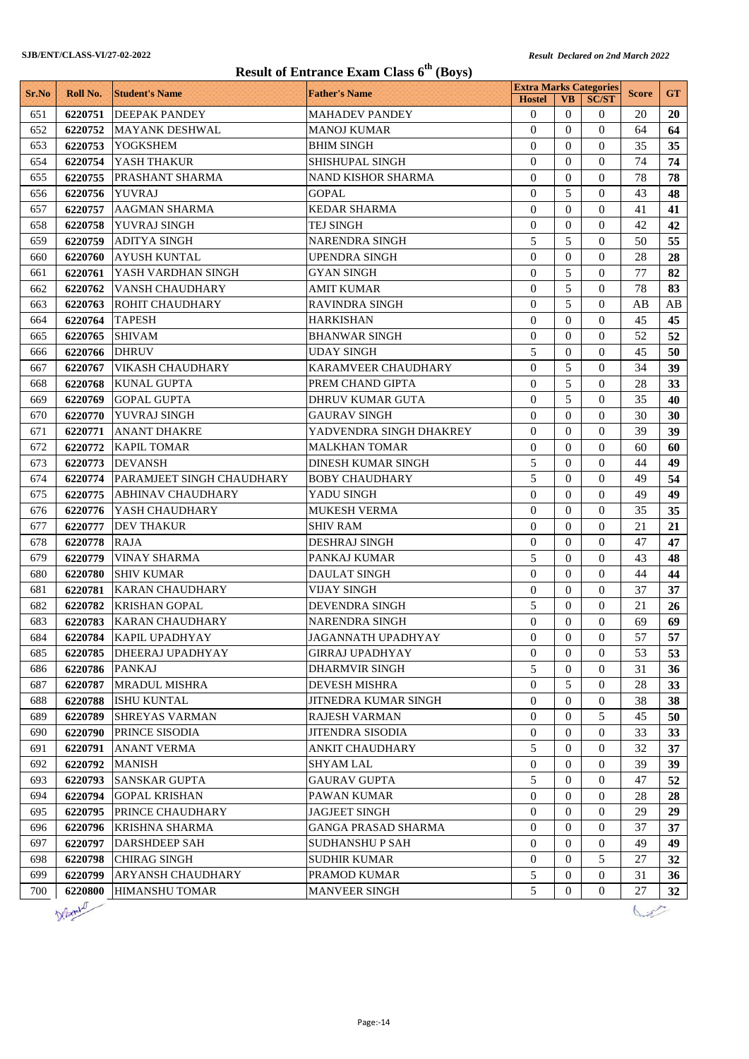SJB/ENT/CLASS-VI/27-02-2022

*Result Declared on 2nd March 2022*

# Result of Entrance Exam Class 6th (Boys)

| Sr.No | Roll No. | Student's Name | Father's Name | Extra Marks Categories | | | Score | GT |
|---|---|---|---|---|---|---|---|---|
| | | | | Hostel | VB | SC/ST | | |
| 651 | **6220751** | DEEPAK PANDEY | MAHADEV PANDEY | 0 | 0 | 0 | 20 | **20** |
| 652 | **6220752** | MAYANK DESHWAL | MANOJ KUMAR | 0 | 0 | 0 | 64 | **64** |
| 653 | **6220753** | YOGKSHEM | BHIM SINGH | 0 | 0 | 0 | 35 | **35** |
| 654 | **6220754** | YASH THAKUR | SHISHUPAL SINGH | 0 | 0 | 0 | 74 | **74** |
| 655 | **6220755** | PRASHANT SHARMA | NAND KISHOR SHARMA | 0 | 0 | 0 | 78 | **78** |
| 656 | **6220756** | YUVRAJ | GOPAL | 0 | 5 | 0 | 43 | **48** |
| 657 | **6220757** | AAGMAN SHARMA | KEDAR SHARMA | 0 | 0 | 0 | 41 | **41** |
| 658 | **6220758** | YUVRAJ SINGH | TEJ SINGH | 0 | 0 | 0 | 42 | **42** |
| 659 | **6220759** | ADITYA SINGH | NARENDRA SINGH | 5 | 5 | 0 | 50 | **55** |
| 660 | **6220760** | AYUSH KUNTAL | UPENDRA SINGH | 0 | 0 | 0 | 28 | **28** |
| 661 | **6220761** | YASH VARDHAN SINGH | GYAN SINGH | 0 | 5 | 0 | 77 | **82** |
| 662 | **6220762** | VANSH CHAUDHARY | AMIT KUMAR | 0 | 5 | 0 | 78 | **83** |
| 663 | **6220763** | ROHIT CHAUDHARY | RAVINDRA SINGH | 0 | 5 | 0 | AB | AB |
| 664 | **6220764** | TAPESH | HARKISHAN | 0 | 0 | 0 | 45 | **45** |
| 665 | **6220765** | SHIVAM | BHANWAR SINGH | 0 | 0 | 0 | 52 | **52** |
| 666 | **6220766** | DHRUV | UDAY SINGH | 5 | 0 | 0 | 45 | **50** |
| 667 | **6220767** | VIKASH CHAUDHARY | KARAMVEER CHAUDHARY | 0 | 5 | 0 | 34 | **39** |
| 668 | **6220768** | KUNAL GUPTA | PREM CHAND GIPTA | 0 | 5 | 0 | 28 | **33** |
| 669 | **6220769** | GOPAL GUPTA | DHRUV KUMAR GUTA | 0 | 5 | 0 | 35 | **40** |
| 670 | **6220770** | YUVRAJ SINGH | GAURAV SINGH | 0 | 0 | 0 | 30 | **30** |
| 671 | **6220771** | ANANT DHAKRE | YADVENDRA SINGH DHAKREY | 0 | 0 | 0 | 39 | **39** |
| 672 | **6220772** | KAPIL TOMAR | MALKHAN TOMAR | 0 | 0 | 0 | 60 | **60** |
| 673 | **6220773** | DEVANSH | DINESH KUMAR SINGH | 5 | 0 | 0 | 44 | **49** |
| 674 | **6220774** | PARAMJEET SINGH CHAUDHARY | BOBY CHAUDHARY | 5 | 0 | 0 | 49 | **54** |
| 675 | **6220775** | ABHINAV CHAUDHARY | YADU SINGH | 0 | 0 | 0 | 49 | **49** |
| 676 | **6220776** | YASH CHAUDHARY | MUKESH VERMA | 0 | 0 | 0 | 35 | **35** |
| 677 | **6220777** | DEV THAKUR | SHIV RAM | 0 | 0 | 0 | 21 | **21** |
| 678 | **6220778** | RAJA | DESHRAJ SINGH | 0 | 0 | 0 | 47 | **47** |
| 679 | **6220779** | VINAY SHARMA | PANKAJ KUMAR | 5 | 0 | 0 | 43 | **48** |
| 680 | **6220780** | SHIV KUMAR | DAULAT SINGH | 0 | 0 | 0 | 44 | **44** |
| 681 | **6220781** | KARAN CHAUDHARY | VIJAY SINGH | 0 | 0 | 0 | 37 | **37** |
| 682 | **6220782** | KRISHAN GOPAL | DEVENDRA SINGH | 5 | 0 | 0 | 21 | **26** |
| 683 | **6220783** | KARAN CHAUDHARY | NARENDRA SINGH | 0 | 0 | 0 | 69 | **69** |
| 684 | **6220784** | KAPIL UPADHYAY | JAGANNATH UPADHYAY | 0 | 0 | 0 | 57 | **57** |
| 685 | **6220785** | DHEERAJ UPADHYAY | GIRRAJ UPADHYAY | 0 | 0 | 0 | 53 | **53** |
| 686 | **6220786** | PANKAJ | DHARMVIR SINGH | 5 | 0 | 0 | 31 | **36** |
| 687 | **6220787** | MRADUL MISHRA | DEVESH MISHRA | 0 | 5 | 0 | 28 | **33** |
| 688 | **6220788** | ISHU KUNTAL | JITNEDRA KUMAR SINGH | 0 | 0 | 0 | 38 | **38** |
| 689 | **6220789** | SHREYAS VARMAN | RAJESH VARMAN | 0 | 0 | 5 | 45 | **50** |
| 690 | **6220790** | PRINCE SISODIA | JITENDRA SISODIA | 0 | 0 | 0 | 33 | **33** |
| 691 | **6220791** | ANANT VERMA | ANKIT CHAUDHARY | 5 | 0 | 0 | 32 | **37** |
| 692 | **6220792** | MANISH | SHYAM LAL | 0 | 0 | 0 | 39 | **39** |
| 693 | **6220793** | SANSKAR GUPTA | GAURAV GUPTA | 5 | 0 | 0 | 47 | **52** |
| 694 | **6220794** | GOPAL KRISHAN | PAWAN KUMAR | 0 | 0 | 0 | 28 | **28** |
| 695 | **6220795** | PRINCE CHAUDHARY | JAGJEET SINGH | 0 | 0 | 0 | 29 | **29** |
| 696 | **6220796** | KRISHNA SHARMA | GANGA PRASAD SHARMA | 0 | 0 | 0 | 37 | **37** |
| 697 | **6220797** | DARSHDEEP SAH | SUDHANSHU P SAH | 0 | 0 | 0 | 49 | **49** |
| 698 | **6220798** | CHIRAG SINGH | SUDHIR KUMAR | 0 | 0 | 5 | 27 | **32** |
| 699 | **6220799** | ARYANSH CHAUDHARY | PRAMOD KUMAR | 5 | 0 | 0 | 31 | **36** |
| 700 | **6220800** | HIMANSHU TOMAR | MANVEER SINGH | 5 | 0 | 0 | 27 | **32** |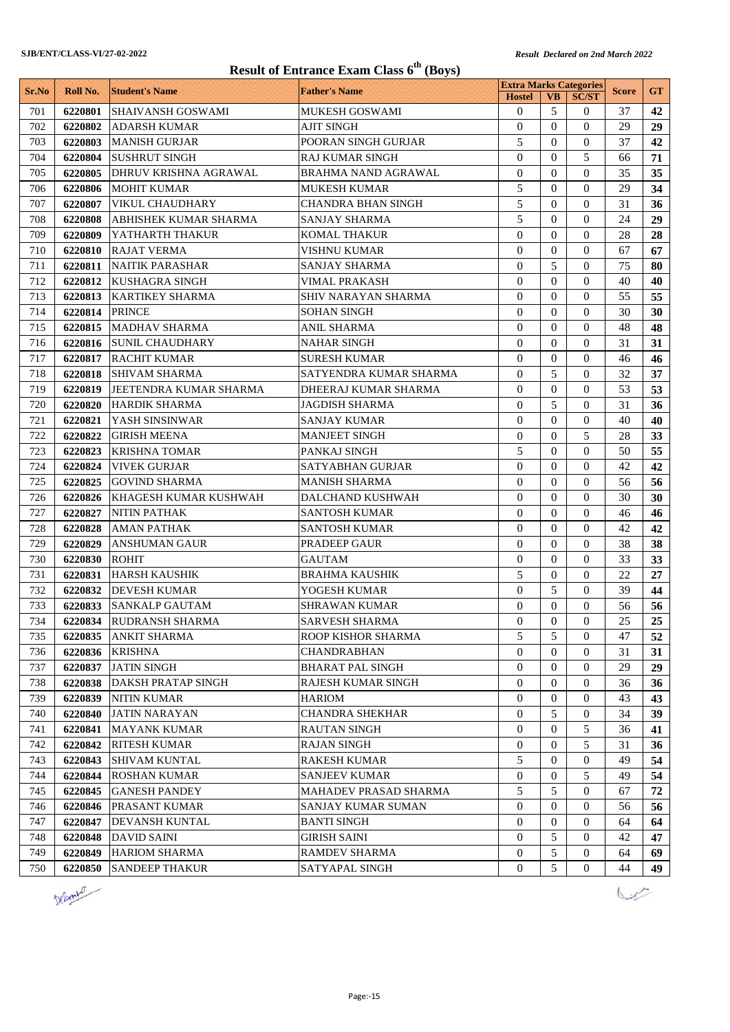SJB/ENT/CLASS-VI/27-02-2022

*Result Declared on 2nd March 2022*

# Result of Entrance Exam Class 6th (Boys)

| Sr.No | Roll No. | Student's Name | Father's Name | Extra Marks Categories | | | Score | GT |
|---|---|---|---|---|---|---|---|---|
| | | | | Hostel | VB | SC/ST | | |
| 701 | **6220801** | SHAIVANSH GOSWAMI | MUKESH GOSWAMI | 0 | 5 | 0 | 37 | **42** |
| 702 | **6220802** | ADARSH KUMAR | AJIT SINGH | 0 | 0 | 0 | 29 | **29** |
| 703 | **6220803** | MANISH GURJAR | POORAN SINGH GURJAR | 5 | 0 | 0 | 37 | **42** |
| 704 | **6220804** | SUSHRUT SINGH | RAJ KUMAR SINGH | 0 | 0 | 5 | 66 | **71** |
| 705 | **6220805** | DHRUV KRISHNA AGRAWAL | BRAHMA NAND AGRAWAL | 0 | 0 | 0 | 35 | **35** |
| 706 | **6220806** | MOHIT KUMAR | MUKESH KUMAR | 5 | 0 | 0 | 29 | **34** |
| 707 | **6220807** | VIKUL CHAUDHARY | CHANDRA BHAN SINGH | 5 | 0 | 0 | 31 | **36** |
| 708 | **6220808** | ABHISHEK KUMAR SHARMA | SANJAY SHARMA | 5 | 0 | 0 | 24 | **29** |
| 709 | **6220809** | YATHARTH THAKUR | KOMAL THAKUR | 0 | 0 | 0 | 28 | **28** |
| 710 | **6220810** | RAJAT VERMA | VISHNU KUMAR | 0 | 0 | 0 | 67 | **67** |
| 711 | **6220811** | NAITIK PARASHAR | SANJAY SHARMA | 0 | 5 | 0 | 75 | **80** |
| 712 | **6220812** | KUSHAGRA SINGH | VIMAL PRAKASH | 0 | 0 | 0 | 40 | **40** |
| 713 | **6220813** | KARTIKEY SHARMA | SHIV NARAYAN SHARMA | 0 | 0 | 0 | 55 | **55** |
| 714 | **6220814** | PRINCE | SOHAN SINGH | 0 | 0 | 0 | 30 | **30** |
| 715 | **6220815** | MADHAV SHARMA | ANIL SHARMA | 0 | 0 | 0 | 48 | **48** |
| 716 | **6220816** | SUNIL CHAUDHARY | NAHAR SINGH | 0 | 0 | 0 | 31 | **31** |
| 717 | **6220817** | RACHIT KUMAR | SURESH KUMAR | 0 | 0 | 0 | 46 | **46** |
| 718 | **6220818** | SHIVAM SHARMA | SATYENDRA KUMAR SHARMA | 0 | 5 | 0 | 32 | **37** |
| 719 | **6220819** | JEETENDRA KUMAR SHARMA | DHEERAJ KUMAR SHARMA | 0 | 0 | 0 | 53 | **53** |
| 720 | **6220820** | HARDIK SHARMA | JAGDISH SHARMA | 0 | 5 | 0 | 31 | **36** |
| 721 | **6220821** | YASH SINSINWAR | SANJAY KUMAR | 0 | 0 | 0 | 40 | **40** |
| 722 | **6220822** | GIRISH MEENA | MANJEET SINGH | 0 | 0 | 5 | 28 | **33** |
| 723 | **6220823** | KRISHNA TOMAR | PANKAJ SINGH | 5 | 0 | 0 | 50 | **55** |
| 724 | **6220824** | VIVEK GURJAR | SATYABHAN GURJAR | 0 | 0 | 0 | 42 | **42** |
| 725 | **6220825** | GOVIND SHARMA | MANISH SHARMA | 0 | 0 | 0 | 56 | **56** |
| 726 | **6220826** | KHAGESH KUMAR KUSHWAH | DALCHAND KUSHWAH | 0 | 0 | 0 | 30 | **30** |
| 727 | **6220827** | NITIN PATHAK | SANTOSH KUMAR | 0 | 0 | 0 | 46 | **46** |
| 728 | **6220828** | AMAN PATHAK | SANTOSH KUMAR | 0 | 0 | 0 | 42 | **42** |
| 729 | **6220829** | ANSHUMAN GAUR | PRADEEP GAUR | 0 | 0 | 0 | 38 | **38** |
| 730 | **6220830** | ROHIT | GAUTAM | 0 | 0 | 0 | 33 | **33** |
| 731 | **6220831** | HARSH KAUSHIK | BRAHMA KAUSHIK | 5 | 0 | 0 | 22 | **27** |
| 732 | **6220832** | DEVESH KUMAR | YOGESH KUMAR | 0 | 5 | 0 | 39 | **44** |
| 733 | **6220833** | SANKALP GAUTAM | SHRAWAN KUMAR | 0 | 0 | 0 | 56 | **56** |
| 734 | **6220834** | RUDRANSH SHARMA | SARVESH SHARMA | 0 | 0 | 0 | 25 | **25** |
| 735 | **6220835** | ANKIT SHARMA | ROOP KISHOR SHARMA | 5 | 5 | 0 | 47 | **52** |
| 736 | **6220836** | KRISHNA | CHANDRABHAN | 0 | 0 | 0 | 31 | **31** |
| 737 | **6220837** | JATIN SINGH | BHARAT PAL SINGH | 0 | 0 | 0 | 29 | **29** |
| 738 | **6220838** | DAKSH PRATAP SINGH | RAJESH KUMAR SINGH | 0 | 0 | 0 | 36 | **36** |
| 739 | **6220839** | NITIN KUMAR | HARIOM | 0 | 0 | 0 | 43 | **43** |
| 740 | **6220840** | JATIN NARAYAN | CHANDRA SHEKHAR | 0 | 5 | 0 | 34 | **39** |
| 741 | **6220841** | MAYANK KUMAR | RAUTAN SINGH | 0 | 0 | 5 | 36 | **41** |
| 742 | **6220842** | RITESH KUMAR | RAJAN SINGH | 0 | 0 | 5 | 31 | **36** |
| 743 | **6220843** | SHIVAM KUNTAL | RAKESH KUMAR | 5 | 0 | 0 | 49 | **54** |
| 744 | **6220844** | ROSHAN KUMAR | SANJEEV KUMAR | 0 | 0 | 5 | 49 | **54** |
| 745 | **6220845** | GANESH PANDEY | MAHADEV PRASAD SHARMA | 5 | 5 | 0 | 67 | **72** |
| 746 | **6220846** | PRASANT KUMAR | SANJAY KUMAR SUMAN | 0 | 0 | 0 | 56 | **56** |
| 747 | **6220847** | DEVANSH KUNTAL | BANTI SINGH | 0 | 0 | 0 | 64 | **64** |
| 748 | **6220848** | DAVID SAINI | GIRISH SAINI | 0 | 5 | 0 | 42 | **47** |
| 749 | **6220849** | HARIOM SHARMA | RAMDEV SHARMA | 0 | 5 | 0 | 64 | **69** |
| 750 | **6220850** | SANDEEP THAKUR | SATYAPAL SINGH | 0 | 5 | 0 | 44 | **49** |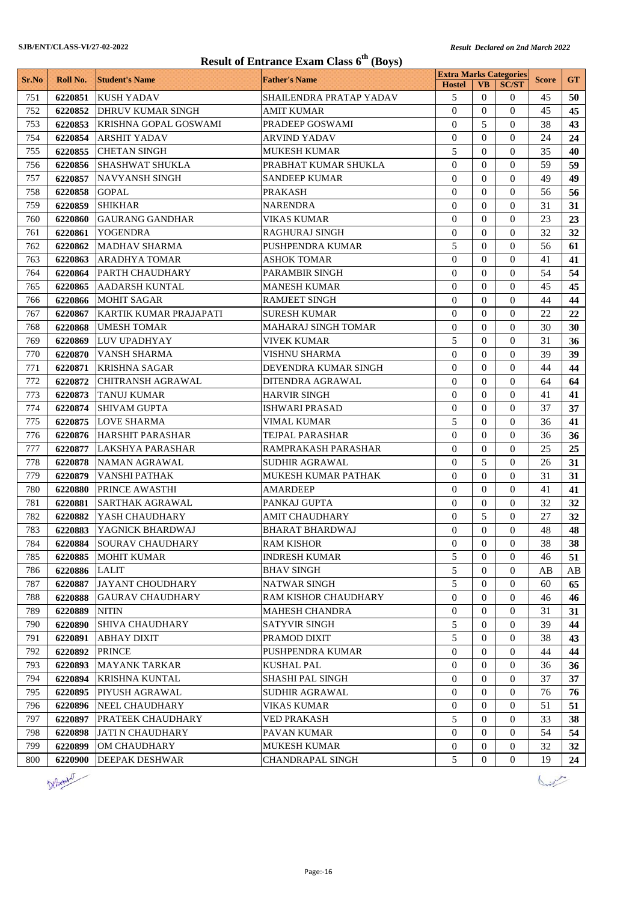SJB/ENT/CLASS-VI/27-02-2022

*Result Declared on 2nd March 2022*

# Result of Entrance Exam Class 6th (Boys)

| Sr.No | Roll No. | Student's Name | Father's Name | Extra Marks Categories | | | Score | GT |
|---|---|---|---|---|---|---|---|---|
| | | | | Hostel | VB | SC/ST | | |
| 751 | 6220851 | KUSH YADAV | SHAILENDRA PRATAP YADAV | 5 | 0 | 0 | 45 | 50 |
| 752 | 6220852 | DHRUV KUMAR SINGH | AMIT KUMAR | 0 | 0 | 0 | 45 | 45 |
| 753 | 6220853 | KRISHNA GOPAL GOSWAMI | PRADEEP GOSWAMI | 0 | 5 | 0 | 38 | 43 |
| 754 | 6220854 | ARSHIT YADAV | ARVIND YADAV | 0 | 0 | 0 | 24 | 24 |
| 755 | 6220855 | CHETAN SINGH | MUKESH KUMAR | 5 | 0 | 0 | 35 | 40 |
| 756 | 6220856 | SHASHWAT SHUKLA | PRABHAT KUMAR SHUKLA | 0 | 0 | 0 | 59 | 59 |
| 757 | 6220857 | NAVYANSH SINGH | SANDEEP KUMAR | 0 | 0 | 0 | 49 | 49 |
| 758 | 6220858 | GOPAL | PRAKASH | 0 | 0 | 0 | 56 | 56 |
| 759 | 6220859 | SHIKHAR | NARENDRA | 0 | 0 | 0 | 31 | 31 |
| 760 | 6220860 | GAURANG GANDHAR | VIKAS KUMAR | 0 | 0 | 0 | 23 | 23 |
| 761 | 6220861 | YOGENDRA | RAGHURAJ SINGH | 0 | 0 | 0 | 32 | 32 |
| 762 | 6220862 | MADHAV SHARMA | PUSHPENDRA KUMAR | 5 | 0 | 0 | 56 | 61 |
| 763 | 6220863 | ARADHYA TOMAR | ASHOK TOMAR | 0 | 0 | 0 | 41 | 41 |
| 764 | 6220864 | PARTH CHAUDHARY | PARAMBIR SINGH | 0 | 0 | 0 | 54 | 54 |
| 765 | 6220865 | AADARSH KUNTAL | MANESH KUMAR | 0 | 0 | 0 | 45 | 45 |
| 766 | 6220866 | MOHIT SAGAR | RAMJEET SINGH | 0 | 0 | 0 | 44 | 44 |
| 767 | 6220867 | KARTIK KUMAR PRAJAPATI | SURESH KUMAR | 0 | 0 | 0 | 22 | 22 |
| 768 | 6220868 | UMESH TOMAR | MAHARAJ SINGH TOMAR | 0 | 0 | 0 | 30 | 30 |
| 769 | 6220869 | LUV UPADHYAY | VIVEK KUMAR | 5 | 0 | 0 | 31 | 36 |
| 770 | 6220870 | VANSH SHARMA | VISHNU SHARMA | 0 | 0 | 0 | 39 | 39 |
| 771 | 6220871 | KRISHNA SAGAR | DEVENDRA KUMAR SINGH | 0 | 0 | 0 | 44 | 44 |
| 772 | 6220872 | CHITRANSH AGRAWAL | DITENDRA AGRAWAL | 0 | 0 | 0 | 64 | 64 |
| 773 | 6220873 | TANUJ KUMAR | HARVIR SINGH | 0 | 0 | 0 | 41 | 41 |
| 774 | 6220874 | SHIVAM GUPTA | ISHWARI PRASAD | 0 | 0 | 0 | 37 | 37 |
| 775 | 6220875 | LOVE SHARMA | VIMAL KUMAR | 5 | 0 | 0 | 36 | 41 |
| 776 | 6220876 | HARSHIT PARASHAR | TEJPAL PARASHAR | 0 | 0 | 0 | 36 | 36 |
| 777 | 6220877 | LAKSHYA PARASHAR | RAMPRAKASH PARASHAR | 0 | 0 | 0 | 25 | 25 |
| 778 | 6220878 | NAMAN AGRAWAL | SUDHIR AGRAWAL | 0 | 5 | 0 | 26 | 31 |
| 779 | 6220879 | VANSHI PATHAK | MUKESH KUMAR PATHAK | 0 | 0 | 0 | 31 | 31 |
| 780 | 6220880 | PRINCE AWASTHI | AMARDEEP | 0 | 0 | 0 | 41 | 41 |
| 781 | 6220881 | SARTHAK AGRAWAL | PANKAJ GUPTA | 0 | 0 | 0 | 32 | 32 |
| 782 | 6220882 | YASH CHAUDHARY | AMIT CHAUDHARY | 0 | 5 | 0 | 27 | 32 |
| 783 | 6220883 | YAGNICK BHARDWAJ | BHARAT BHARDWAJ | 0 | 0 | 0 | 48 | 48 |
| 784 | 6220884 | SOURAV CHAUDHARY | RAM KISHOR | 0 | 0 | 0 | 38 | 38 |
| 785 | 6220885 | MOHIT KUMAR | INDRESH KUMAR | 5 | 0 | 0 | 46 | 51 |
| 786 | 6220886 | LALIT | BHAV SINGH | 5 | 0 | 0 | AB | AB |
| 787 | 6220887 | JAYANT CHOUDHARY | NATWAR SINGH | 5 | 0 | 0 | 60 | 65 |
| 788 | 6220888 | GAURAV CHAUDHARY | RAM KISHOR CHAUDHARY | 0 | 0 | 0 | 46 | 46 |
| 789 | 6220889 | NITIN | MAHESH CHANDRA | 0 | 0 | 0 | 31 | 31 |
| 790 | 6220890 | SHIVA CHAUDHARY | SATYVIR SINGH | 5 | 0 | 0 | 39 | 44 |
| 791 | 6220891 | ABHAY DIXIT | PRAMOD DIXIT | 5 | 0 | 0 | 38 | 43 |
| 792 | 6220892 | PRINCE | PUSHPENDRA KUMAR | 0 | 0 | 0 | 44 | 44 |
| 793 | 6220893 | MAYANK TARKAR | KUSHAL PAL | 0 | 0 | 0 | 36 | 36 |
| 794 | 6220894 | KRISHNA KUNTAL | SHASHI PAL SINGH | 0 | 0 | 0 | 37 | 37 |
| 795 | 6220895 | PIYUSH AGRAWAL | SUDHIR AGRAWAL | 0 | 0 | 0 | 76 | 76 |
| 796 | 6220896 | NEEL CHAUDHARY | VIKAS KUMAR | 0 | 0 | 0 | 51 | 51 |
| 797 | 6220897 | PRATEEK CHAUDHARY | VED PRAKASH | 5 | 0 | 0 | 33 | 38 |
| 798 | 6220898 | JATI N CHAUDHARY | PAVAN KUMAR | 0 | 0 | 0 | 54 | 54 |
| 799 | 6220899 | OM CHAUDHARY | MUKESH KUMAR | 0 | 0 | 0 | 32 | 32 |
| 800 | 6220900 | DEEPAK DESHWAR | CHANDRAPAL SINGH | 5 | 0 | 0 | 19 | 24 |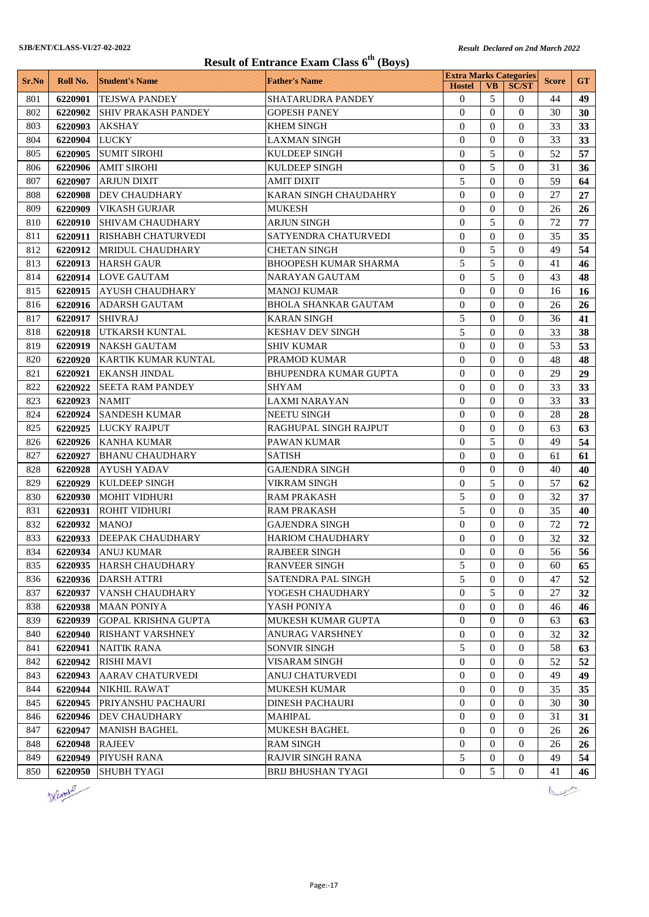SJB/ENT/CLASS-VI/27-02-2022

*Result Declared on 2nd March 2022*

# Result of Entrance Exam Class 6th (Boys)

| Sr.No | Roll No. | Student's Name | Father's Name | Extra Marks Categories | | | Score | GT |
|---|---|---|---|---|---|---|---|---|
| | | | | Hostel | VB | SC/ST | | |
| 801 | 6220901 | TEJSWA PANDEY | SHATARUDRA PANDEY | 0 | 5 | 0 | 44 | 49 |
| 802 | 6220902 | SHIV PRAKASH PANDEY | GOPESH PANEY | 0 | 0 | 0 | 30 | 30 |
| 803 | 6220903 | AKSHAY | KHEM SINGH | 0 | 0 | 0 | 33 | 33 |
| 804 | 6220904 | LUCKY | LAXMAN SINGH | 0 | 0 | 0 | 33 | 33 |
| 805 | 6220905 | SUMIT SIROHI | KULDEEP SINGH | 0 | 5 | 0 | 52 | 57 |
| 806 | 6220906 | AMIT SIROHI | KULDEEP SINGH | 0 | 5 | 0 | 31 | 36 |
| 807 | 6220907 | ARJUN DIXIT | AMIT DIXIT | 5 | 0 | 0 | 59 | 64 |
| 808 | 6220908 | DEV CHAUDHARY | KARAN SINGH CHAUDAHRY | 0 | 0 | 0 | 27 | 27 |
| 809 | 6220909 | VIKASH GURJAR | MUKESH | 0 | 0 | 0 | 26 | 26 |
| 810 | 6220910 | SHIVAM CHAUDHARY | ARJUN SINGH | 0 | 5 | 0 | 72 | 77 |
| 811 | 6220911 | RISHABH CHATURVEDI | SATYENDRA CHATURVEDI | 0 | 0 | 0 | 35 | 35 |
| 812 | 6220912 | MRIDUL CHAUDHARY | CHETAN SINGH | 0 | 5 | 0 | 49 | 54 |
| 813 | 6220913 | HARSH GAUR | BHOOPESH KUMAR SHARMA | 5 | 5 | 0 | 41 | 46 |
| 814 | 6220914 | LOVE GAUTAM | NARAYAN GAUTAM | 0 | 5 | 0 | 43 | 48 |
| 815 | 6220915 | AYUSH CHAUDHARY | MANOJ KUMAR | 0 | 0 | 0 | 16 | 16 |
| 816 | 6220916 | ADARSH GAUTAM | BHOLA SHANKAR GAUTAM | 0 | 0 | 0 | 26 | 26 |
| 817 | 6220917 | SHIVRAJ | KARAN SINGH | 5 | 0 | 0 | 36 | 41 |
| 818 | 6220918 | UTKARSH KUNTAL | KESHAV DEV SINGH | 5 | 0 | 0 | 33 | 38 |
| 819 | 6220919 | NAKSH GAUTAM | SHIV KUMAR | 0 | 0 | 0 | 53 | 53 |
| 820 | 6220920 | KARTIK KUMAR KUNTAL | PRAMOD KUMAR | 0 | 0 | 0 | 48 | 48 |
| 821 | 6220921 | EKANSH JINDAL | BHUPENDRA KUMAR GUPTA | 0 | 0 | 0 | 29 | 29 |
| 822 | 6220922 | SEETA RAM PANDEY | SHYAM | 0 | 0 | 0 | 33 | 33 |
| 823 | 6220923 | NAMIT | LAXMI NARAYAN | 0 | 0 | 0 | 33 | 33 |
| 824 | 6220924 | SANDESH KUMAR | NEETU SINGH | 0 | 0 | 0 | 28 | 28 |
| 825 | 6220925 | LUCKY RAJPUT | RAGHUPAL SINGH RAJPUT | 0 | 0 | 0 | 63 | 63 |
| 826 | 6220926 | KANHA KUMAR | PAWAN KUMAR | 0 | 5 | 0 | 49 | 54 |
| 827 | 6220927 | BHANU CHAUDHARY | SATISH | 0 | 0 | 0 | 61 | 61 |
| 828 | 6220928 | AYUSH YADAV | GAJENDRA SINGH | 0 | 0 | 0 | 40 | 40 |
| 829 | 6220929 | KULDEEP SINGH | VIKRAM SINGH | 0 | 5 | 0 | 57 | 62 |
| 830 | 6220930 | MOHIT VIDHURI | RAM PRAKASH | 5 | 0 | 0 | 32 | 37 |
| 831 | 6220931 | ROHIT VIDHURI | RAM PRAKASH | 5 | 0 | 0 | 35 | 40 |
| 832 | 6220932 | MANOJ | GAJENDRA SINGH | 0 | 0 | 0 | 72 | 72 |
| 833 | 6220933 | DEEPAK CHAUDHARY | HARIOM CHAUDHARY | 0 | 0 | 0 | 32 | 32 |
| 834 | 6220934 | ANUJ KUMAR | RAJBEER SINGH | 0 | 0 | 0 | 56 | 56 |
| 835 | 6220935 | HARSH CHAUDHARY | RANVEER SINGH | 5 | 0 | 0 | 60 | 65 |
| 836 | 6220936 | DARSH ATTRI | SATENDRA PAL SINGH | 5 | 0 | 0 | 47 | 52 |
| 837 | 6220937 | VANSH CHAUDHARY | YOGESH CHAUDHARY | 0 | 5 | 0 | 27 | 32 |
| 838 | 6220938 | MAAN PONIYA | YASH PONIYA | 0 | 0 | 0 | 46 | 46 |
| 839 | 6220939 | GOPAL KRISHNA GUPTA | MUKESH KUMAR GUPTA | 0 | 0 | 0 | 63 | 63 |
| 840 | 6220940 | RISHANT VARSHNEY | ANURAG VARSHNEY | 0 | 0 | 0 | 32 | 32 |
| 841 | 6220941 | NAITIK RANA | SONVIR SINGH | 5 | 0 | 0 | 58 | 63 |
| 842 | 6220942 | RISHI MAVI | VISARAM SINGH | 0 | 0 | 0 | 52 | 52 |
| 843 | 6220943 | AARAV CHATURVEDI | ANUJ CHATURVEDI | 0 | 0 | 0 | 49 | 49 |
| 844 | 6220944 | NIKHIL RAWAT | MUKESH KUMAR | 0 | 0 | 0 | 35 | 35 |
| 845 | 6220945 | PRIYANSHU PACHAURI | DINESH PACHAURI | 0 | 0 | 0 | 30 | 30 |
| 846 | 6220946 | DEV CHAUDHARY | MAHIPAL | 0 | 0 | 0 | 31 | 31 |
| 847 | 6220947 | MANISH BAGHEL | MUKESH BAGHEL | 0 | 0 | 0 | 26 | 26 |
| 848 | 6220948 | RAJEEV | RAM SINGH | 0 | 0 | 0 | 26 | 26 |
| 849 | 6220949 | PIYUSH RANA | RAJVIR SINGH RANA | 5 | 0 | 0 | 49 | 54 |
| 850 | 6220950 | SHUBH TYAGI | BRIJ BHUSHAN TYAGI | 0 | 5 | 0 | 41 | 46 |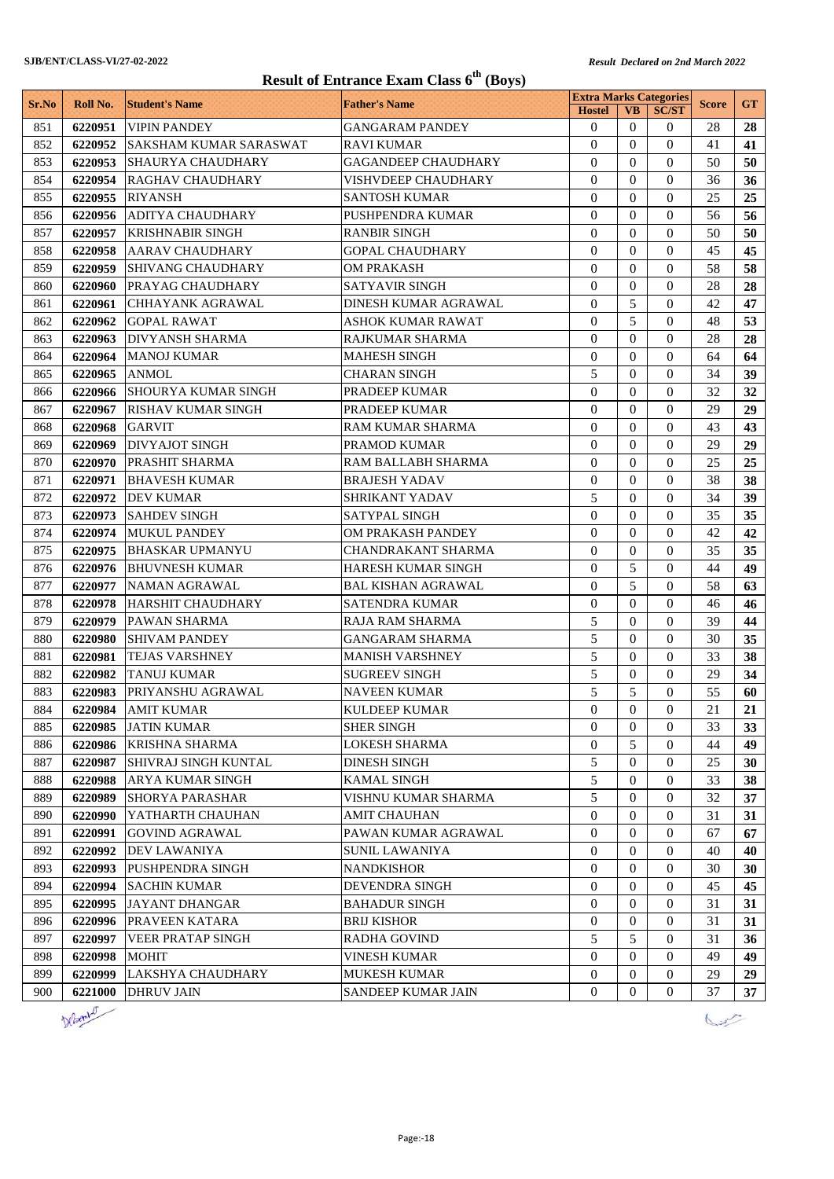SJB/ENT/CLASS-VI/27-02-2022 *Result Declared on 2nd March 2022*

# Result of Entrance Exam Class 6th (Boys)

| Sr.No | Roll No. | Student's Name | Father's Name | Extra Marks Categories | | | Score | GT |
|---|---|---|---|---|---|---|---|---|
| | | | | Hostel | VB | SC/ST | | |
| 851 | 6220951 | VIPIN PANDEY | GANGARAM PANDEY | 0 | 0 | 0 | 28 | 28 |
| 852 | 6220952 | SAKSHAM KUMAR SARASWAT | RAVI KUMAR | 0 | 0 | 0 | 41 | 41 |
| 853 | 6220953 | SHAURYA CHAUDHARY | GAGANDEEP CHAUDHARY | 0 | 0 | 0 | 50 | 50 |
| 854 | 6220954 | RAGHAV CHAUDHARY | VISHVDEEP CHAUDHARY | 0 | 0 | 0 | 36 | 36 |
| 855 | 6220955 | RIYANSH | SANTOSH KUMAR | 0 | 0 | 0 | 25 | 25 |
| 856 | 6220956 | ADITYA CHAUDHARY | PUSHPENDRA KUMAR | 0 | 0 | 0 | 56 | 56 |
| 857 | 6220957 | KRISHNABIR SINGH | RANBIR SINGH | 0 | 0 | 0 | 50 | 50 |
| 858 | 6220958 | AARAV CHAUDHARY | GOPAL CHAUDHARY | 0 | 0 | 0 | 45 | 45 |
| 859 | 6220959 | SHIVANG CHAUDHARY | OM PRAKASH | 0 | 0 | 0 | 58 | 58 |
| 860 | 6220960 | PRAYAG CHAUDHARY | SATYAVIR SINGH | 0 | 0 | 0 | 28 | 28 |
| 861 | 6220961 | CHHAYANK AGRAWAL | DINESH KUMAR AGRAWAL | 0 | 5 | 0 | 42 | 47 |
| 862 | 6220962 | GOPAL RAWAT | ASHOK KUMAR RAWAT | 0 | 5 | 0 | 48 | 53 |
| 863 | 6220963 | DIVYANSH SHARMA | RAJKUMAR SHARMA | 0 | 0 | 0 | 28 | 28 |
| 864 | 6220964 | MANOJ KUMAR | MAHESH SINGH | 0 | 0 | 0 | 64 | 64 |
| 865 | 6220965 | ANMOL | CHARAN SINGH | 5 | 0 | 0 | 34 | 39 |
| 866 | 6220966 | SHOURYA KUMAR SINGH | PRADEEP KUMAR | 0 | 0 | 0 | 32 | 32 |
| 867 | 6220967 | RISHAV KUMAR SINGH | PRADEEP KUMAR | 0 | 0 | 0 | 29 | 29 |
| 868 | 6220968 | GARVIT | RAM KUMAR SHARMA | 0 | 0 | 0 | 43 | 43 |
| 869 | 6220969 | DIVYAJOT SINGH | PRAMOD KUMAR | 0 | 0 | 0 | 29 | 29 |
| 870 | 6220970 | PRASHIT SHARMA | RAM BALLABH SHARMA | 0 | 0 | 0 | 25 | 25 |
| 871 | 6220971 | BHAVESH KUMAR | BRAJESH YADAV | 0 | 0 | 0 | 38 | 38 |
| 872 | 6220972 | DEV KUMAR | SHRIKANT YADAV | 5 | 0 | 0 | 34 | 39 |
| 873 | 6220973 | SAHDEV SINGH | SATYPAL SINGH | 0 | 0 | 0 | 35 | 35 |
| 874 | 6220974 | MUKUL PANDEY | OM PRAKASH PANDEY | 0 | 0 | 0 | 42 | 42 |
| 875 | 6220975 | BHASKAR UPMANYU | CHANDRAKANT SHARMA | 0 | 0 | 0 | 35 | 35 |
| 876 | 6220976 | BHUVNESH KUMAR | HARESH KUMAR SINGH | 0 | 5 | 0 | 44 | 49 |
| 877 | 6220977 | NAMAN AGRAWAL | BAL KISHAN AGRAWAL | 0 | 5 | 0 | 58 | 63 |
| 878 | 6220978 | HARSHIT CHAUDHARY | SATENDRA KUMAR | 0 | 0 | 0 | 46 | 46 |
| 879 | 6220979 | PAWAN SHARMA | RAJA RAM SHARMA | 5 | 0 | 0 | 39 | 44 |
| 880 | 6220980 | SHIVAM PANDEY | GANGARAM SHARMA | 5 | 0 | 0 | 30 | 35 |
| 881 | 6220981 | TEJAS VARSHNEY | MANISH VARSHNEY | 5 | 0 | 0 | 33 | 38 |
| 882 | 6220982 | TANUJ KUMAR | SUGREEV SINGH | 5 | 0 | 0 | 29 | 34 |
| 883 | 6220983 | PRIYANSHU AGRAWAL | NAVEEN KUMAR | 5 | 5 | 0 | 55 | 60 |
| 884 | 6220984 | AMIT KUMAR | KULDEEP KUMAR | 0 | 0 | 0 | 21 | 21 |
| 885 | 6220985 | JATIN KUMAR | SHER SINGH | 0 | 0 | 0 | 33 | 33 |
| 886 | 6220986 | KRISHNA SHARMA | LOKESH SHARMA | 0 | 5 | 0 | 44 | 49 |
| 887 | 6220987 | SHIVRAJ SINGH KUNTAL | DINESH SINGH | 5 | 0 | 0 | 25 | 30 |
| 888 | 6220988 | ARYA KUMAR SINGH | KAMAL SINGH | 5 | 0 | 0 | 33 | 38 |
| 889 | 6220989 | SHORYA PARASHAR | VISHNU KUMAR SHARMA | 5 | 0 | 0 | 32 | 37 |
| 890 | 6220990 | YATHARTH CHAUHAN | AMIT CHAUHAN | 0 | 0 | 0 | 31 | 31 |
| 891 | 6220991 | GOVIND AGRAWAL | PAWAN KUMAR AGRAWAL | 0 | 0 | 0 | 67 | 67 |
| 892 | 6220992 | DEV LAWANIYA | SUNIL LAWANIYA | 0 | 0 | 0 | 40 | 40 |
| 893 | 6220993 | PUSHPENDRA SINGH | NANDKISHOR | 0 | 0 | 0 | 30 | 30 |
| 894 | 6220994 | SACHIN KUMAR | DEVENDRA SINGH | 0 | 0 | 0 | 45 | 45 |
| 895 | 6220995 | JAYANT DHANGAR | BAHADUR SINGH | 0 | 0 | 0 | 31 | 31 |
| 896 | 6220996 | PRAVEEN KATARA | BRIJ KISHOR | 0 | 0 | 0 | 31 | 31 |
| 897 | 6220997 | VEER PRATAP SINGH | RADHA GOVIND | 5 | 5 | 0 | 31 | 36 |
| 898 | 6220998 | MOHIT | VINESH KUMAR | 0 | 0 | 0 | 49 | 49 |
| 899 | 6220999 | LAKSHYA CHAUDHARY | MUKESH KUMAR | 0 | 0 | 0 | 29 | 29 |
| 900 | 6221000 | DHRUV JAIN | SANDEEP KUMAR JAIN | 0 | 0 | 0 | 37 | 37 |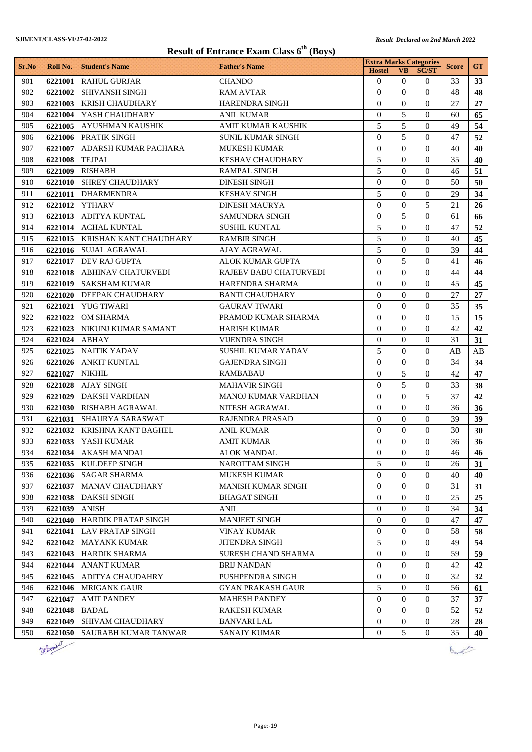SJB/ENT/CLASS-VI/27-02-2022

*Result Declared on 2nd March 2022*

# Result of Entrance Exam Class 6th (Boys)

| Sr.No | Roll No. | Student's Name | Father's Name | Extra Marks Categories | | | Score | GT |
|---|---|---|---|---|---|---|---|---|
| | | | | Hostel | VB | SC/ST | | |
| 901 | **6221001** | RAHUL GURJAR | CHANDO | 0 | 0 | 0 | 33 | **33** |
| 902 | **6221002** | SHIVANSH SINGH | RAM AVTAR | 0 | 0 | 0 | 48 | **48** |
| 903 | **6221003** | KRISH CHAUDHARY | HARENDRA SINGH | 0 | 0 | 0 | 27 | **27** |
| 904 | **6221004** | YASH CHAUDHARY | ANIL KUMAR | 0 | 5 | 0 | 60 | **65** |
| 905 | **6221005** | AYUSHMAN KAUSHIK | AMIT KUMAR KAUSHIK | 5 | 5 | 0 | 49 | **54** |
| 906 | **6221006** | PRATIK SINGH | SUNIL KUMAR SINGH | 0 | 5 | 0 | 47 | **52** |
| 907 | **6221007** | ADARSH KUMAR PACHARA | MUKESH KUMAR | 0 | 0 | 0 | 40 | **40** |
| 908 | **6221008** | TEJPAL | KESHAV CHAUDHARY | 5 | 0 | 0 | 35 | **40** |
| 909 | **6221009** | RISHABH | RAMPAL SINGH | 5 | 0 | 0 | 46 | **51** |
| 910 | **6221010** | SHREY CHAUDHARY | DINESH SINGH | 0 | 0 | 0 | 50 | **50** |
| 911 | **6221011** | DHARMENDRA | KESHAV SINGH | 5 | 0 | 0 | 29 | **34** |
| 912 | **6221012** | YTHARV | DINESH MAURYA | 0 | 0 | 5 | 21 | **26** |
| 913 | **6221013** | ADITYA KUNTAL | SAMUNDRA SINGH | 0 | 5 | 0 | 61 | **66** |
| 914 | **6221014** | ACHAL KUNTAL | SUSHIL KUNTAL | 5 | 0 | 0 | 47 | **52** |
| 915 | **6221015** | KRISHAN KANT CHAUDHARY | RAMBIR SINGH | 5 | 0 | 0 | 40 | **45** |
| 916 | **6221016** | SUJAL AGRAWAL | AJAY AGRAWAL | 5 | 0 | 0 | 39 | **44** |
| 917 | **6221017** | DEV RAJ GUPTA | ALOK KUMAR GUPTA | 0 | 5 | 0 | 41 | **46** |
| 918 | **6221018** | ABHINAV CHATURVEDI | RAJEEV BABU CHATURVEDI | 0 | 0 | 0 | 44 | **44** |
| 919 | **6221019** | SAKSHAM KUMAR | HARENDRA SHARMA | 0 | 0 | 0 | 45 | **45** |
| 920 | **6221020** | DEEPAK CHAUDHARY | BANTI CHAUDHARY | 0 | 0 | 0 | 27 | **27** |
| 921 | **6221021** | YUG TIWARI | GAURAV TIWARI | 0 | 0 | 0 | 35 | **35** |
| 922 | **6221022** | OM SHARMA | PRAMOD KUMAR SHARMA | 0 | 0 | 0 | 15 | **15** |
| 923 | **6221023** | NIKUNJ KUMAR SAMANT | HARISH KUMAR | 0 | 0 | 0 | 42 | **42** |
| 924 | **6221024** | ABHAY | VIJENDRA SINGH | 0 | 0 | 0 | 31 | **31** |
| 925 | **6221025** | NAITIK YADAV | SUSHIL KUMAR YADAV | 5 | 0 | 0 | AB | AB |
| 926 | **6221026** | ANKIT KUNTAL | GAJENDRA SINGH | 0 | 0 | 0 | 34 | **34** |
| 927 | **6221027** | NIKHIL | RAMBABAU | 0 | 5 | 0 | 42 | **47** |
| 928 | **6221028** | AJAY SINGH | MAHAVIR SINGH | 0 | 5 | 0 | 33 | **38** |
| 929 | **6221029** | DAKSH VARDHAN | MANOJ KUMAR VARDHAN | 0 | 0 | 5 | 37 | **42** |
| 930 | **6221030** | RISHABH AGRAWAL | NITESH AGRAWAL | 0 | 0 | 0 | 36 | **36** |
| 931 | **6221031** | SHAURYA SARASWAT | RAJENDRA PRASAD | 0 | 0 | 0 | 39 | **39** |
| 932 | **6221032** | KRISHNA KANT BAGHEL | ANIL KUMAR | 0 | 0 | 0 | 30 | **30** |
| 933 | **6221033** | YASH KUMAR | AMIT KUMAR | 0 | 0 | 0 | 36 | **36** |
| 934 | **6221034** | AKASH MANDAL | ALOK MANDAL | 0 | 0 | 0 | 46 | **46** |
| 935 | **6221035** | KULDEEP SINGH | NAROTTAM SINGH | 5 | 0 | 0 | 26 | **31** |
| 936 | **6221036** | SAGAR SHARMA | MUKESH KUMAR | 0 | 0 | 0 | 40 | **40** |
| 937 | **6221037** | MANAV CHAUDHARY | MANISH KUMAR SINGH | 0 | 0 | 0 | 31 | **31** |
| 938 | **6221038** | DAKSH SINGH | BHAGAT SINGH | 0 | 0 | 0 | 25 | **25** |
| 939 | **6221039** | ANISH | ANIL | 0 | 0 | 0 | 34 | **34** |
| 940 | **6221040** | HARDIK PRATAP SINGH | MANJEET SINGH | 0 | 0 | 0 | 47 | **47** |
| 941 | **6221041** | LAV PRATAP SINGH | VINAY KUMAR | 0 | 0 | 0 | 58 | **58** |
| 942 | **6221042** | MAYANK KUMAR | JITENDRA SINGH | 5 | 0 | 0 | 49 | **54** |
| 943 | **6221043** | HARDIK SHARMA | SURESH CHAND SHARMA | 0 | 0 | 0 | 59 | **59** |
| 944 | **6221044** | ANANT KUMAR | BRIJ NANDAN | 0 | 0 | 0 | 42 | **42** |
| 945 | **6221045** | ADITYA CHAUDAHRY | PUSHPENDRA SINGH | 0 | 0 | 0 | 32 | **32** |
| 946 | **6221046** | MRIGANK GAUR | GYAN PRAKASH GAUR | 5 | 0 | 0 | 56 | **61** |
| 947 | **6221047** | AMIT PANDEY | MAHESH PANDEY | 0 | 0 | 0 | 37 | **37** |
| 948 | **6221048** | BADAL | RAKESH KUMAR | 0 | 0 | 0 | 52 | **52** |
| 949 | **6221049** | SHIVAM CHAUDHARY | BANVARI LAL | 0 | 0 | 0 | 28 | **28** |
| 950 | **6221050** | SAURABH KUMAR TANWAR | SANAJY KUMAR | 0 | 5 | 0 | 35 | **40** |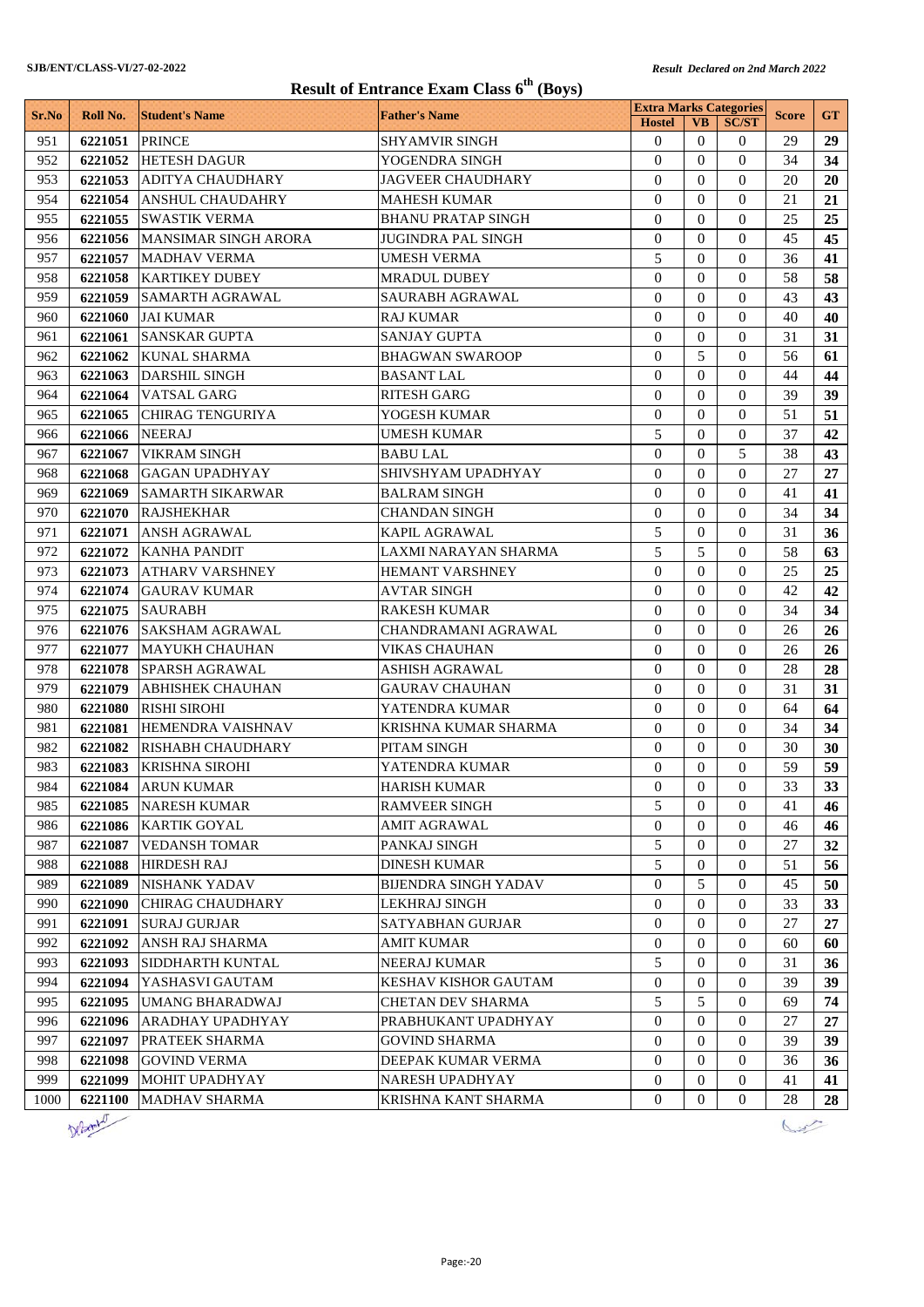SJB/ENT/CLASS-VI/27-02-2022

*Result Declared on 2nd March 2022*

# Result of Entrance Exam Class 6th (Boys)

| Sr.No | Roll No. | Student's Name | Father's Name | Extra Marks Categories | | | Score | GT |
|---|---|---|---|---|---|---|---|---|
| | | | | Hostel | VB | SC/ST | | |
| 951 | **6221051** | PRINCE | SHYAMVIR SINGH | 0 | 0 | 0 | 29 | **29** |
| 952 | **6221052** | HETESH DAGUR | YOGENDRA SINGH | 0 | 0 | 0 | 34 | **34** |
| 953 | **6221053** | ADITYA CHAUDHARY | JAGVEER CHAUDHARY | 0 | 0 | 0 | 20 | **20** |
| 954 | **6221054** | ANSHUL CHAUDAHRY | MAHESH KUMAR | 0 | 0 | 0 | 21 | **21** |
| 955 | **6221055** | SWASTIK VERMA | BHANU PRATAP SINGH | 0 | 0 | 0 | 25 | **25** |
| 956 | **6221056** | MANSIMAR SINGH ARORA | JUGINDRA PAL SINGH | 0 | 0 | 0 | 45 | **45** |
| 957 | **6221057** | MADHAV VERMA | UMESH VERMA | 5 | 0 | 0 | 36 | **41** |
| 958 | **6221058** | KARTIKEY DUBEY | MRADUL DUBEY | 0 | 0 | 0 | 58 | **58** |
| 959 | **6221059** | SAMARTH AGRAWAL | SAURABH AGRAWAL | 0 | 0 | 0 | 43 | **43** |
| 960 | **6221060** | JAI KUMAR | RAJ KUMAR | 0 | 0 | 0 | 40 | **40** |
| 961 | **6221061** | SANSKAR GUPTA | SANJAY GUPTA | 0 | 0 | 0 | 31 | **31** |
| 962 | **6221062** | KUNAL SHARMA | BHAGWAN SWAROOP | 0 | 5 | 0 | 56 | **61** |
| 963 | **6221063** | DARSHIL SINGH | BASANT LAL | 0 | 0 | 0 | 44 | **44** |
| 964 | **6221064** | VATSAL GARG | RITESH GARG | 0 | 0 | 0 | 39 | **39** |
| 965 | **6221065** | CHIRAG TENGURIYA | YOGESH KUMAR | 0 | 0 | 0 | 51 | **51** |
| 966 | **6221066** | NEERAJ | UMESH KUMAR | 5 | 0 | 0 | 37 | **42** |
| 967 | **6221067** | VIKRAM SINGH | BABU LAL | 0 | 0 | 5 | 38 | **43** |
| 968 | **6221068** | GAGAN UPADHYAY | SHIVSHYAM UPADHYAY | 0 | 0 | 0 | 27 | **27** |
| 969 | **6221069** | SAMARTH SIKARWAR | BALRAM SINGH | 0 | 0 | 0 | 41 | **41** |
| 970 | **6221070** | RAJSHEKHAR | CHANDAN SINGH | 0 | 0 | 0 | 34 | **34** |
| 971 | **6221071** | ANSH AGRAWAL | KAPIL AGRAWAL | 5 | 0 | 0 | 31 | **36** |
| 972 | **6221072** | KANHA PANDIT | LAXMI NARAYAN SHARMA | 5 | 5 | 0 | 58 | **63** |
| 973 | **6221073** | ATHARV VARSHNEY | HEMANT VARSHNEY | 0 | 0 | 0 | 25 | **25** |
| 974 | **6221074** | GAURAV KUMAR | AVTAR SINGH | 0 | 0 | 0 | 42 | **42** |
| 975 | **6221075** | SAURABH | RAKESH KUMAR | 0 | 0 | 0 | 34 | **34** |
| 976 | **6221076** | SAKSHAM AGRAWAL | CHANDRAMANI AGRAWAL | 0 | 0 | 0 | 26 | **26** |
| 977 | **6221077** | MAYUKH CHAUHAN | VIKAS CHAUHAN | 0 | 0 | 0 | 26 | **26** |
| 978 | **6221078** | SPARSH AGRAWAL | ASHISH AGRAWAL | 0 | 0 | 0 | 28 | **28** |
| 979 | **6221079** | ABHISHEK CHAUHAN | GAURAV CHAUHAN | 0 | 0 | 0 | 31 | **31** |
| 980 | **6221080** | RISHI SIROHI | YATENDRA KUMAR | 0 | 0 | 0 | 64 | **64** |
| 981 | **6221081** | HEMENDRA VAISHNAV | KRISHNA KUMAR SHARMA | 0 | 0 | 0 | 34 | **34** |
| 982 | **6221082** | RISHABH CHAUDHARY | PITAM SINGH | 0 | 0 | 0 | 30 | **30** |
| 983 | **6221083** | KRISHNA SIROHI | YATENDRA KUMAR | 0 | 0 | 0 | 59 | **59** |
| 984 | **6221084** | ARUN KUMAR | HARISH KUMAR | 0 | 0 | 0 | 33 | **33** |
| 985 | **6221085** | NARESH KUMAR | RAMVEER SINGH | 5 | 0 | 0 | 41 | **46** |
| 986 | **6221086** | KARTIK GOYAL | AMIT AGRAWAL | 0 | 0 | 0 | 46 | **46** |
| 987 | **6221087** | VEDANSH TOMAR | PANKAJ SINGH | 5 | 0 | 0 | 27 | **32** |
| 988 | **6221088** | HIRDESH RAJ | DINESH KUMAR | 5 | 0 | 0 | 51 | **56** |
| 989 | **6221089** | NISHANK YADAV | BIJENDRA SINGH YADAV | 0 | 5 | 0 | 45 | **50** |
| 990 | **6221090** | CHIRAG CHAUDHARY | LEKHRAJ SINGH | 0 | 0 | 0 | 33 | **33** |
| 991 | **6221091** | SURAJ GURJAR | SATYABHAN GURJAR | 0 | 0 | 0 | 27 | **27** |
| 992 | **6221092** | ANSH RAJ SHARMA | AMIT KUMAR | 0 | 0 | 0 | 60 | **60** |
| 993 | **6221093** | SIDDHARTH KUNTAL | NEERAJ KUMAR | 5 | 0 | 0 | 31 | **36** |
| 994 | **6221094** | YASHASVI GAUTAM | KESHAV KISHOR GAUTAM | 0 | 0 | 0 | 39 | **39** |
| 995 | **6221095** | UMANG BHARADWAJ | CHETAN DEV SHARMA | 5 | 5 | 0 | 69 | **74** |
| 996 | **6221096** | ARADHAY UPADHYAY | PRABHUKANT UPADHYAY | 0 | 0 | 0 | 27 | **27** |
| 997 | **6221097** | PRATEEK SHARMA | GOVIND SHARMA | 0 | 0 | 0 | 39 | **39** |
| 998 | **6221098** | GOVIND VERMA | DEEPAK KUMAR VERMA | 0 | 0 | 0 | 36 | **36** |
| 999 | **6221099** | MOHIT UPADHYAY | NARESH UPADHYAY | 0 | 0 | 0 | 41 | **41** |
| 1000 | **6221100** | MADHAV SHARMA | KRISHNA KANT SHARMA | 0 | 0 | 0 | 28 | **28** |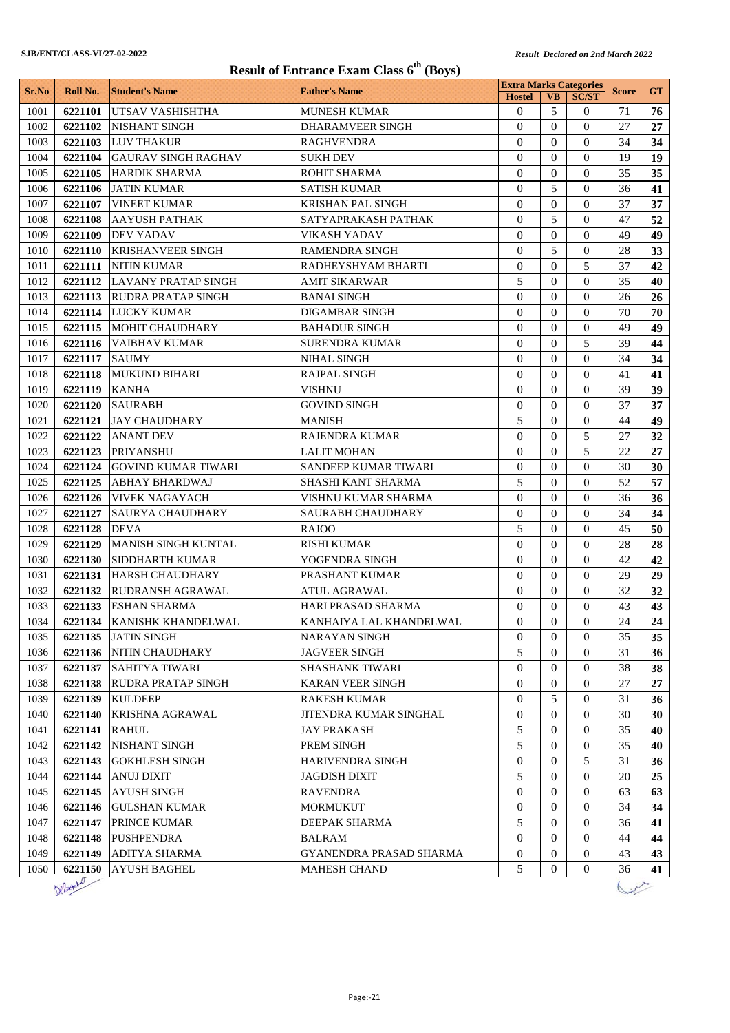SJB/ENT/CLASS-VI/27-02-2022

*Result Declared on 2nd March 2022*

# Result of Entrance Exam Class 6th (Boys)

| Sr.No | Roll No. | Student's Name | Father's Name | Extra Marks Categories | | | Score | GT |
|---|---|---|---|---|---|---|---|---|
| | | | | Hostel | VB | SC/ST | | |
| 1001 | **6221101** | UTSAV VASHISHTHA | MUNESH KUMAR | 0 | 5 | 0 | 71 | **76** |
| 1002 | **6221102** | NISHANT SINGH | DHARAMVEER SINGH | 0 | 0 | 0 | 27 | **27** |
| 1003 | **6221103** | LUV THAKUR | RAGHVENDRA | 0 | 0 | 0 | 34 | **34** |
| 1004 | **6221104** | GAURAV SINGH RAGHAV | SUKH DEV | 0 | 0 | 0 | 19 | **19** |
| 1005 | **6221105** | HARDIK SHARMA | ROHIT SHARMA | 0 | 0 | 0 | 35 | **35** |
| 1006 | **6221106** | JATIN KUMAR | SATISH KUMAR | 0 | 5 | 0 | 36 | **41** |
| 1007 | **6221107** | VINEET KUMAR | KRISHAN PAL SINGH | 0 | 0 | 0 | 37 | **37** |
| 1008 | **6221108** | AAYUSH PATHAK | SATYAPRAKASH PATHAK | 0 | 5 | 0 | 47 | **52** |
| 1009 | **6221109** | DEV YADAV | VIKASH YADAV | 0 | 0 | 0 | 49 | **49** |
| 1010 | **6221110** | KRISHANVEER SINGH | RAMENDRA SINGH | 0 | 5 | 0 | 28 | **33** |
| 1011 | **6221111** | NITIN KUMAR | RADHEYSHYAM BHARTI | 0 | 0 | 5 | 37 | **42** |
| 1012 | **6221112** | LAVANY PRATAP SINGH | AMIT SIKARWAR | 5 | 0 | 0 | 35 | **40** |
| 1013 | **6221113** | RUDRA PRATAP SINGH | BANAI SINGH | 0 | 0 | 0 | 26 | **26** |
| 1014 | **6221114** | LUCKY KUMAR | DIGAMBAR SINGH | 0 | 0 | 0 | 70 | **70** |
| 1015 | **6221115** | MOHIT CHAUDHARY | BAHADUR SINGH | 0 | 0 | 0 | 49 | **49** |
| 1016 | **6221116** | VAIBHAV KUMAR | SURENDRA KUMAR | 0 | 0 | 5 | 39 | **44** |
| 1017 | **6221117** | SAUMY | NIHAL SINGH | 0 | 0 | 0 | 34 | **34** |
| 1018 | **6221118** | MUKUND BIHARI | RAJPAL SINGH | 0 | 0 | 0 | 41 | **41** |
| 1019 | **6221119** | KANHA | VISHNU | 0 | 0 | 0 | 39 | **39** |
| 1020 | **6221120** | SAURABH | GOVIND SINGH | 0 | 0 | 0 | 37 | **37** |
| 1021 | **6221121** | JAY CHAUDHARY | MANISH | 5 | 0 | 0 | 44 | **49** |
| 1022 | **6221122** | ANANT DEV | RAJENDRA KUMAR | 0 | 0 | 5 | 27 | **32** |
| 1023 | **6221123** | PRIYANSHU | LALIT MOHAN | 0 | 0 | 5 | 22 | **27** |
| 1024 | **6221124** | GOVIND KUMAR TIWARI | SANDEEP KUMAR TIWARI | 0 | 0 | 0 | 30 | **30** |
| 1025 | **6221125** | ABHAY BHARDWAJ | SHASHI KANT SHARMA | 5 | 0 | 0 | 52 | **57** |
| 1026 | **6221126** | VIVEK NAGAYACH | VISHNU KUMAR SHARMA | 0 | 0 | 0 | 36 | **36** |
| 1027 | **6221127** | SAURYA CHAUDHARY | SAURABH CHAUDHARY | 0 | 0 | 0 | 34 | **34** |
| 1028 | **6221128** | DEVA | RAJOO | 5 | 0 | 0 | 45 | **50** |
| 1029 | **6221129** | MANISH SINGH KUNTAL | RISHI KUMAR | 0 | 0 | 0 | 28 | **28** |
| 1030 | **6221130** | SIDDHARTH KUMAR | YOGENDRA SINGH | 0 | 0 | 0 | 42 | **42** |
| 1031 | **6221131** | HARSH CHAUDHARY | PRASHANT KUMAR | 0 | 0 | 0 | 29 | **29** |
| 1032 | **6221132** | RUDRANSH AGRAWAL | ATUL AGRAWAL | 0 | 0 | 0 | 32 | **32** |
| 1033 | **6221133** | ESHAN SHARMA | HARI PRASAD SHARMA | 0 | 0 | 0 | 43 | **43** |
| 1034 | **6221134** | KANISHK KHANDELWAL | KANHAIYA LAL KHANDELWAL | 0 | 0 | 0 | 24 | **24** |
| 1035 | **6221135** | JATIN SINGH | NARAYAN SINGH | 0 | 0 | 0 | 35 | **35** |
| 1036 | **6221136** | NITIN CHAUDHARY | JAGVEER SINGH | 5 | 0 | 0 | 31 | **36** |
| 1037 | **6221137** | SAHITYA TIWARI | SHASHANK TIWARI | 0 | 0 | 0 | 38 | **38** |
| 1038 | **6221138** | RUDRA PRATAP SINGH | KARAN VEER SINGH | 0 | 0 | 0 | 27 | **27** |
| 1039 | **6221139** | KULDEEP | RAKESH KUMAR | 0 | 5 | 0 | 31 | **36** |
| 1040 | **6221140** | KRISHNA AGRAWAL | JITENDRA KUMAR SINGHAL | 0 | 0 | 0 | 30 | **30** |
| 1041 | **6221141** | RAHUL | JAY PRAKASH | 5 | 0 | 0 | 35 | **40** |
| 1042 | **6221142** | NISHANT SINGH | PREM SINGH | 5 | 0 | 0 | 35 | **40** |
| 1043 | **6221143** | GOKHLESH SINGH | HARIVENDRA SINGH | 0 | 0 | 5 | 31 | **36** |
| 1044 | **6221144** | ANUJ DIXIT | JAGDISH DIXIT | 5 | 0 | 0 | 20 | **25** |
| 1045 | **6221145** | AYUSH SINGH | RAVENDRA | 0 | 0 | 0 | 63 | **63** |
| 1046 | **6221146** | GULSHAN KUMAR | MORMUKUT | 0 | 0 | 0 | 34 | **34** |
| 1047 | **6221147** | PRINCE KUMAR | DEEPAK SHARMA | 5 | 0 | 0 | 36 | **41** |
| 1048 | **6221148** | PUSHPENDRA | BALRAM | 0 | 0 | 0 | 44 | **44** |
| 1049 | **6221149** | ADITYA SHARMA | GYANENDRA PRASAD SHARMA | 0 | 0 | 0 | 43 | **43** |
| 1050 | **6221150** | AYUSH BAGHEL | MAHESH CHAND | 5 | 0 | 0 | 36 | **41** |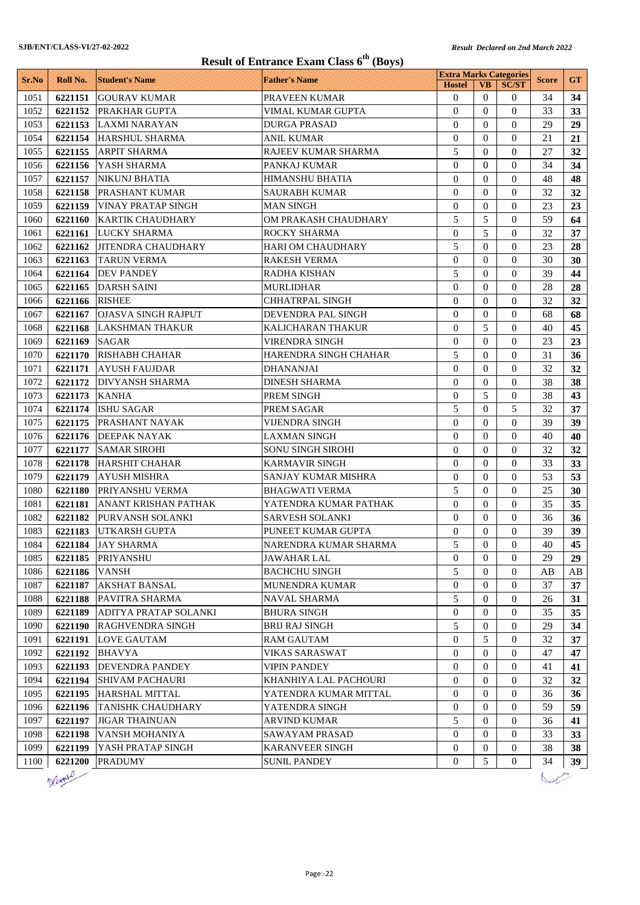SJB/ENT/CLASS-VI/27-02-2022

*Result Declared on 2nd March 2022*

# Result of Entrance Exam Class 6th (Boys)

| Sr.No | Roll No. | Student's Name | Father's Name | Extra Marks Categories | | | Score | GT |
|---|---|---|---|---|---|---|---|---|
| | | | | Hostel | VB | SC/ST | | |
| 1051 | 6221151 | GOURAV KUMAR | PRAVEEN KUMAR | 0 | 0 | 0 | 34 | 34 |
| 1052 | 6221152 | PRAKHAR GUPTA | VIMAL KUMAR GUPTA | 0 | 0 | 0 | 33 | 33 |
| 1053 | 6221153 | LAXMI NARAYAN | DURGA PRASAD | 0 | 0 | 0 | 29 | 29 |
| 1054 | 6221154 | HARSHUL SHARMA | ANIL KUMAR | 0 | 0 | 0 | 21 | 21 |
| 1055 | 6221155 | ARPIT SHARMA | RAJEEV KUMAR SHARMA | 5 | 0 | 0 | 27 | 32 |
| 1056 | 6221156 | YASH SHARMA | PANKAJ KUMAR | 0 | 0 | 0 | 34 | 34 |
| 1057 | 6221157 | NIKUNJ BHATIA | HIMANSHU BHATIA | 0 | 0 | 0 | 48 | 48 |
| 1058 | 6221158 | PRASHANT KUMAR | SAURABH KUMAR | 0 | 0 | 0 | 32 | 32 |
| 1059 | 6221159 | VINAY PRATAP SINGH | MAN SINGH | 0 | 0 | 0 | 23 | 23 |
| 1060 | 6221160 | KARTIK CHAUDHARY | OM PRAKASH CHAUDHARY | 5 | 5 | 0 | 59 | 64 |
| 1061 | 6221161 | LUCKY SHARMA | ROCKY SHARMA | 0 | 5 | 0 | 32 | 37 |
| 1062 | 6221162 | JITENDRA CHAUDHARY | HARI OM CHAUDHARY | 5 | 0 | 0 | 23 | 28 |
| 1063 | 6221163 | TARUN VERMA | RAKESH VERMA | 0 | 0 | 0 | 30 | 30 |
| 1064 | 6221164 | DEV PANDEY | RADHA KISHAN | 5 | 0 | 0 | 39 | 44 |
| 1065 | 6221165 | DARSH SAINI | MURLIDHAR | 0 | 0 | 0 | 28 | 28 |
| 1066 | 6221166 | RISHEE | CHHATRPAL SINGH | 0 | 0 | 0 | 32 | 32 |
| 1067 | 6221167 | OJASVA SINGH RAJPUT | DEVENDRA PAL SINGH | 0 | 0 | 0 | 68 | 68 |
| 1068 | 6221168 | LAKSHMAN THAKUR | KALICHARAN THAKUR | 0 | 5 | 0 | 40 | 45 |
| 1069 | 6221169 | SAGAR | VIRENDRA SINGH | 0 | 0 | 0 | 23 | 23 |
| 1070 | 6221170 | RISHABH CHAHAR | HARENDRA SINGH CHAHAR | 5 | 0 | 0 | 31 | 36 |
| 1071 | 6221171 | AYUSH FAUJDAR | DHANANJAI | 0 | 0 | 0 | 32 | 32 |
| 1072 | 6221172 | DIVYANSH SHARMA | DINESH SHARMA | 0 | 0 | 0 | 38 | 38 |
| 1073 | 6221173 | KANHA | PREM SINGH | 0 | 5 | 0 | 38 | 43 |
| 1074 | 6221174 | ISHU SAGAR | PREM SAGAR | 5 | 0 | 5 | 32 | 37 |
| 1075 | 6221175 | PRASHANT NAYAK | VIJENDRA SINGH | 0 | 0 | 0 | 39 | 39 |
| 1076 | 6221176 | DEEPAK NAYAK | LAXMAN SINGH | 0 | 0 | 0 | 40 | 40 |
| 1077 | 6221177 | SAMAR SIROHI | SONU SINGH SIROHI | 0 | 0 | 0 | 32 | 32 |
| 1078 | 6221178 | HARSHIT CHAHAR | KARMAVIR SINGH | 0 | 0 | 0 | 33 | 33 |
| 1079 | 6221179 | AYUSH MISHRA | SANJAY KUMAR MISHRA | 0 | 0 | 0 | 53 | 53 |
| 1080 | 6221180 | PRIYANSHU VERMA | BHAGWATI VERMA | 5 | 0 | 0 | 25 | 30 |
| 1081 | 6221181 | ANANT KRISHAN PATHAK | YATENDRA KUMAR PATHAK | 0 | 0 | 0 | 35 | 35 |
| 1082 | 6221182 | PURVANSH SOLANKI | SARVESH SOLANKI | 0 | 0 | 0 | 36 | 36 |
| 1083 | 6221183 | UTKARSH GUPTA | PUNEET KUMAR GUPTA | 0 | 0 | 0 | 39 | 39 |
| 1084 | 6221184 | JAY SHARMA | NARENDRA KUMAR SHARMA | 5 | 0 | 0 | 40 | 45 |
| 1085 | 6221185 | PRIYANSHU | JAWAHAR LAL | 0 | 0 | 0 | 29 | 29 |
| 1086 | 6221186 | VANSH | BACHCHU SINGH | 5 | 0 | 0 | AB | AB |
| 1087 | 6221187 | AKSHAT BANSAL | MUNENDRA KUMAR | 0 | 0 | 0 | 37 | 37 |
| 1088 | 6221188 | PAVITRA SHARMA | NAVAL SHARMA | 5 | 0 | 0 | 26 | 31 |
| 1089 | 6221189 | ADITYA PRATAP SOLANKI | BHURA SINGH | 0 | 0 | 0 | 35 | 35 |
| 1090 | 6221190 | RAGHVENDRA SINGH | BRIJ RAJ SINGH | 5 | 0 | 0 | 29 | 34 |
| 1091 | 6221191 | LOVE GAUTAM | RAM GAUTAM | 0 | 5 | 0 | 32 | 37 |
| 1092 | 6221192 | BHAVYA | VIKAS SARASWAT | 0 | 0 | 0 | 47 | 47 |
| 1093 | 6221193 | DEVENDRA PANDEY | VIPIN PANDEY | 0 | 0 | 0 | 41 | 41 |
| 1094 | 6221194 | SHIVAM PACHAURI | KHANHIYA LAL PACHOURI | 0 | 0 | 0 | 32 | 32 |
| 1095 | 6221195 | HARSHAL MITTAL | YATENDRA KUMAR MITTAL | 0 | 0 | 0 | 36 | 36 |
| 1096 | 6221196 | TANISHK CHAUDHARY | YATENDRA SINGH | 0 | 0 | 0 | 59 | 59 |
| 1097 | 6221197 | JIGAR THAINUAN | ARVIND KUMAR | 5 | 0 | 0 | 36 | 41 |
| 1098 | 6221198 | VANSH MOHANIYA | SAWAYAM PRASAD | 0 | 0 | 0 | 33 | 33 |
| 1099 | 6221199 | YASH PRATAP SINGH | KARANVEER SINGH | 0 | 0 | 0 | 38 | 38 |
| 1100 | 6221200 | PRADUMY | SUNIL PANDEY | 0 | 5 | 0 | 34 | 39 |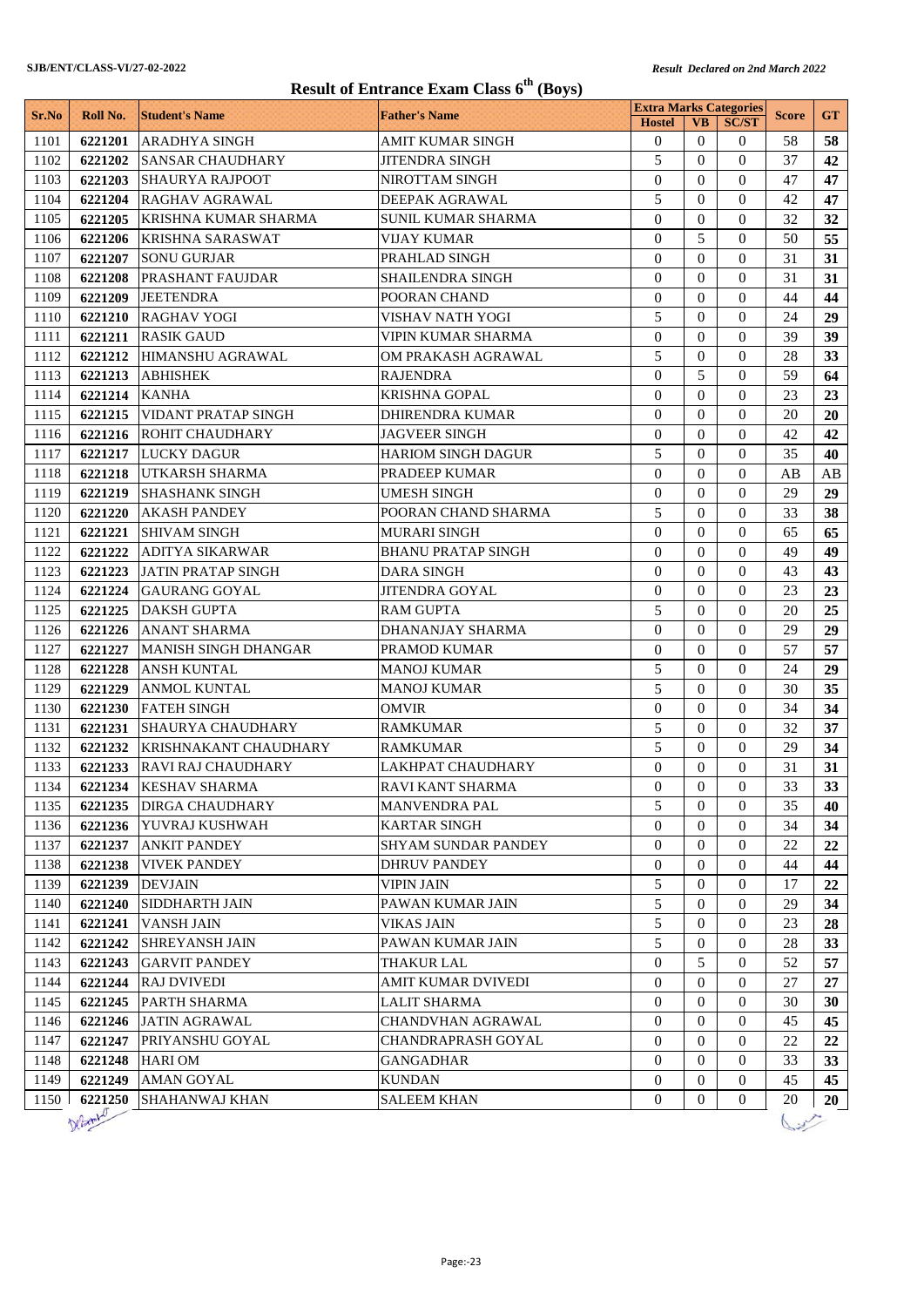SJB/ENT/CLASS-VI/27-02-2022

*Result Declared on 2nd March 2022*

# Result of Entrance Exam Class 6th (Boys)

| Sr.No | Roll No. | Student's Name | Father's Name | Extra Marks Categories | | | Score | GT |
|---|---|---|---|---|---|---|---|---|
| | | | | Hostel | VB | SC/ST | | |
| 1101 | **6221201** | ARADHYA SINGH | AMIT KUMAR SINGH | 0 | 0 | 0 | 58 | **58** |
| 1102 | **6221202** | SANSAR CHAUDHARY | JITENDRA SINGH | 5 | 0 | 0 | 37 | **42** |
| 1103 | **6221203** | SHAURYA RAJPOOT | NIROTTAM SINGH | 0 | 0 | 0 | 47 | **47** |
| 1104 | **6221204** | RAGHAV AGRAWAL | DEEPAK AGRAWAL | 5 | 0 | 0 | 42 | **47** |
| 1105 | **6221205** | KRISHNA KUMAR SHARMA | SUNIL KUMAR SHARMA | 0 | 0 | 0 | 32 | **32** |
| 1106 | **6221206** | KRISHNA SARASWAT | VIJAY KUMAR | 0 | 5 | 0 | 50 | **55** |
| 1107 | **6221207** | SONU GURJAR | PRAHLAD SINGH | 0 | 0 | 0 | 31 | **31** |
| 1108 | **6221208** | PRASHANT FAUJDAR | SHAILENDRA SINGH | 0 | 0 | 0 | 31 | **31** |
| 1109 | **6221209** | JEETENDRA | POORAN CHAND | 0 | 0 | 0 | 44 | **44** |
| 1110 | **6221210** | RAGHAV YOGI | VISHAV NATH YOGI | 5 | 0 | 0 | 24 | **29** |
| 1111 | **6221211** | RASIK GAUD | VIPIN KUMAR SHARMA | 0 | 0 | 0 | 39 | **39** |
| 1112 | **6221212** | HIMANSHU AGRAWAL | OM PRAKASH AGRAWAL | 5 | 0 | 0 | 28 | **33** |
| 1113 | **6221213** | ABHISHEK | RAJENDRA | 0 | 5 | 0 | 59 | **64** |
| 1114 | **6221214** | KANHA | KRISHNA GOPAL | 0 | 0 | 0 | 23 | **23** |
| 1115 | **6221215** | VIDANT PRATAP SINGH | DHIRENDRA KUMAR | 0 | 0 | 0 | 20 | **20** |
| 1116 | **6221216** | ROHIT CHAUDHARY | JAGVEER SINGH | 0 | 0 | 0 | 42 | **42** |
| 1117 | **6221217** | LUCKY DAGUR | HARIOM SINGH DAGUR | 5 | 0 | 0 | 35 | **40** |
| 1118 | **6221218** | UTKARSH SHARMA | PRADEEP KUMAR | 0 | 0 | 0 | AB | AB |
| 1119 | **6221219** | SHASHANK SINGH | UMESH SINGH | 0 | 0 | 0 | 29 | **29** |
| 1120 | **6221220** | AKASH PANDEY | POORAN CHAND SHARMA | 5 | 0 | 0 | 33 | **38** |
| 1121 | **6221221** | SHIVAM SINGH | MURARI SINGH | 0 | 0 | 0 | 65 | **65** |
| 1122 | **6221222** | ADITYA SIKARWAR | BHANU PRATAP SINGH | 0 | 0 | 0 | 49 | **49** |
| 1123 | **6221223** | JATIN PRATAP SINGH | DARA SINGH | 0 | 0 | 0 | 43 | **43** |
| 1124 | **6221224** | GAURANG GOYAL | JITENDRA GOYAL | 0 | 0 | 0 | 23 | **23** |
| 1125 | **6221225** | DAKSH GUPTA | RAM GUPTA | 5 | 0 | 0 | 20 | **25** |
| 1126 | **6221226** | ANANT SHARMA | DHANANJAY SHARMA | 0 | 0 | 0 | 29 | **29** |
| 1127 | **6221227** | MANISH SINGH DHANGAR | PRAMOD KUMAR | 0 | 0 | 0 | 57 | **57** |
| 1128 | **6221228** | ANSH KUNTAL | MANOJ KUMAR | 5 | 0 | 0 | 24 | **29** |
| 1129 | **6221229** | ANMOL KUNTAL | MANOJ KUMAR | 5 | 0 | 0 | 30 | **35** |
| 1130 | **6221230** | FATEH SINGH | OMVIR | 0 | 0 | 0 | 34 | **34** |
| 1131 | **6221231** | SHAURYA CHAUDHARY | RAMKUMAR | 5 | 0 | 0 | 32 | **37** |
| 1132 | **6221232** | KRISHNAKANT CHAUDHARY | RAMKUMAR | 5 | 0 | 0 | 29 | **34** |
| 1133 | **6221233** | RAVI RAJ CHAUDHARY | LAKHPAT CHAUDHARY | 0 | 0 | 0 | 31 | **31** |
| 1134 | **6221234** | KESHAV SHARMA | RAVI KANT SHARMA | 0 | 0 | 0 | 33 | **33** |
| 1135 | **6221235** | DIRGA CHAUDHARY | MANVENDRA PAL | 5 | 0 | 0 | 35 | **40** |
| 1136 | **6221236** | YUVRAJ KUSHWAH | KARTAR SINGH | 0 | 0 | 0 | 34 | **34** |
| 1137 | **6221237** | ANKIT PANDEY | SHYAM SUNDAR PANDEY | 0 | 0 | 0 | 22 | **22** |
| 1138 | **6221238** | VIVEK PANDEY | DHRUV PANDEY | 0 | 0 | 0 | 44 | **44** |
| 1139 | **6221239** | DEVJAIN | VIPIN JAIN | 5 | 0 | 0 | 17 | **22** |
| 1140 | **6221240** | SIDDHARTH JAIN | PAWAN KUMAR JAIN | 5 | 0 | 0 | 29 | **34** |
| 1141 | **6221241** | VANSH JAIN | VIKAS JAIN | 5 | 0 | 0 | 23 | **28** |
| 1142 | **6221242** | SHREYANSH JAIN | PAWAN KUMAR JAIN | 5 | 0 | 0 | 28 | **33** |
| 1143 | **6221243** | GARVIT PANDEY | THAKUR LAL | 0 | 5 | 0 | 52 | **57** |
| 1144 | **6221244** | RAJ DVIVEDI | AMIT KUMAR DVIVEDI | 0 | 0 | 0 | 27 | **27** |
| 1145 | **6221245** | PARTH SHARMA | LALIT SHARMA | 0 | 0 | 0 | 30 | **30** |
| 1146 | **6221246** | JATIN AGRAWAL | CHANDVHAN AGRAWAL | 0 | 0 | 0 | 45 | **45** |
| 1147 | **6221247** | PRIYANSHU GOYAL | CHANDRAPRASH GOYAL | 0 | 0 | 0 | 22 | **22** |
| 1148 | **6221248** | HARI OM | GANGADHAR | 0 | 0 | 0 | 33 | **33** |
| 1149 | **6221249** | AMAN GOYAL | KUNDAN | 0 | 0 | 0 | 45 | **45** |
| 1150 | **6221250** | SHAHANWAJ KHAN | SALEEM KHAN | 0 | 0 | 0 | 20 | **20** |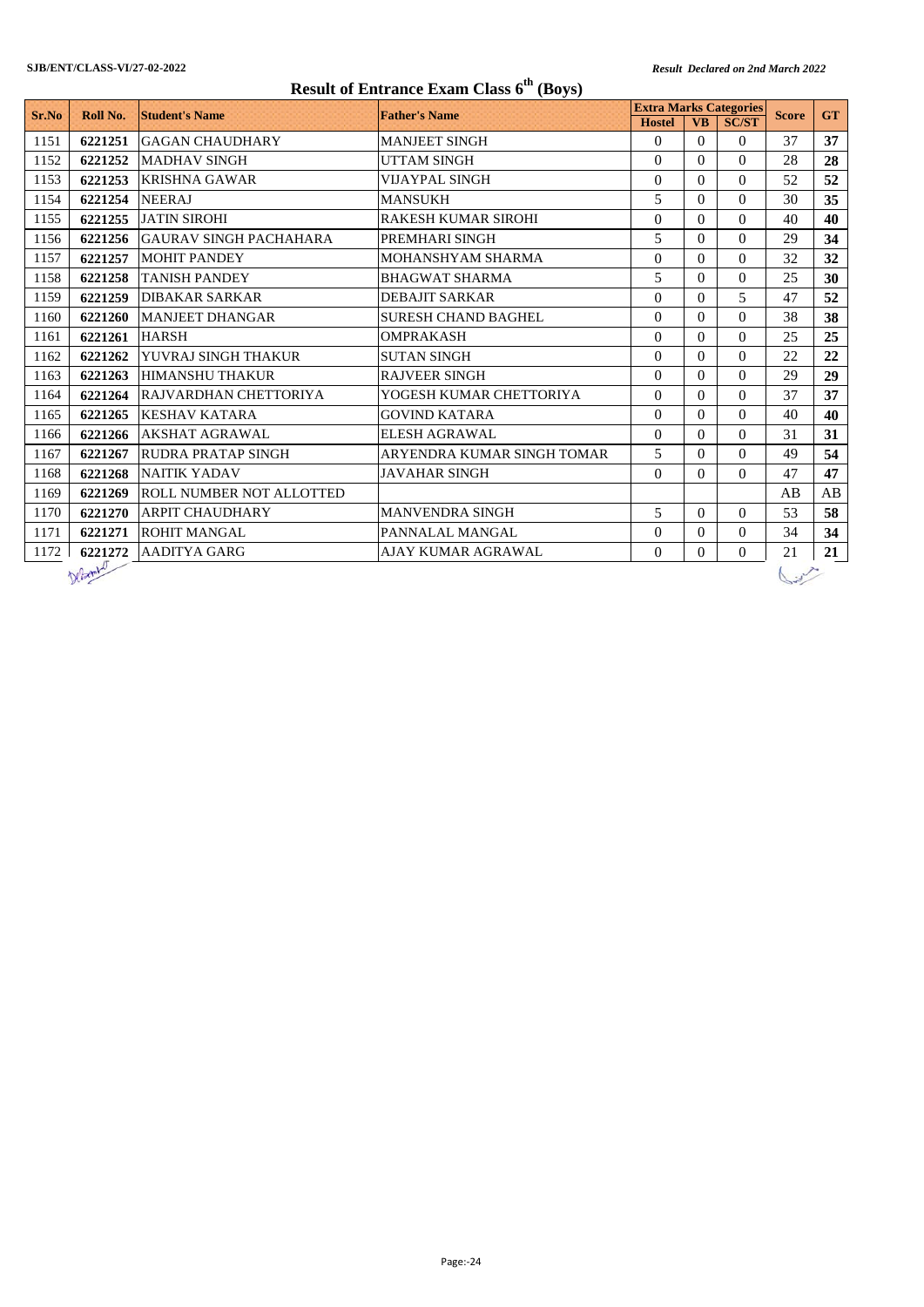SJB/ENT/CLASS-VI/27-02-2022

*Result Declared on 2nd March 2022*

# Result of Entrance Exam Class 6th (Boys)

| Sr.No | Roll No. | Student's Name | Father's Name | Extra Marks Categories | | | Score | GT |
|---|---|---|---|---|---|---|---|---|
| | | | | Hostel | VB | SC/ST | | |
| 1151 | **6221251** | GAGAN CHAUDHARY | MANJEET SINGH | 0 | 0 | 0 | 37 | **37** |
| 1152 | **6221252** | MADHAV SINGH | UTTAM SINGH | 0 | 0 | 0 | 28 | **28** |
| 1153 | **6221253** | KRISHNA GAWAR | VIJAYPAL SINGH | 0 | 0 | 0 | 52 | **52** |
| 1154 | **6221254** | NEERAJ | MANSUKH | 5 | 0 | 0 | 30 | **35** |
| 1155 | **6221255** | JATIN SIROHI | RAKESH KUMAR SIROHI | 0 | 0 | 0 | 40 | **40** |
| 1156 | **6221256** | GAURAV SINGH PACHAHARA | PREMHARI SINGH | 5 | 0 | 0 | 29 | **34** |
| 1157 | **6221257** | MOHIT PANDEY | MOHANSHYAM SHARMA | 0 | 0 | 0 | 32 | **32** |
| 1158 | **6221258** | TANISH PANDEY | BHAGWAT SHARMA | 5 | 0 | 0 | 25 | **30** |
| 1159 | **6221259** | DIBAKAR SARKAR | DEBAJIT SARKAR | 0 | 0 | 5 | 47 | **52** |
| 1160 | **6221260** | MANJEET DHANGAR | SURESH CHAND BAGHEL | 0 | 0 | 0 | 38 | **38** |
| 1161 | **6221261** | HARSH | OMPRAKASH | 0 | 0 | 0 | 25 | **25** |
| 1162 | **6221262** | YUVRAJ SINGH THAKUR | SUTAN SINGH | 0 | 0 | 0 | 22 | **22** |
| 1163 | **6221263** | HIMANSHU THAKUR | RAJVEER SINGH | 0 | 0 | 0 | 29 | **29** |
| 1164 | **6221264** | RAJVARDHAN CHETTORIYA | YOGESH KUMAR CHETTORIYA | 0 | 0 | 0 | 37 | **37** |
| 1165 | **6221265** | KESHAV KATARA | GOVIND KATARA | 0 | 0 | 0 | 40 | **40** |
| 1166 | **6221266** | AKSHAT AGRAWAL | ELESH AGRAWAL | 0 | 0 | 0 | 31 | **31** |
| 1167 | **6221267** | RUDRA PRATAP SINGH | ARYENDRA KUMAR SINGH TOMAR | 5 | 0 | 0 | 49 | **54** |
| 1168 | **6221268** | NAITIK YADAV | JAVAHAR SINGH | 0 | 0 | 0 | 47 | **47** |
| 1169 | **6221269** | ROLL NUMBER NOT ALLOTTED | | | | | AB | AB |
| 1170 | **6221270** | ARPIT CHAUDHARY | MANVENDRA SINGH | 5 | 0 | 0 | 53 | **58** |
| 1171 | **6221271** | ROHIT MANGAL | PANNALAL MANGAL | 0 | 0 | 0 | 34 | **34** |
| 1172 | **6221272** | AADITYA GARG | AJAY KUMAR AGRAWAL | 0 | 0 | 0 | 21 | **21** |